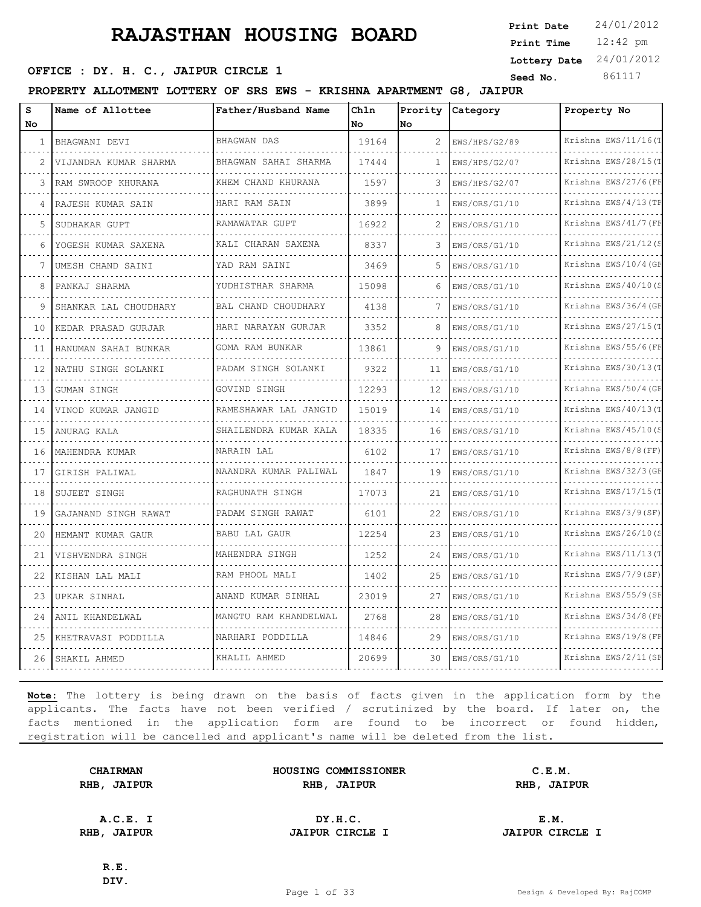# RAJASTHAN HOUSING BOARD

**OFFICE : DY. H. C., JAIPUR CIRCLE 1**

| | |
|---|---|
| **Print Date** | 24/01/2012 |
| **Print Time** | 12:42 pm |
| **Lottery Date** | 24/01/2012 |
| **Seed No.** | 861117 |

**PROPERTY ALLOTMENT LOTTERY OF SRS EWS - KRISHNA APARTMENT G8, JAIPUR**

| S No | Name of Allottee | Father/Husband Name | Chln No | Prority No | Category | Property No |
|---|---|---|---|---|---|---|
| 1 | BHAGWANI DEVI | BHAGWAN DAS | 19164 | 2 | EWS/HPS/G2/89 | Krishna EWS/11/16(T |
| 2 | VIJANDRA KUMAR SHARMA | BHAGWAN SAHAI SHARMA | 17444 | 1 | EWS/HPS/G2/07 | Krishna EWS/28/15(T |
| 3 | RAM SWROOP KHURANA | KHEM CHAND KHURANA | 1597 | 3 | EWS/HPS/G2/07 | Krishna EWS/27/6(FF |
| 4 | RAJESH KUMAR SAIN | HARI RAM SAIN | 3899 | 1 | EWS/ORS/G1/10 | Krishna EWS/4/13(TF |
| 5 | SUDHAKAR GUPT | RAMAWATAR GUPT | 16922 | 2 | EWS/ORS/G1/10 | Krishna EWS/41/7(FF |
| 6 | YOGESH KUMAR SAXENA | KALI CHARAN SAXENA | 8337 | 3 | EWS/ORS/G1/10 | Krishna EWS/21/12(S |
| 7 | UMESH CHAND SAINI | YAD RAM SAINI | 3469 | 5 | EWS/ORS/G1/10 | Krishna EWS/10/4(GF |
| 8 | PANKAJ SHARMA | YUDHISTHAR SHARMA | 15098 | 6 | EWS/ORS/G1/10 | Krishna EWS/40/10(S |
| 9 | SHANKAR LAL CHOUDHARY | BAL CHAND CHOUDHARY | 4138 | 7 | EWS/ORS/G1/10 | Krishna EWS/36/4(GF |
| 10 | KEDAR PRASAD GURJAR | HARI NARAYAN GURJAR | 3352 | 8 | EWS/ORS/G1/10 | Krishna EWS/27/15(T |
| 11 | HANUMAN SAHAI BUNKAR | GOMA RAM BUNKAR | 13861 | 9 | EWS/ORS/G1/10 | Krishna EWS/55/6(FF |
| 12 | NATHU SINGH SOLANKI | PADAM SINGH SOLANKI | 9322 | 11 | EWS/ORS/G1/10 | Krishna EWS/30/13(T |
| 13 | GUMAN SINGH | GOVIND SINGH | 12293 | 12 | EWS/ORS/G1/10 | Krishna EWS/50/4(GF |
| 14 | VINOD KUMAR JANGID | RAMESHAWAR LAL JANGID | 15019 | 14 | EWS/ORS/G1/10 | Krishna EWS/40/13(T |
| 15 | ANURAG KALA | SHAILENDRA KUMAR KALA | 18335 | 16 | EWS/ORS/G1/10 | Krishna EWS/45/10(S |
| 16 | MAHENDRA KUMAR | NARAIN LAL | 6102 | 17 | EWS/ORS/G1/10 | Krishna EWS/8/8(FF) |
| 17 | GIRISH PALIWAL | NAANDRA KUMAR PALIWAL | 1847 | 19 | EWS/ORS/G1/10 | Krishna EWS/32/3(GF |
| 18 | SUJEET SINGH | RAGHUNATH SINGH | 17073 | 21 | EWS/ORS/G1/10 | Krishna EWS/17/15(T |
| 19 | GAJANAND SINGH RAWAT | PADAM SINGH RAWAT | 6101 | 22 | EWS/ORS/G1/10 | Krishna EWS/3/9(SF) |
| 20 | HEMANT KUMAR GAUR | BABU LAL GAUR | 12254 | 23 | EWS/ORS/G1/10 | Krishna EWS/26/10(S |
| 21 | VISHVENDRA SINGH | MAHENDRA SINGH | 1252 | 24 | EWS/ORS/G1/10 | Krishna EWS/11/13(T |
| 22 | KISHAN LAL MALI | RAM PHOOL MALI | 1402 | 25 | EWS/ORS/G1/10 | Krishna EWS/7/9(SF) |
| 23 | UPKAR SINHAL | ANAND KUMAR SINHAL | 23019 | 27 | EWS/ORS/G1/10 | Krishna EWS/55/9(SF |
| 24 | ANIL KHANDELWAL | MANGTU RAM KHANDELWAL | 2768 | 28 | EWS/ORS/G1/10 | Krishna EWS/34/8(FF |
| 25 | KHETRAVASI PODDILLA | NARHARI PODDILLA | 14846 | 29 | EWS/ORS/G1/10 | Krishna EWS/19/8(FF |
| 26 | SHAKIL AHMED | KHALIL AHMED | 20699 | 30 | EWS/ORS/G1/10 | Krishna EWS/2/11(SF |

**Note:** The lottery is being drawn on the basis of facts given in the application form by the applicants. The facts have not been verified / scrutinized by the board. If later on, the facts mentioned in the application form are found to be incorrect or found hidden, registration will be cancelled and applicant's name will be deleted from the list.

| | | |
|---|---|---|
| **CHAIRMAN** **RHB, JAIPUR** | **HOUSING COMMISSIONER** **RHB, JAIPUR** | **C.E.M.** **RHB, JAIPUR** |
| **A.C.E. I** **RHB, JAIPUR** | **DY.H.C.** **JAIPUR CIRCLE I** | **E.M.** **JAIPUR CIRCLE I** |
| **R.E.** **DIV.** | | |

Design & Developed By: RajCOMP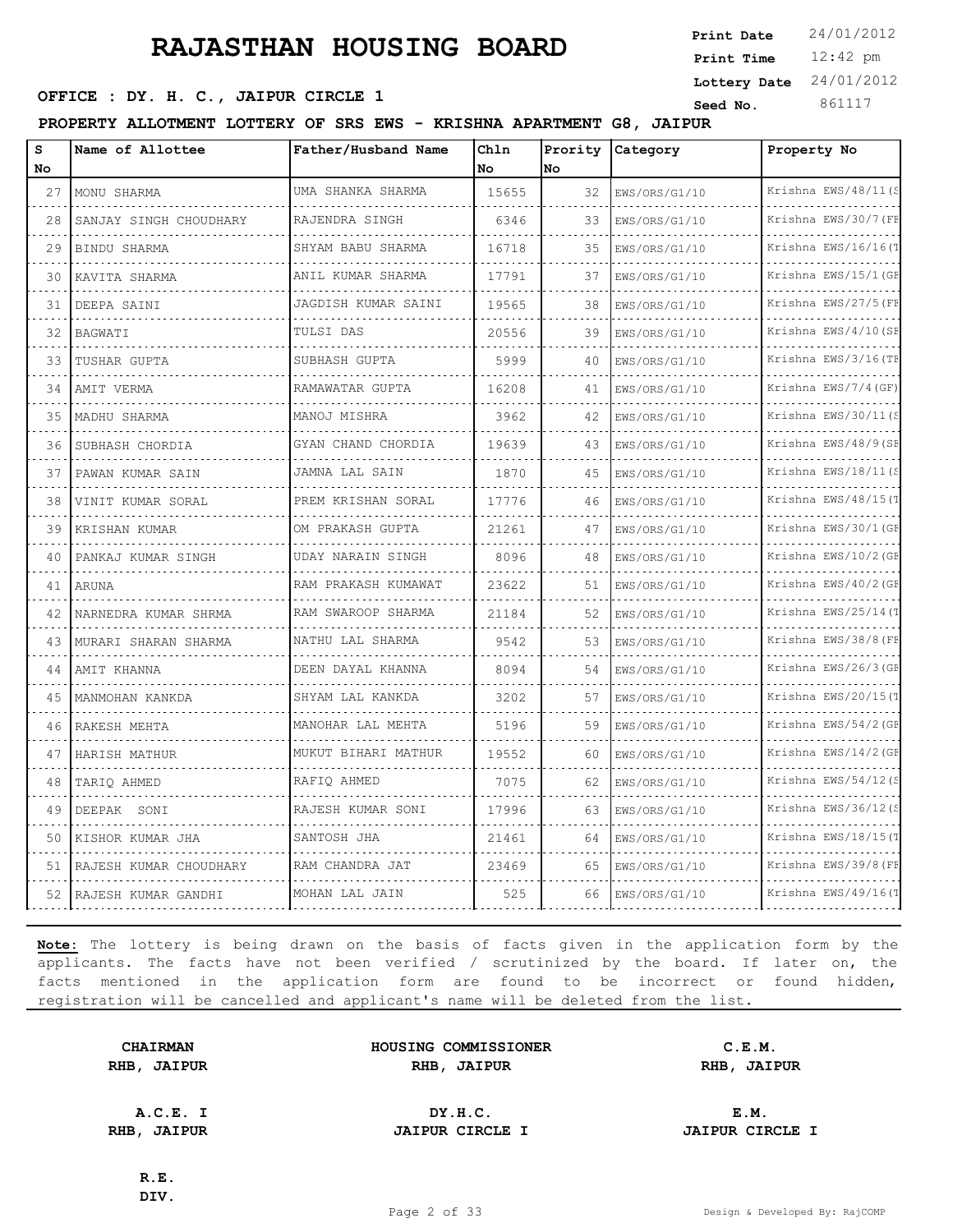# RAJASTHAN HOUSING BOARD

**Print Date** 24/01/2012
**Print Time** 12:42 pm
**Lottery Date** 24/01/2012
**Seed No.** 861117

**OFFICE : DY. H. C., JAIPUR CIRCLE 1**

**PROPERTY ALLOTMENT LOTTERY OF SRS EWS - KRISHNA APARTMENT G8, JAIPUR**

| S No | Name of Allottee | Father/Husband Name | Chln No | Prority No | Category | Property No |
|---|---|---|---|---|---|---|
| 27 | MONU SHARMA | UMA SHANKA SHARMA | 15655 | 32 | EWS/ORS/G1/10 | Krishna EWS/48/11(S |
| 28 | SANJAY SINGH CHOUDHARY | RAJENDRA SINGH | 6346 | 33 | EWS/ORS/G1/10 | Krishna EWS/30/7(FF |
| 29 | BINDU SHARMA | SHYAM BABU SHARMA | 16718 | 35 | EWS/ORS/G1/10 | Krishna EWS/16/16(T |
| 30 | KAVITA SHARMA | ANIL KUMAR SHARMA | 17791 | 37 | EWS/ORS/G1/10 | Krishna EWS/15/1(GF |
| 31 | DEEPA SAINI | JAGDISH KUMAR SAINI | 19565 | 38 | EWS/ORS/G1/10 | Krishna EWS/27/5(FF |
| 32 | BAGWATI | TULSI DAS | 20556 | 39 | EWS/ORS/G1/10 | Krishna EWS/4/10(SF |
| 33 | TUSHAR GUPTA | SUBHASH GUPTA | 5999 | 40 | EWS/ORS/G1/10 | Krishna EWS/3/16(TF |
| 34 | AMIT VERMA | RAMAWATAR GUPTA | 16208 | 41 | EWS/ORS/G1/10 | Krishna EWS/7/4(GF) |
| 35 | MADHU SHARMA | MANOJ MISHRA | 3962 | 42 | EWS/ORS/G1/10 | Krishna EWS/30/11(S |
| 36 | SUBHASH CHORDIA | GYAN CHAND CHORDIA | 19639 | 43 | EWS/ORS/G1/10 | Krishna EWS/48/9(SF |
| 37 | PAWAN KUMAR SAIN | JAMNA LAL SAIN | 1870 | 45 | EWS/ORS/G1/10 | Krishna EWS/18/11(S |
| 38 | VINIT KUMAR SORAL | PREM KRISHAN SORAL | 17776 | 46 | EWS/ORS/G1/10 | Krishna EWS/48/15(T |
| 39 | KRISHAN KUMAR | OM PRAKASH GUPTA | 21261 | 47 | EWS/ORS/G1/10 | Krishna EWS/30/1(GF |
| 40 | PANKAJ KUMAR SINGH | UDAY NARAIN SINGH | 8096 | 48 | EWS/ORS/G1/10 | Krishna EWS/10/2(GF |
| 41 | ARUNA | RAM PRAKASH KUMAWAT | 23622 | 51 | EWS/ORS/G1/10 | Krishna EWS/40/2(GF |
| 42 | NARNEDRA KUMAR SHRMA | RAM SWAROOP SHARMA | 21184 | 52 | EWS/ORS/G1/10 | Krishna EWS/25/14(T |
| 43 | MURARI SHARAN SHARMA | NATHU LAL SHARMA | 9542 | 53 | EWS/ORS/G1/10 | Krishna EWS/38/8(FF |
| 44 | AMIT KHANNA | DEEN DAYAL KHANNA | 8094 | 54 | EWS/ORS/G1/10 | Krishna EWS/26/3(GF |
| 45 | MANMOHAN KANKDA | SHYAM LAL KANKDA | 3202 | 57 | EWS/ORS/G1/10 | Krishna EWS/20/15(T |
| 46 | RAKESH MEHTA | MANOHAR LAL MEHTA | 5196 | 59 | EWS/ORS/G1/10 | Krishna EWS/54/2(GF |
| 47 | HARISH MATHUR | MUKUT BIHARI MATHUR | 19552 | 60 | EWS/ORS/G1/10 | Krishna EWS/14/2(GF |
| 48 | TARIQ AHMED | RAFIQ AHMED | 7075 | 62 | EWS/ORS/G1/10 | Krishna EWS/54/12(S |
| 49 | DEEPAK SONI | RAJESH KUMAR SONI | 17996 | 63 | EWS/ORS/G1/10 | Krishna EWS/36/12(S |
| 50 | KISHOR KUMAR JHA | SANTOSH JHA | 21461 | 64 | EWS/ORS/G1/10 | Krishna EWS/18/15(T |
| 51 | RAJESH KUMAR CHOUDHARY | RAM CHANDRA JAT | 23469 | 65 | EWS/ORS/G1/10 | Krishna EWS/39/8(FF |
| 52 | RAJESH KUMAR GANDHI | MOHAN LAL JAIN | 525 | 66 | EWS/ORS/G1/10 | Krishna EWS/49/16(T |

**Note:** The lottery is being drawn on the basis of facts given in the application form by the applicants. The facts have not been verified / scrutinized by the board. If later on, the facts mentioned in the application form are found to be incorrect or found hidden, registration will be cancelled and applicant's name will be deleted from the list.

| | | |
|---|---|---|
| **CHAIRMAN** RHB, JAIPUR | **HOUSING COMMISSIONER** RHB, JAIPUR | **C.E.M.** RHB, JAIPUR |
| **A.C.E. I** RHB, JAIPUR | **DY.H.C.** JAIPUR CIRCLE I | **E.M.** JAIPUR CIRCLE I |
| **R.E.** DIV. | | |

Design & Developed By: RajCOMP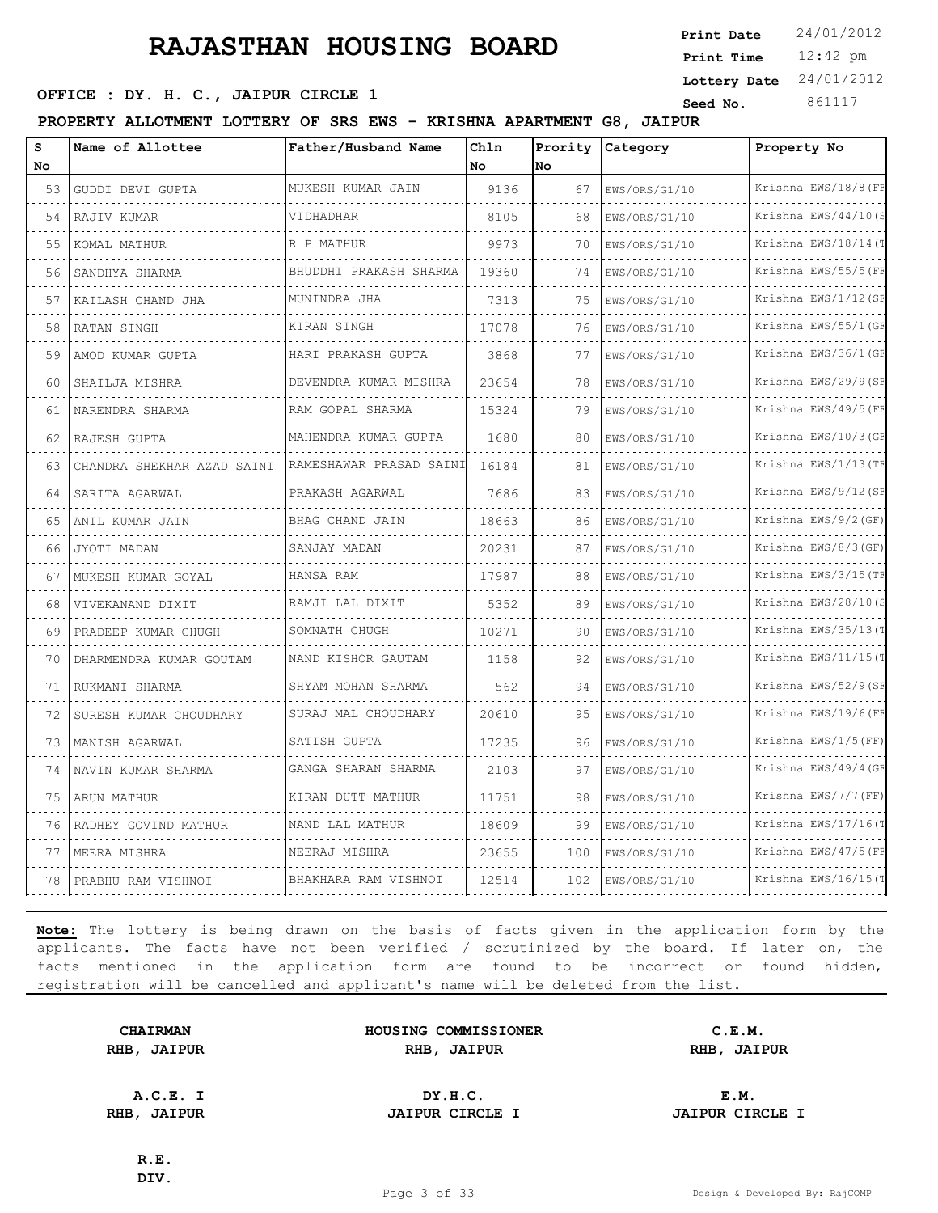# RAJASTHAN HOUSING BOARD

**Print Date** 24/01/2012
**Print Time** 12:42 pm
**Lottery Date** 24/01/2012
**Seed No.** 861117

**OFFICE : DY. H. C., JAIPUR CIRCLE 1**

**PROPERTY ALLOTMENT LOTTERY OF SRS EWS - KRISHNA APARTMENT G8, JAIPUR**

| S No | Name of Allottee | Father/Husband Name | Chln No | Prority No | Category | Property No |
|---|---|---|---|---|---|---|
| 53 | GUDDI DEVI GUPTA | MUKESH KUMAR JAIN | 9136 | 67 | EWS/ORS/G1/10 | Krishna EWS/18/8(FF |
| 54 | RAJIV KUMAR | VIDHADHAR | 8105 | 68 | EWS/ORS/G1/10 | Krishna EWS/44/10(S |
| 55 | KOMAL MATHUR | R P MATHUR | 9973 | 70 | EWS/ORS/G1/10 | Krishna EWS/18/14(T |
| 56 | SANDHYA SHARMA | BHUDDHI PRAKASH SHARMA | 19360 | 74 | EWS/ORS/G1/10 | Krishna EWS/55/5(FF |
| 57 | KAILASH CHAND JHA | MUNINDRA JHA | 7313 | 75 | EWS/ORS/G1/10 | Krishna EWS/1/12(SF |
| 58 | RATAN SINGH | KIRAN SINGH | 17078 | 76 | EWS/ORS/G1/10 | Krishna EWS/55/1(GF |
| 59 | AMOD KUMAR GUPTA | HARI PRAKASH GUPTA | 3868 | 77 | EWS/ORS/G1/10 | Krishna EWS/36/1(GF |
| 60 | SHAILJA MISHRA | DEVENDRA KUMAR MISHRA | 23654 | 78 | EWS/ORS/G1/10 | Krishna EWS/29/9(SF |
| 61 | NARENDRA SHARMA | RAM GOPAL SHARMA | 15324 | 79 | EWS/ORS/G1/10 | Krishna EWS/49/5(FF |
| 62 | RAJESH GUPTA | MAHENDRA KUMAR GUPTA | 1680 | 80 | EWS/ORS/G1/10 | Krishna EWS/10/3(GF |
| 63 | CHANDRA SHEKHAR AZAD SAINI | RAMESHAWAR PRASAD SAINI | 16184 | 81 | EWS/ORS/G1/10 | Krishna EWS/1/13(TF |
| 64 | SARITA AGARWAL | PRAKASH AGARWAL | 7686 | 83 | EWS/ORS/G1/10 | Krishna EWS/9/12(SF |
| 65 | ANIL KUMAR JAIN | BHAG CHAND JAIN | 18663 | 86 | EWS/ORS/G1/10 | Krishna EWS/9/2(GF) |
| 66 | JYOTI MADAN | SANJAY MADAN | 20231 | 87 | EWS/ORS/G1/10 | Krishna EWS/8/3(GF) |
| 67 | MUKESH KUMAR GOYAL | HANSA RAM | 17987 | 88 | EWS/ORS/G1/10 | Krishna EWS/3/15(TF |
| 68 | VIVEKANAND DIXIT | RAMJI LAL DIXIT | 5352 | 89 | EWS/ORS/G1/10 | Krishna EWS/28/10(S |
| 69 | PRADEEP KUMAR CHUGH | SOMNATH CHUGH | 10271 | 90 | EWS/ORS/G1/10 | Krishna EWS/35/13(T |
| 70 | DHARMENDRA KUMAR GOUTAM | NAND KISHOR GAUTAM | 1158 | 92 | EWS/ORS/G1/10 | Krishna EWS/11/15(T |
| 71 | RUKMANI SHARMA | SHYAM MOHAN SHARMA | 562 | 94 | EWS/ORS/G1/10 | Krishna EWS/52/9(SF |
| 72 | SURESH KUMAR CHOUDHARY | SURAJ MAL CHOUDHARY | 20610 | 95 | EWS/ORS/G1/10 | Krishna EWS/19/6(FF |
| 73 | MANISH AGARWAL | SATISH GUPTA | 17235 | 96 | EWS/ORS/G1/10 | Krishna EWS/1/5(FF) |
| 74 | NAVIN KUMAR SHARMA | GANGA SHARAN SHARMA | 2103 | 97 | EWS/ORS/G1/10 | Krishna EWS/49/4(GF |
| 75 | ARUN MATHUR | KIRAN DUTT MATHUR | 11751 | 98 | EWS/ORS/G1/10 | Krishna EWS/7/7(FF) |
| 76 | RADHEY GOVIND MATHUR | NAND LAL MATHUR | 18609 | 99 | EWS/ORS/G1/10 | Krishna EWS/17/16(T |
| 77 | MEERA MISHRA | NEERAJ MISHRA | 23655 | 100 | EWS/ORS/G1/10 | Krishna EWS/47/5(FF |
| 78 | PRABHU RAM VISHNOI | BHAKHARA RAM VISHNOI | 12514 | 102 | EWS/ORS/G1/10 | Krishna EWS/16/15(T |

**Note:** The lottery is being drawn on the basis of facts given in the application form by the applicants. The facts have not been verified / scrutinized by the board. If later on, the facts mentioned in the application form are found to be incorrect or found hidden, registration will be cancelled and applicant's name will be deleted from the list.

| | | |
|---|---|---|
| **CHAIRMAN** RHB, JAIPUR | **HOUSING COMMISSIONER** RHB, JAIPUR | **C.E.M.** RHB, JAIPUR |
| **A.C.E. I** RHB, JAIPUR | **DY.H.C.** JAIPUR CIRCLE I | **E.M.** JAIPUR CIRCLE I |
| **R.E.** DIV. | | |

Design & Developed By: RajCOMP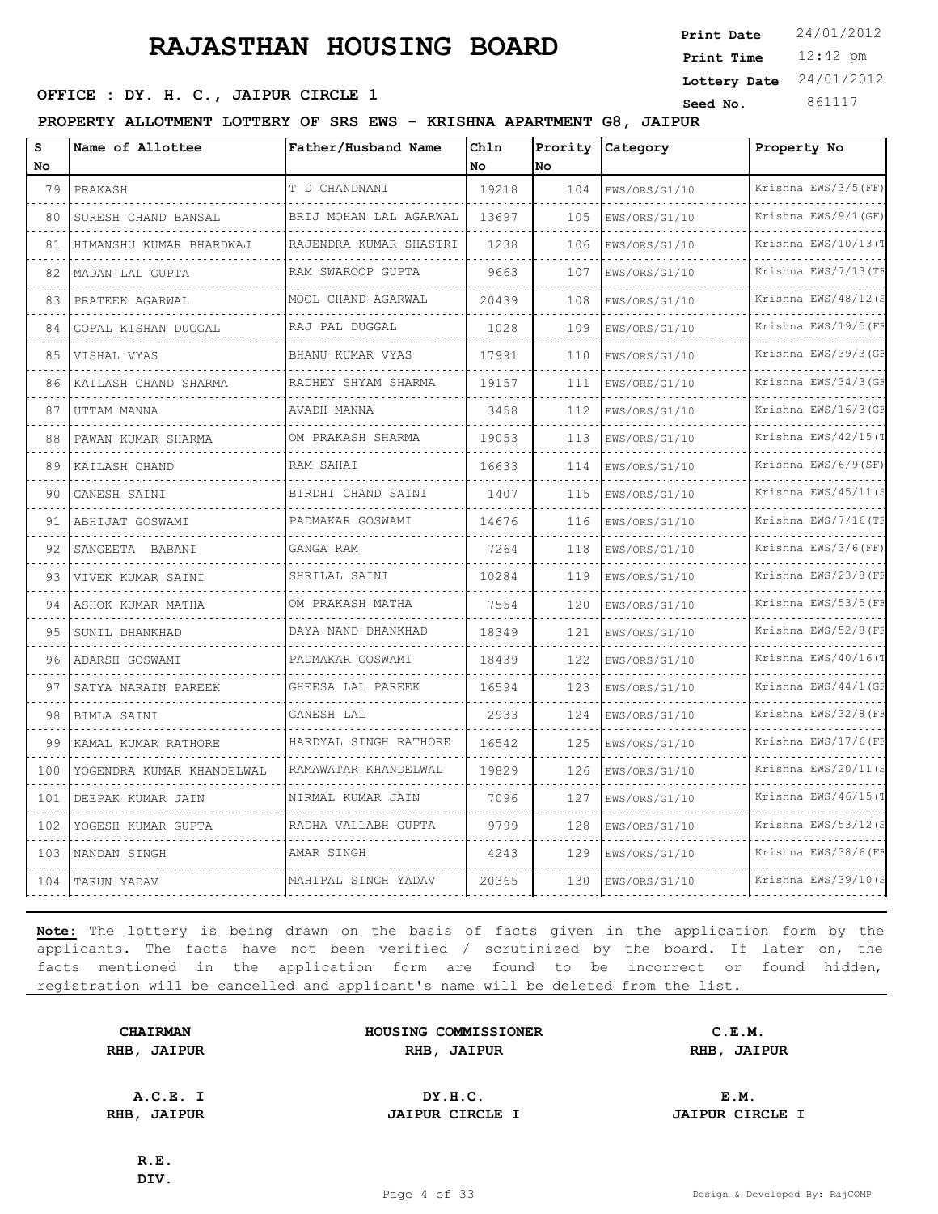# RAJASTHAN HOUSING BOARD

**Print Date** 24/01/2012
**Print Time** 12:42 pm
**Lottery Date** 24/01/2012
**Seed No.** 861117

**OFFICE : DY. H. C., JAIPUR CIRCLE 1**

**PROPERTY ALLOTMENT LOTTERY OF SRS EWS - KRISHNA APARTMENT G8, JAIPUR**

| S No | Name of Allottee | Father/Husband Name | Chln No | Prority No | Category | Property No |
|---|---|---|---|---|---|---|
| 79 | PRAKASH | T D CHANDNANI | 19218 | 104 | EWS/ORS/G1/10 | Krishna EWS/3/5(FF) |
| 80 | SURESH CHAND BANSAL | BRIJ MOHAN LAL AGARWAL | 13697 | 105 | EWS/ORS/G1/10 | Krishna EWS/9/1(GF) |
| 81 | HIMANSHU KUMAR BHARDWAJ | RAJENDRA KUMAR SHASTRI | 1238 | 106 | EWS/ORS/G1/10 | Krishna EWS/10/13(T |
| 82 | MADAN LAL GUPTA | RAM SWAROOP GUPTA | 9663 | 107 | EWS/ORS/G1/10 | Krishna EWS/7/13(TF |
| 83 | PRATEEK AGARWAL | MOOL CHAND AGARWAL | 20439 | 108 | EWS/ORS/G1/10 | Krishna EWS/48/12(S |
| 84 | GOPAL KISHAN DUGGAL | RAJ PAL DUGGAL | 1028 | 109 | EWS/ORS/G1/10 | Krishna EWS/19/5(FF |
| 85 | VISHAL VYAS | BHANU KUMAR VYAS | 17991 | 110 | EWS/ORS/G1/10 | Krishna EWS/39/3(GF |
| 86 | KAILASH CHAND SHARMA | RADHEY SHYAM SHARMA | 19157 | 111 | EWS/ORS/G1/10 | Krishna EWS/34/3(GF |
| 87 | UTTAM MANNA | AVADH MANNA | 3458 | 112 | EWS/ORS/G1/10 | Krishna EWS/16/3(GF |
| 88 | PAWAN KUMAR SHARMA | OM PRAKASH SHARMA | 19053 | 113 | EWS/ORS/G1/10 | Krishna EWS/42/15(T |
| 89 | KAILASH CHAND | RAM SAHAI | 16633 | 114 | EWS/ORS/G1/10 | Krishna EWS/6/9(SF) |
| 90 | GANESH SAINI | BIRDHI CHAND SAINI | 1407 | 115 | EWS/ORS/G1/10 | Krishna EWS/45/11(S |
| 91 | ABHIJAT GOSWAMI | PADMAKAR GOSWAMI | 14676 | 116 | EWS/ORS/G1/10 | Krishna EWS/7/16(TF |
| 92 | SANGEETA BABANI | GANGA RAM | 7264 | 118 | EWS/ORS/G1/10 | Krishna EWS/3/6(FF) |
| 93 | VIVEK KUMAR SAINI | SHRILAL SAINI | 10284 | 119 | EWS/ORS/G1/10 | Krishna EWS/23/8(FF |
| 94 | ASHOK KUMAR MATHA | OM PRAKASH MATHA | 7554 | 120 | EWS/ORS/G1/10 | Krishna EWS/53/5(FF |
| 95 | SUNIL DHANKHAD | DAYA NAND DHANKHAD | 18349 | 121 | EWS/ORS/G1/10 | Krishna EWS/52/8(FF |
| 96 | ADARSH GOSWAMI | PADMAKAR GOSWAMI | 18439 | 122 | EWS/ORS/G1/10 | Krishna EWS/40/16(T |
| 97 | SATYA NARAIN PAREEK | GHEESA LAL PAREEK | 16594 | 123 | EWS/ORS/G1/10 | Krishna EWS/44/1(GF |
| 98 | BIMLA SAINI | GANESH LAL | 2933 | 124 | EWS/ORS/G1/10 | Krishna EWS/32/8(FF |
| 99 | KAMAL KUMAR RATHORE | HARDYAL SINGH RATHORE | 16542 | 125 | EWS/ORS/G1/10 | Krishna EWS/17/6(FF |
| 100 | YOGENDRA KUMAR KHANDELWAL | RAMAWATAR KHANDELWAL | 19829 | 126 | EWS/ORS/G1/10 | Krishna EWS/20/11(S |
| 101 | DEEPAK KUMAR JAIN | NIRMAL KUMAR JAIN | 7096 | 127 | EWS/ORS/G1/10 | Krishna EWS/46/15(T |
| 102 | YOGESH KUMAR GUPTA | RADHA VALLABH GUPTA | 9799 | 128 | EWS/ORS/G1/10 | Krishna EWS/53/12(S |
| 103 | NANDAN SINGH | AMAR SINGH | 4243 | 129 | EWS/ORS/G1/10 | Krishna EWS/38/6(FF |
| 104 | TARUN YADAV | MAHIPAL SINGH YADAV | 20365 | 130 | EWS/ORS/G1/10 | Krishna EWS/39/10(S |

**Note:** The lottery is being drawn on the basis of facts given in the application form by the applicants. The facts have not been verified / scrutinized by the board. If later on, the facts mentioned in the application form are found to be incorrect or found hidden, registration will be cancelled and applicant's name will be deleted from the list.

| | | |
|---|---|---|
| **CHAIRMAN**<br>**RHB, JAIPUR** | **HOUSING COMMISSIONER**<br>**RHB, JAIPUR** | **C.E.M.**<br>**RHB, JAIPUR** |
| **A.C.E. I**<br>**RHB, JAIPUR** | **DY.H.C.**<br>**JAIPUR CIRCLE I** | **E.M.**<br>**JAIPUR CIRCLE I** |
| **R.E.**<br>**DIV.** | | |

Design & Developed By: RajCOMP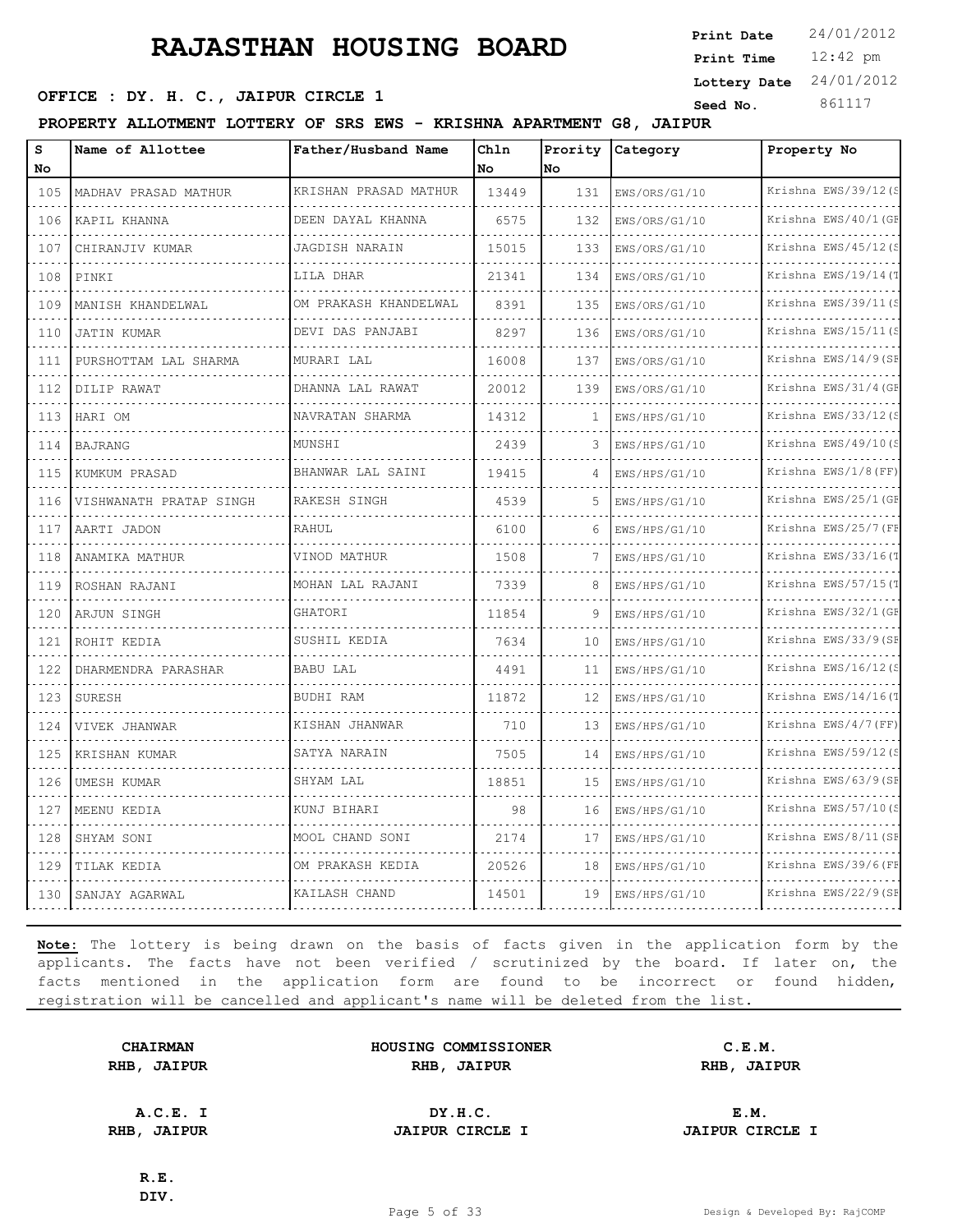# RAJASTHAN HOUSING BOARD

**Print Date** 24/01/2012
**Print Time** 12:42 pm
**Lottery Date** 24/01/2012
**Seed No.** 861117

**OFFICE : DY. H. C., JAIPUR CIRCLE 1**

**PROPERTY ALLOTMENT LOTTERY OF SRS EWS - KRISHNA APARTMENT G8, JAIPUR**

| S No | Name of Allottee | Father/Husband Name | Chln No | Prority No | Category | Property No |
|---|---|---|---|---|---|---|
| 105 | MADHAV PRASAD MATHUR | KRISHAN PRASAD MATHUR | 13449 | 131 | EWS/ORS/G1/10 | Krishna EWS/39/12(S |
| 106 | KAPIL KHANNA | DEEN DAYAL KHANNA | 6575 | 132 | EWS/ORS/G1/10 | Krishna EWS/40/1(GF |
| 107 | CHIRANJIV KUMAR | JAGDISH NARAIN | 15015 | 133 | EWS/ORS/G1/10 | Krishna EWS/45/12(S |
| 108 | PINKI | LILA DHAR | 21341 | 134 | EWS/ORS/G1/10 | Krishna EWS/19/14(T |
| 109 | MANISH KHANDELWAL | OM PRAKASH KHANDELWAL | 8391 | 135 | EWS/ORS/G1/10 | Krishna EWS/39/11(S |
| 110 | JATIN KUMAR | DEVI DAS PANJABI | 8297 | 136 | EWS/ORS/G1/10 | Krishna EWS/15/11(S |
| 111 | PURSHOTTAM LAL SHARMA | MURARI LAL | 16008 | 137 | EWS/ORS/G1/10 | Krishna EWS/14/9(SF |
| 112 | DILIP RAWAT | DHANNA LAL RAWAT | 20012 | 139 | EWS/ORS/G1/10 | Krishna EWS/31/4(GF |
| 113 | HARI OM | NAVRATAN SHARMA | 14312 | 1 | EWS/HPS/G1/10 | Krishna EWS/33/12(S |
| 114 | BAJRANG | MUNSHI | 2439 | 3 | EWS/HPS/G1/10 | Krishna EWS/49/10(S |
| 115 | KUMKUM PRASAD | BHANWAR LAL SAINI | 19415 | 4 | EWS/HPS/G1/10 | Krishna EWS/1/8(FF) |
| 116 | VISHWANATH PRATAP SINGH | RAKESH SINGH | 4539 | 5 | EWS/HPS/G1/10 | Krishna EWS/25/1(GF |
| 117 | AARTI JADON | RAHUL | 6100 | 6 | EWS/HPS/G1/10 | Krishna EWS/25/7(FF |
| 118 | ANAMIKA MATHUR | VINOD MATHUR | 1508 | 7 | EWS/HPS/G1/10 | Krishna EWS/33/16(T |
| 119 | ROSHAN RAJANI | MOHAN LAL RAJANI | 7339 | 8 | EWS/HPS/G1/10 | Krishna EWS/57/15(T |
| 120 | ARJUN SINGH | GHATORI | 11854 | 9 | EWS/HPS/G1/10 | Krishna EWS/32/1(GF |
| 121 | ROHIT KEDIA | SUSHIL KEDIA | 7634 | 10 | EWS/HPS/G1/10 | Krishna EWS/33/9(SF |
| 122 | DHARMENDRA PARASHAR | BABU LAL | 4491 | 11 | EWS/HPS/G1/10 | Krishna EWS/16/12(S |
| 123 | SURESH | BUDHI RAM | 11872 | 12 | EWS/HPS/G1/10 | Krishna EWS/14/16(T |
| 124 | VIVEK JHANWAR | KISHAN JHANWAR | 710 | 13 | EWS/HPS/G1/10 | Krishna EWS/4/7(FF) |
| 125 | KRISHAN KUMAR | SATYA NARAIN | 7505 | 14 | EWS/HPS/G1/10 | Krishna EWS/59/12(S |
| 126 | UMESH KUMAR | SHYAM LAL | 18851 | 15 | EWS/HPS/G1/10 | Krishna EWS/63/9(SF |
| 127 | MEENU KEDIA | KUNJ BIHARI | 98 | 16 | EWS/HPS/G1/10 | Krishna EWS/57/10(S |
| 128 | SHYAM SONI | MOOL CHAND SONI | 2174 | 17 | EWS/HPS/G1/10 | Krishna EWS/8/11(SF |
| 129 | TILAK KEDIA | OM PRAKASH KEDIA | 20526 | 18 | EWS/HPS/G1/10 | Krishna EWS/39/6(FF |
| 130 | SANJAY AGARWAL | KAILASH CHAND | 14501 | 19 | EWS/HPS/G1/10 | Krishna EWS/22/9(SF |

**Note:** The lottery is being drawn on the basis of facts given in the application form by the applicants. The facts have not been verified / scrutinized by the board. If later on, the facts mentioned in the application form are found to be incorrect or found hidden, registration will be cancelled and applicant's name will be deleted from the list.

| **CHAIRMAN RHB, JAIPUR** | **HOUSING COMMISSIONER RHB, JAIPUR** | **C.E.M. RHB, JAIPUR** |
|---|---|---|
| **A.C.E. I RHB, JAIPUR** | **DY.H.C. JAIPUR CIRCLE I** | **E.M. JAIPUR CIRCLE I** |
| **R.E. DIV.** | | |

Design & Developed By: RajCOMP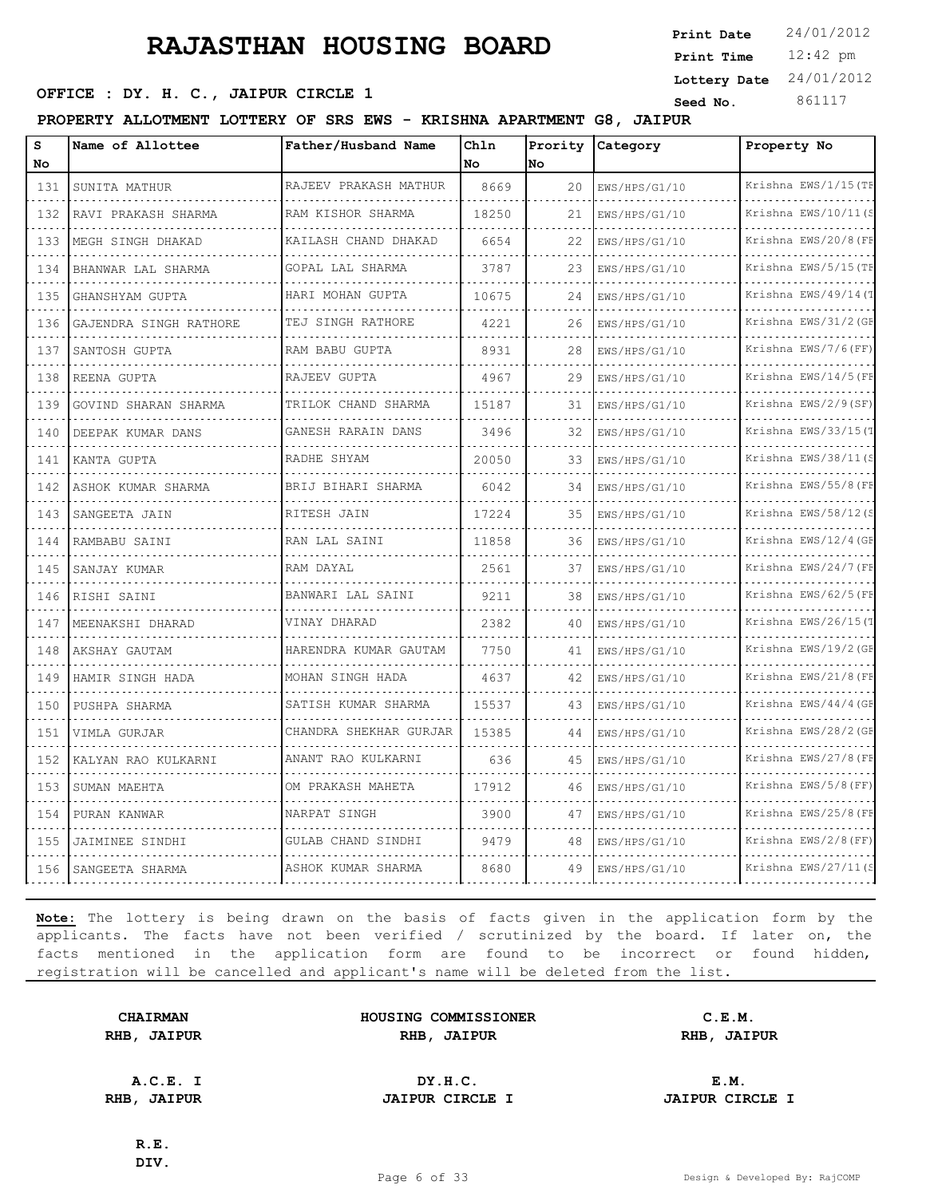# RAJASTHAN HOUSING BOARD

**OFFICE : DY. H. C., JAIPUR CIRCLE 1**

Print Date 24/01/2012
Print Time 12:42 pm
Lottery Date 24/01/2012
Seed No. 861117

**PROPERTY ALLOTMENT LOTTERY OF SRS EWS - KRISHNA APARTMENT G8, JAIPUR**

| S No | Name of Allottee | Father/Husband Name | Chln No | Prority No | Category | Property No |
|---|---|---|---|---|---|---|
| 131 | SUNITA MATHUR | RAJEEV PRAKASH MATHUR | 8669 | 20 | EWS/HPS/G1/10 | Krishna EWS/1/15(TF |
| 132 | RAVI PRAKASH SHARMA | RAM KISHOR SHARMA | 18250 | 21 | EWS/HPS/G1/10 | Krishna EWS/10/11(S |
| 133 | MEGH SINGH DHAKAD | KAILASH CHAND DHAKAD | 6654 | 22 | EWS/HPS/G1/10 | Krishna EWS/20/8(FF |
| 134 | BHANWAR LAL SHARMA | GOPAL LAL SHARMA | 3787 | 23 | EWS/HPS/G1/10 | Krishna EWS/5/15(TF |
| 135 | GHANSHYAM GUPTA | HARI MOHAN GUPTA | 10675 | 24 | EWS/HPS/G1/10 | Krishna EWS/49/14(T |
| 136 | GAJENDRA SINGH RATHORE | TEJ SINGH RATHORE | 4221 | 26 | EWS/HPS/G1/10 | Krishna EWS/31/2(GF |
| 137 | SANTOSH GUPTA | RAM BABU GUPTA | 8931 | 28 | EWS/HPS/G1/10 | Krishna EWS/7/6(FF) |
| 138 | REENA GUPTA | RAJEEV GUPTA | 4967 | 29 | EWS/HPS/G1/10 | Krishna EWS/14/5(FF |
| 139 | GOVIND SHARAN SHARMA | TRILOK CHAND SHARMA | 15187 | 31 | EWS/HPS/G1/10 | Krishna EWS/2/9(SF) |
| 140 | DEEPAK KUMAR DANS | GANESH RARAIN DANS | 3496 | 32 | EWS/HPS/G1/10 | Krishna EWS/33/15(T |
| 141 | KANTA GUPTA | RADHE SHYAM | 20050 | 33 | EWS/HPS/G1/10 | Krishna EWS/38/11(S |
| 142 | ASHOK KUMAR SHARMA | BRIJ BIHARI SHARMA | 6042 | 34 | EWS/HPS/G1/10 | Krishna EWS/55/8(FF |
| 143 | SANGEETA JAIN | RITESH JAIN | 17224 | 35 | EWS/HPS/G1/10 | Krishna EWS/58/12(S |
| 144 | RAMBABU SAINI | RAN LAL SAINI | 11858 | 36 | EWS/HPS/G1/10 | Krishna EWS/12/4(GF |
| 145 | SANJAY KUMAR | RAM DAYAL | 2561 | 37 | EWS/HPS/G1/10 | Krishna EWS/24/7(FF |
| 146 | RISHI SAINI | BANWARI LAL SAINI | 9211 | 38 | EWS/HPS/G1/10 | Krishna EWS/62/5(FF |
| 147 | MEENAKSHI DHARAD | VINAY DHARAD | 2382 | 40 | EWS/HPS/G1/10 | Krishna EWS/26/15(T |
| 148 | AKSHAY GAUTAM | HARENDRA KUMAR GAUTAM | 7750 | 41 | EWS/HPS/G1/10 | Krishna EWS/19/2(GF |
| 149 | HAMIR SINGH HADA | MOHAN SINGH HADA | 4637 | 42 | EWS/HPS/G1/10 | Krishna EWS/21/8(FF |
| 150 | PUSHPA SHARMA | SATISH KUMAR SHARMA | 15537 | 43 | EWS/HPS/G1/10 | Krishna EWS/44/4(GF |
| 151 | VIMLA GURJAR | CHANDRA SHEKHAR GURJAR | 15385 | 44 | EWS/HPS/G1/10 | Krishna EWS/28/2(GF |
| 152 | KALYAN RAO KULKARNI | ANANT RAO KULKARNI | 636 | 45 | EWS/HPS/G1/10 | Krishna EWS/27/8(FF |
| 153 | SUMAN MAEHTA | OM PRAKASH MAHETA | 17912 | 46 | EWS/HPS/G1/10 | Krishna EWS/5/8(FF) |
| 154 | PURAN KANWAR | NARPAT SINGH | 3900 | 47 | EWS/HPS/G1/10 | Krishna EWS/25/8(FF |
| 155 | JAIMINEE SINDHI | GULAB CHAND SINDHI | 9479 | 48 | EWS/HPS/G1/10 | Krishna EWS/2/8(FF) |
| 156 | SANGEETA SHARMA | ASHOK KUMAR SHARMA | 8680 | 49 | EWS/HPS/G1/10 | Krishna EWS/27/11(S |

**Note:** The lottery is being drawn on the basis of facts given in the application form by the applicants. The facts have not been verified / scrutinized by the board. If later on, the facts mentioned in the application form are found to be incorrect or found hidden, registration will be cancelled and applicant's name will be deleted from the list.

| **CHAIRMAN** | **HOUSING COMMISSIONER** | **C.E.M.** |
|---|---|---|
| **RHB, JAIPUR** | **RHB, JAIPUR** | **RHB, JAIPUR** |
| **A.C.E. I** | **DY.H.C.** | **E.M.** |
| **RHB, JAIPUR** | **JAIPUR CIRCLE I** | **JAIPUR CIRCLE I** |

**R.E.**
**DIV.**

Design & Developed By: RajCOMP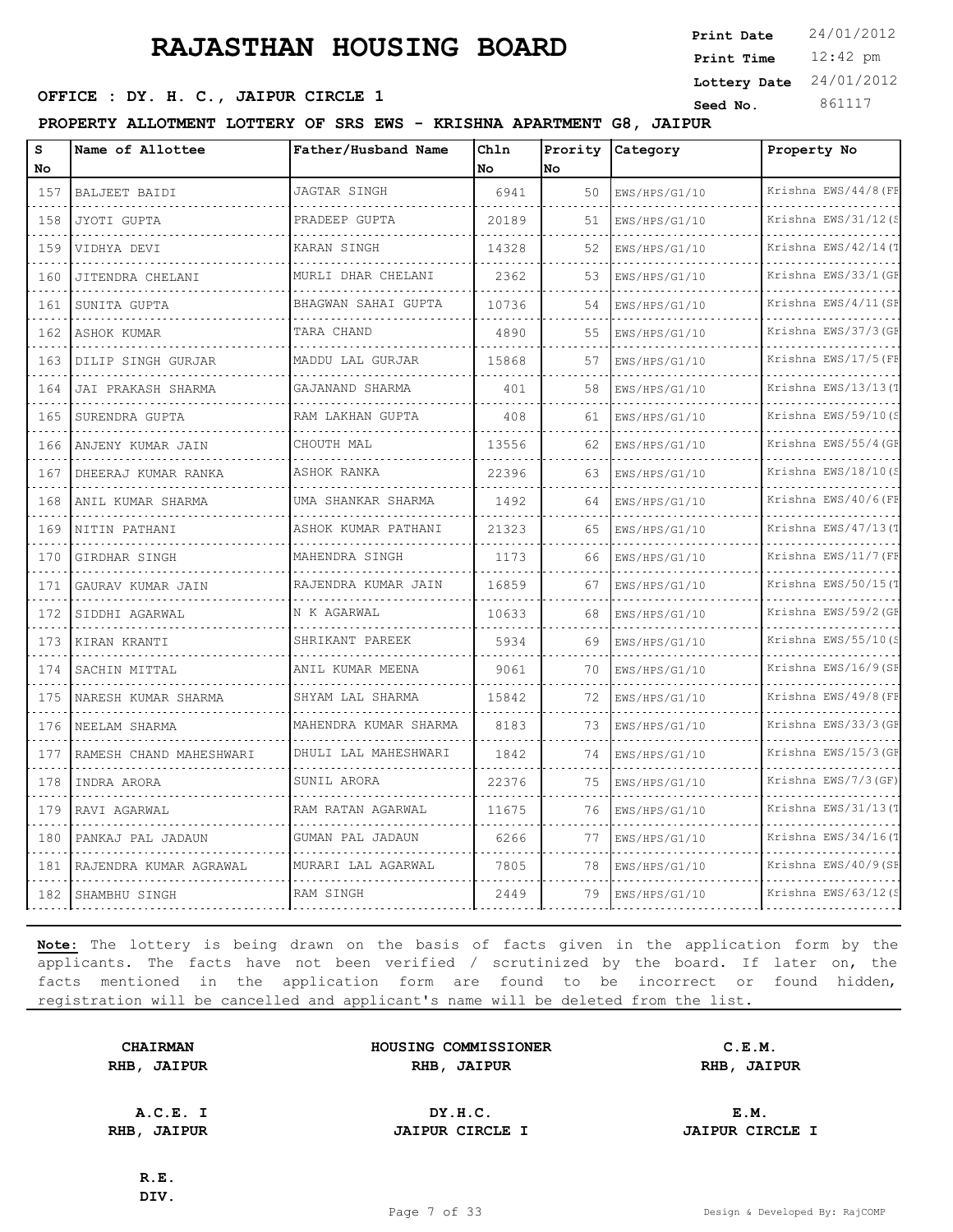# RAJASTHAN HOUSING BOARD

**Print Date** 24/01/2012
**Print Time** 12:42 pm
**Lottery Date** 24/01/2012
**Seed No.** 861117

**OFFICE : DY. H. C., JAIPUR CIRCLE 1**

**PROPERTY ALLOTMENT LOTTERY OF SRS EWS - KRISHNA APARTMENT G8, JAIPUR**

| S No | Name of Allottee | Father/Husband Name | Chln No | Prority No | Category | Property No |
|---|---|---|---|---|---|---|
| 157 | BALJEET BAIDI | JAGTAR SINGH | 6941 | 50 | EWS/HPS/G1/10 | Krishna EWS/44/8(FF |
| 158 | JYOTI GUPTA | PRADEEP GUPTA | 20189 | 51 | EWS/HPS/G1/10 | Krishna EWS/31/12(S |
| 159 | VIDHYA DEVI | KARAN SINGH | 14328 | 52 | EWS/HPS/G1/10 | Krishna EWS/42/14(T |
| 160 | JITENDRA CHELANI | MURLI DHAR CHELANI | 2362 | 53 | EWS/HPS/G1/10 | Krishna EWS/33/1(GF |
| 161 | SUNITA GUPTA | BHAGWAN SAHAI GUPTA | 10736 | 54 | EWS/HPS/G1/10 | Krishna EWS/4/11(SF |
| 162 | ASHOK KUMAR | TARA CHAND | 4890 | 55 | EWS/HPS/G1/10 | Krishna EWS/37/3(GF |
| 163 | DILIP SINGH GURJAR | MADDU LAL GURJAR | 15868 | 57 | EWS/HPS/G1/10 | Krishna EWS/17/5(FF |
| 164 | JAI PRAKASH SHARMA | GAJANAND SHARMA | 401 | 58 | EWS/HPS/G1/10 | Krishna EWS/13/13(T |
| 165 | SURENDRA GUPTA | RAM LAKHAN GUPTA | 408 | 61 | EWS/HPS/G1/10 | Krishna EWS/59/10(S |
| 166 | ANJENY KUMAR JAIN | CHOUTH MAL | 13556 | 62 | EWS/HPS/G1/10 | Krishna EWS/55/4(GF |
| 167 | DHEERAJ KUMAR RANKA | ASHOK RANKA | 22396 | 63 | EWS/HPS/G1/10 | Krishna EWS/18/10(S |
| 168 | ANIL KUMAR SHARMA | UMA SHANKAR SHARMA | 1492 | 64 | EWS/HPS/G1/10 | Krishna EWS/40/6(FF |
| 169 | NITIN PATHANI | ASHOK KUMAR PATHANI | 21323 | 65 | EWS/HPS/G1/10 | Krishna EWS/47/13(T |
| 170 | GIRDHAR SINGH | MAHENDRA SINGH | 1173 | 66 | EWS/HPS/G1/10 | Krishna EWS/11/7(FF |
| 171 | GAURAV KUMAR JAIN | RAJENDRA KUMAR JAIN | 16859 | 67 | EWS/HPS/G1/10 | Krishna EWS/50/15(T |
| 172 | SIDDHI AGARWAL | N K AGARWAL | 10633 | 68 | EWS/HPS/G1/10 | Krishna EWS/59/2(GF |
| 173 | KIRAN KRANTI | SHRIKANT PAREEK | 5934 | 69 | EWS/HPS/G1/10 | Krishna EWS/55/10(S |
| 174 | SACHIN MITTAL | ANIL KUMAR MEENA | 9061 | 70 | EWS/HPS/G1/10 | Krishna EWS/16/9(SF |
| 175 | NARESH KUMAR SHARMA | SHYAM LAL SHARMA | 15842 | 72 | EWS/HPS/G1/10 | Krishna EWS/49/8(FF |
| 176 | NEELAM SHARMA | MAHENDRA KUMAR SHARMA | 8183 | 73 | EWS/HPS/G1/10 | Krishna EWS/33/3(GF |
| 177 | RAMESH CHAND MAHESHWARI | DHULI LAL MAHESHWARI | 1842 | 74 | EWS/HPS/G1/10 | Krishna EWS/15/3(GF |
| 178 | INDRA ARORA | SUNIL ARORA | 22376 | 75 | EWS/HPS/G1/10 | Krishna EWS/7/3(GF) |
| 179 | RAVI AGARWAL | RAM RATAN AGARWAL | 11675 | 76 | EWS/HPS/G1/10 | Krishna EWS/31/13(T |
| 180 | PANKAJ PAL JADAUN | GUMAN PAL JADAUN | 6266 | 77 | EWS/HPS/G1/10 | Krishna EWS/34/16(T |
| 181 | RAJENDRA KUMAR AGRAWAL | MURARI LAL AGARWAL | 7805 | 78 | EWS/HPS/G1/10 | Krishna EWS/40/9(SF |
| 182 | SHAMBHU SINGH | RAM SINGH | 2449 | 79 | EWS/HPS/G1/10 | Krishna EWS/63/12(S |

**Note:** The lottery is being drawn on the basis of facts given in the application form by the applicants. The facts have not been verified / scrutinized by the board. If later on, the facts mentioned in the application form are found to be incorrect or found hidden, registration will be cancelled and applicant's name will be deleted from the list.

| **CHAIRMAN**<br>**RHB, JAIPUR** | **HOUSING COMMISSIONER**<br>**RHB, JAIPUR** | **C.E.M.**<br>**RHB, JAIPUR** |
|---|---|---|
| **A.C.E. I**<br>**RHB, JAIPUR** | **DY.H.C.**<br>**JAIPUR CIRCLE I** | **E.M.**<br>**JAIPUR CIRCLE I** |
| **R.E.**<br>**DIV.** | | |

Design & Developed By: RajCOMP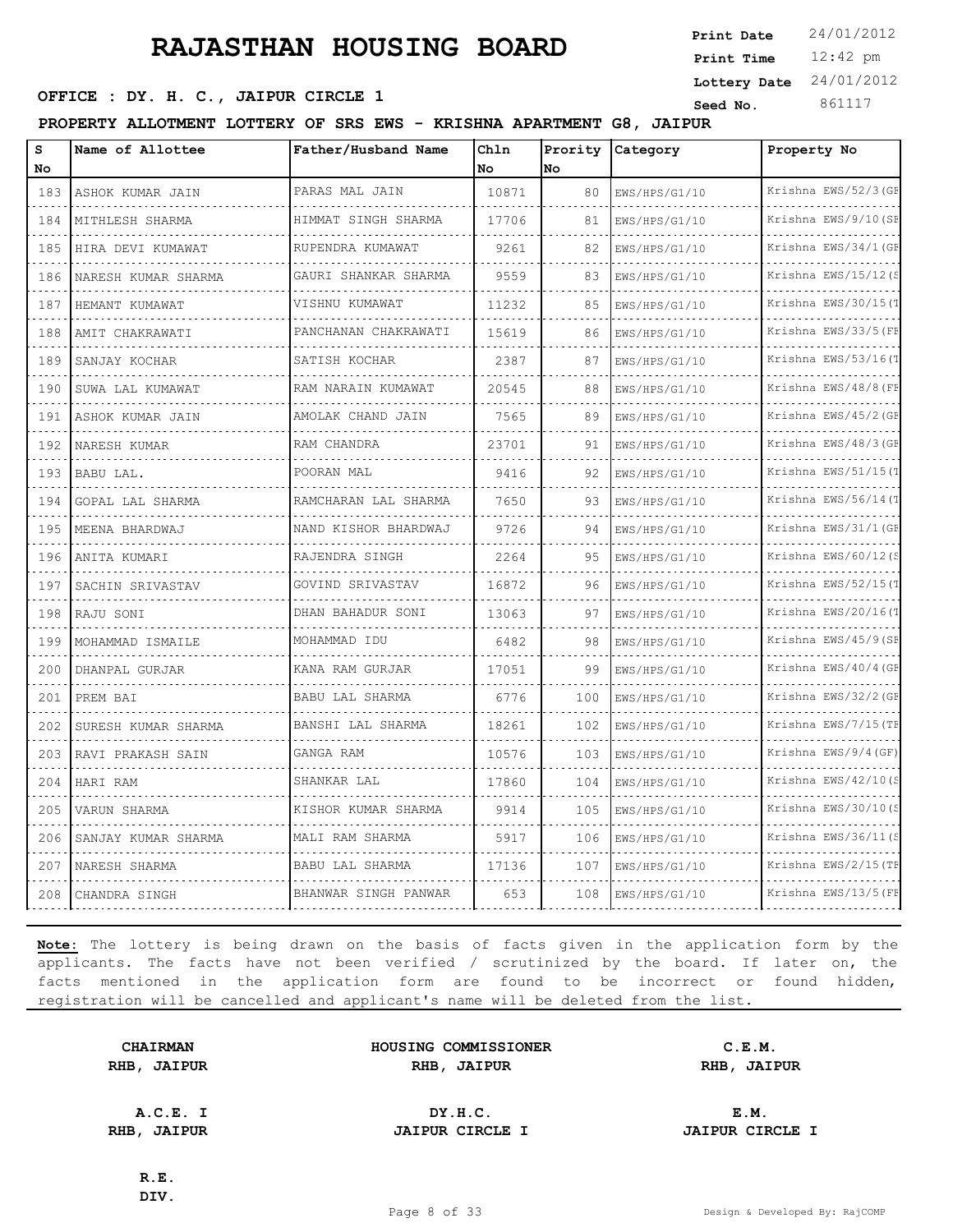# RAJASTHAN HOUSING BOARD

**Print Date** 24/01/2012
**Print Time** 12:42 pm
**Lottery Date** 24/01/2012
**Seed No.** 861117

**OFFICE : DY. H. C., JAIPUR CIRCLE 1**

**PROPERTY ALLOTMENT LOTTERY OF SRS EWS - KRISHNA APARTMENT G8, JAIPUR**

| S No | Name of Allottee | Father/Husband Name | Chln No | Prority No | Category | Property No |
|---|---|---|---|---|---|---|
| 183 | ASHOK KUMAR JAIN | PARAS MAL JAIN | 10871 | 80 | EWS/HPS/G1/10 | Krishna EWS/52/3(GF |
| 184 | MITHLESH SHARMA | HIMMAT SINGH SHARMA | 17706 | 81 | EWS/HPS/G1/10 | Krishna EWS/9/10(SF |
| 185 | HIRA DEVI KUMAWAT | RUPENDRA KUMAWAT | 9261 | 82 | EWS/HPS/G1/10 | Krishna EWS/34/1(GF |
| 186 | NARESH KUMAR SHARMA | GAURI SHANKAR SHARMA | 9559 | 83 | EWS/HPS/G1/10 | Krishna EWS/15/12(S |
| 187 | HEMANT KUMAWAT | VISHNU KUMAWAT | 11232 | 85 | EWS/HPS/G1/10 | Krishna EWS/30/15(T |
| 188 | AMIT CHAKRAWATI | PANCHANAN CHAKRAWATI | 15619 | 86 | EWS/HPS/G1/10 | Krishna EWS/33/5(FF |
| 189 | SANJAY KOCHAR | SATISH KOCHAR | 2387 | 87 | EWS/HPS/G1/10 | Krishna EWS/53/16(T |
| 190 | SUWA LAL KUMAWAT | RAM NARAIN KUMAWAT | 20545 | 88 | EWS/HPS/G1/10 | Krishna EWS/48/8(FF |
| 191 | ASHOK KUMAR JAIN | AMOLAK CHAND JAIN | 7565 | 89 | EWS/HPS/G1/10 | Krishna EWS/45/2(GF |
| 192 | NARESH KUMAR | RAM CHANDRA | 23701 | 91 | EWS/HPS/G1/10 | Krishna EWS/48/3(GF |
| 193 | BABU LAL. | POORAN MAL | 9416 | 92 | EWS/HPS/G1/10 | Krishna EWS/51/15(T |
| 194 | GOPAL LAL SHARMA | RAMCHARAN LAL SHARMA | 7650 | 93 | EWS/HPS/G1/10 | Krishna EWS/56/14(T |
| 195 | MEENA BHARDWAJ | NAND KISHOR BHARDWAJ | 9726 | 94 | EWS/HPS/G1/10 | Krishna EWS/31/1(GF |
| 196 | ANITA KUMARI | RAJENDRA SINGH | 2264 | 95 | EWS/HPS/G1/10 | Krishna EWS/60/12(S |
| 197 | SACHIN SRIVASTAV | GOVIND SRIVASTAV | 16872 | 96 | EWS/HPS/G1/10 | Krishna EWS/52/15(T |
| 198 | RAJU SONI | DHAN BAHADUR SONI | 13063 | 97 | EWS/HPS/G1/10 | Krishna EWS/20/16(T |
| 199 | MOHAMMAD ISMAILE | MOHAMMAD IDU | 6482 | 98 | EWS/HPS/G1/10 | Krishna EWS/45/9(SF |
| 200 | DHANPAL GURJAR | KANA RAM GURJAR | 17051 | 99 | EWS/HPS/G1/10 | Krishna EWS/40/4(GF |
| 201 | PREM BAI | BABU LAL SHARMA | 6776 | 100 | EWS/HPS/G1/10 | Krishna EWS/32/2(GF |
| 202 | SURESH KUMAR SHARMA | BANSHI LAL SHARMA | 18261 | 102 | EWS/HPS/G1/10 | Krishna EWS/7/15(TF |
| 203 | RAVI PRAKASH SAIN | GANGA RAM | 10576 | 103 | EWS/HPS/G1/10 | Krishna EWS/9/4(GF) |
| 204 | HARI RAM | SHANKAR LAL | 17860 | 104 | EWS/HPS/G1/10 | Krishna EWS/42/10(S |
| 205 | VARUN SHARMA | KISHOR KUMAR SHARMA | 9914 | 105 | EWS/HPS/G1/10 | Krishna EWS/30/10(S |
| 206 | SANJAY KUMAR SHARMA | MALI RAM SHARMA | 5917 | 106 | EWS/HPS/G1/10 | Krishna EWS/36/11(S |
| 207 | NARESH SHARMA | BABU LAL SHARMA | 17136 | 107 | EWS/HPS/G1/10 | Krishna EWS/2/15(TF |
| 208 | CHANDRA SINGH | BHANWAR SINGH PANWAR | 653 | 108 | EWS/HPS/G1/10 | Krishna EWS/13/5(FF |

**Note:** The lottery is being drawn on the basis of facts given in the application form by the applicants. The facts have not been verified / scrutinized by the board. If later on, the facts mentioned in the application form are found to be incorrect or found hidden, registration will be cancelled and applicant's name will be deleted from the list.

| **CHAIRMAN**<br>**RHB, JAIPUR** | **HOUSING COMMISSIONER**<br>**RHB, JAIPUR** | **C.E.M.**<br>**RHB, JAIPUR** |
|---|---|---|
| **A.C.E. I**<br>**RHB, JAIPUR** | **DY.H.C.**<br>**JAIPUR CIRCLE I** | **E.M.**<br>**JAIPUR CIRCLE I** |
| **R.E.**<br>**DIV.** | | |

Design & Developed By: RajCOMP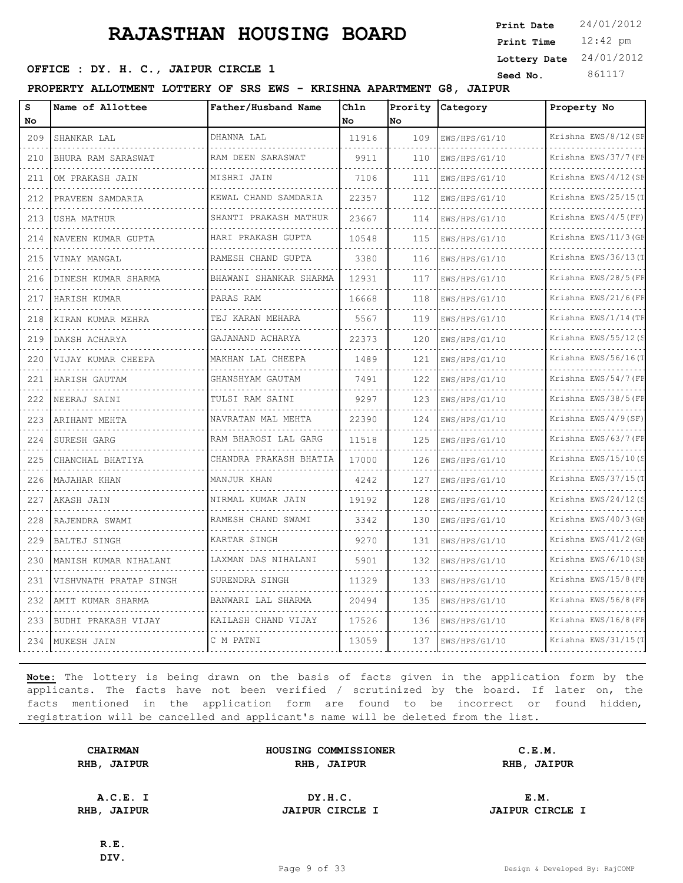# RAJASTHAN HOUSING BOARD

**Print Date** 24/01/2012
**Print Time** 12:42 pm
**Lottery Date** 24/01/2012
**Seed No.** 861117

**OFFICE : DY. H. C., JAIPUR CIRCLE 1**

**PROPERTY ALLOTMENT LOTTERY OF SRS EWS - KRISHNA APARTMENT G8, JAIPUR**

| S No | Name of Allottee | Father/Husband Name | Chln No | Prority No | Category | Property No |
|---|---|---|---|---|---|---|
| 209 | SHANKAR LAL | DHANNA LAL | 11916 | 109 | EWS/HPS/G1/10 | Krishna EWS/8/12(SF |
| 210 | BHURA RAM SARASWAT | RAM DEEN SARASWAT | 9911 | 110 | EWS/HPS/G1/10 | Krishna EWS/37/7(FF |
| 211 | OM PRAKASH JAIN | MISHRI JAIN | 7106 | 111 | EWS/HPS/G1/10 | Krishna EWS/4/12(SF |
| 212 | PRAVEEN SAMDARIA | KEWAL CHAND SAMDARIA | 22357 | 112 | EWS/HPS/G1/10 | Krishna EWS/25/15(T |
| 213 | USHA MATHUR | SHANTI PRAKASH MATHUR | 23667 | 114 | EWS/HPS/G1/10 | Krishna EWS/4/5(FF) |
| 214 | NAVEEN KUMAR GUPTA | HARI PRAKASH GUPTA | 10548 | 115 | EWS/HPS/G1/10 | Krishna EWS/11/3(GF |
| 215 | VINAY MANGAL | RAMESH CHAND GUPTA | 3380 | 116 | EWS/HPS/G1/10 | Krishna EWS/36/13(T |
| 216 | DINESH KUMAR SHARMA | BHAWANI SHANKAR SHARMA | 12931 | 117 | EWS/HPS/G1/10 | Krishna EWS/28/5(FF |
| 217 | HARISH KUMAR | PARAS RAM | 16668 | 118 | EWS/HPS/G1/10 | Krishna EWS/21/6(FF |
| 218 | KIRAN KUMAR MEHRA | TEJ KARAN MEHARA | 5567 | 119 | EWS/HPS/G1/10 | Krishna EWS/1/14(TF |
| 219 | DAKSH ACHARYA | GAJANAND ACHARYA | 22373 | 120 | EWS/HPS/G1/10 | Krishna EWS/55/12(S |
| 220 | VIJAY KUMAR CHEEPA | MAKHAN LAL CHEEPA | 1489 | 121 | EWS/HPS/G1/10 | Krishna EWS/56/16(T |
| 221 | HARISH GAUTAM | GHANSHYAM GAUTAM | 7491 | 122 | EWS/HPS/G1/10 | Krishna EWS/54/7(FF |
| 222 | NEERAJ SAINI | TULSI RAM SAINI | 9297 | 123 | EWS/HPS/G1/10 | Krishna EWS/38/5(FF |
| 223 | ARIHANT MEHTA | NAVRATAN MAL MEHTA | 22390 | 124 | EWS/HPS/G1/10 | Krishna EWS/4/9(SF) |
| 224 | SURESH GARG | RAM BHAROSI LAL GARG | 11518 | 125 | EWS/HPS/G1/10 | Krishna EWS/63/7(FF |
| 225 | CHANCHAL BHATIYA | CHANDRA PRAKASH BHATIA | 17000 | 126 | EWS/HPS/G1/10 | Krishna EWS/15/10(S |
| 226 | MAJAHAR KHAN | MANJUR KHAN | 4242 | 127 | EWS/HPS/G1/10 | Krishna EWS/37/15(T |
| 227 | AKASH JAIN | NIRMAL KUMAR JAIN | 19192 | 128 | EWS/HPS/G1/10 | Krishna EWS/24/12(S |
| 228 | RAJENDRA SWAMI | RAMESH CHAND SWAMI | 3342 | 130 | EWS/HPS/G1/10 | Krishna EWS/40/3(GF |
| 229 | BALTEJ SINGH | KARTAR SINGH | 9270 | 131 | EWS/HPS/G1/10 | Krishna EWS/41/2(GF |
| 230 | MANISH KUMAR NIHALANI | LAXMAN DAS NIHALANI | 5901 | 132 | EWS/HPS/G1/10 | Krishna EWS/6/10(SF |
| 231 | VISHVNATH PRATAP SINGH | SURENDRA SINGH | 11329 | 133 | EWS/HPS/G1/10 | Krishna EWS/15/8(FF |
| 232 | AMIT KUMAR SHARMA | BANWARI LAL SHARMA | 20494 | 135 | EWS/HPS/G1/10 | Krishna EWS/56/8(FF |
| 233 | BUDHI PRAKASH VIJAY | KAILASH CHAND VIJAY | 17526 | 136 | EWS/HPS/G1/10 | Krishna EWS/16/8(FF |
| 234 | MUKESH JAIN | C M PATNI | 13059 | 137 | EWS/HPS/G1/10 | Krishna EWS/31/15(T |

**Note:** The lottery is being drawn on the basis of facts given in the application form by the applicants. The facts have not been verified / scrutinized by the board. If later on, the facts mentioned in the application form are found to be incorrect or found hidden, registration will be cancelled and applicant's name will be deleted from the list.

| | | |
|---|---|---|
| **CHAIRMAN** RHB, JAIPUR | **HOUSING COMMISSIONER** RHB, JAIPUR | **C.E.M.** RHB, JAIPUR |
| **A.C.E. I** RHB, JAIPUR | **DY.H.C.** JAIPUR CIRCLE I | **E.M.** JAIPUR CIRCLE I |
| **R.E.** DIV. | | |

Design & Developed By: RajCOMP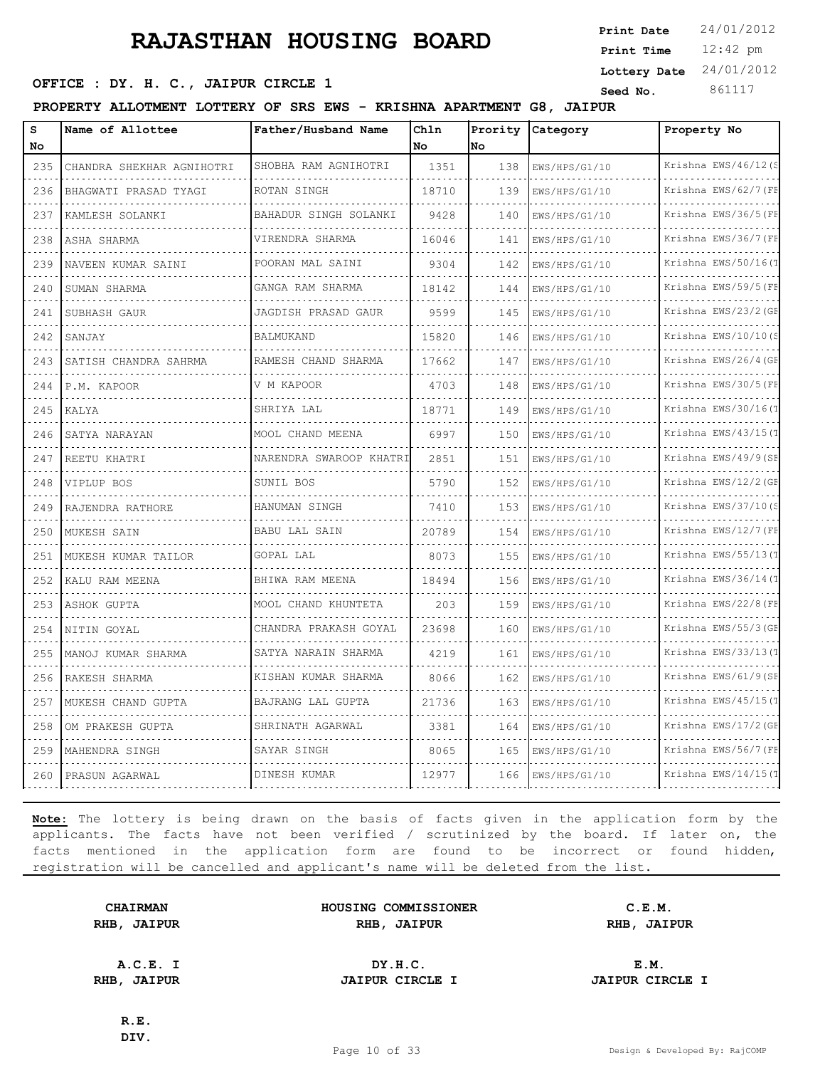# RAJASTHAN HOUSING BOARD

**OFFICE : DY. H. C., JAIPUR CIRCLE 1**

Print Date 24/01/2012
Print Time 12:42 pm
Lottery Date 24/01/2012
Seed No. 861117

**PROPERTY ALLOTMENT LOTTERY OF SRS EWS - KRISHNA APARTMENT G8, JAIPUR**

| S No | Name of Allottee | Father/Husband Name | Chln No | Prority No | Category | Property No |
|---|---|---|---|---|---|---|
| 235 | CHANDRA SHEKHAR AGNIHOTRI | SHOBHA RAM AGNIHOTRI | 1351 | 138 | EWS/HPS/G1/10 | Krishna EWS/46/12(S |
| 236 | BHAGWATI PRASAD TYAGI | ROTAN SINGH | 18710 | 139 | EWS/HPS/G1/10 | Krishna EWS/62/7(FF |
| 237 | KAMLESH SOLANKI | BAHADUR SINGH SOLANKI | 9428 | 140 | EWS/HPS/G1/10 | Krishna EWS/36/5(FF |
| 238 | ASHA SHARMA | VIRENDRA SHARMA | 16046 | 141 | EWS/HPS/G1/10 | Krishna EWS/36/7(FF |
| 239 | NAVEEN KUMAR SAINI | POORAN MAL SAINI | 9304 | 142 | EWS/HPS/G1/10 | Krishna EWS/50/16(T |
| 240 | SUMAN SHARMA | GANGA RAM SHARMA | 18142 | 144 | EWS/HPS/G1/10 | Krishna EWS/59/5(FF |
| 241 | SUBHASH GAUR | JAGDISH PRASAD GAUR | 9599 | 145 | EWS/HPS/G1/10 | Krishna EWS/23/2(GF |
| 242 | SANJAY | BALMUKAND | 15820 | 146 | EWS/HPS/G1/10 | Krishna EWS/10/10(S |
| 243 | SATISH CHANDRA SAHRMA | RAMESH CHAND SHARMA | 17662 | 147 | EWS/HPS/G1/10 | Krishna EWS/26/4(GF |
| 244 | P.M. KAPOOR | V M KAPOOR | 4703 | 148 | EWS/HPS/G1/10 | Krishna EWS/30/5(FF |
| 245 | KALYA | SHRIYA LAL | 18771 | 149 | EWS/HPS/G1/10 | Krishna EWS/30/16(T |
| 246 | SATYA NARAYAN | MOOL CHAND MEENA | 6997 | 150 | EWS/HPS/G1/10 | Krishna EWS/43/15(T |
| 247 | REETU KHATRI | NARENDRA SWAROOP KHATRI | 2851 | 151 | EWS/HPS/G1/10 | Krishna EWS/49/9(SF |
| 248 | VIPLUP BOS | SUNIL BOS | 5790 | 152 | EWS/HPS/G1/10 | Krishna EWS/12/2(GF |
| 249 | RAJENDRA RATHORE | HANUMAN SINGH | 7410 | 153 | EWS/HPS/G1/10 | Krishna EWS/37/10(S |
| 250 | MUKESH SAIN | BABU LAL SAIN | 20789 | 154 | EWS/HPS/G1/10 | Krishna EWS/12/7(FF |
| 251 | MUKESH KUMAR TAILOR | GOPAL LAL | 8073 | 155 | EWS/HPS/G1/10 | Krishna EWS/55/13(T |
| 252 | KALU RAM MEENA | BHIWA RAM MEENA | 18494 | 156 | EWS/HPS/G1/10 | Krishna EWS/36/14(T |
| 253 | ASHOK GUPTA | MOOL CHAND KHUNTETA | 203 | 159 | EWS/HPS/G1/10 | Krishna EWS/22/8(FF |
| 254 | NITIN GOYAL | CHANDRA PRAKASH GOYAL | 23698 | 160 | EWS/HPS/G1/10 | Krishna EWS/55/3(GF |
| 255 | MANOJ KUMAR SHARMA | SATYA NARAIN SHARMA | 4219 | 161 | EWS/HPS/G1/10 | Krishna EWS/33/13(T |
| 256 | RAKESH SHARMA | KISHAN KUMAR SHARMA | 8066 | 162 | EWS/HPS/G1/10 | Krishna EWS/61/9(SF |
| 257 | MUKESH CHAND GUPTA | BAJRANG LAL GUPTA | 21736 | 163 | EWS/HPS/G1/10 | Krishna EWS/45/15(T |
| 258 | OM PRAKESH GUPTA | SHRINATH AGARWAL | 3381 | 164 | EWS/HPS/G1/10 | Krishna EWS/17/2(GF |
| 259 | MAHENDRA SINGH | SAYAR SINGH | 8065 | 165 | EWS/HPS/G1/10 | Krishna EWS/56/7(FF |
| 260 | PRASUN AGARWAL | DINESH KUMAR | 12977 | 166 | EWS/HPS/G1/10 | Krishna EWS/14/15(T |

**Note:** The lottery is being drawn on the basis of facts given in the application form by the applicants. The facts have not been verified / scrutinized by the board. If later on, the facts mentioned in the application form are found to be incorrect or found hidden, registration will be cancelled and applicant's name will be deleted from the list.

| | | |
|---|---|---|
| **CHAIRMAN** <br> **RHB, JAIPUR** | **HOUSING COMMISSIONER** <br> **RHB, JAIPUR** | **C.E.M.** <br> **RHB, JAIPUR** |
| **A.C.E. I** <br> **RHB, JAIPUR** | **DY.H.C.** <br> **JAIPUR CIRCLE I** | **E.M.** <br> **JAIPUR CIRCLE I** |
| **R.E.** <br> **DIV.** | | |

Design & Developed By: RajCOMP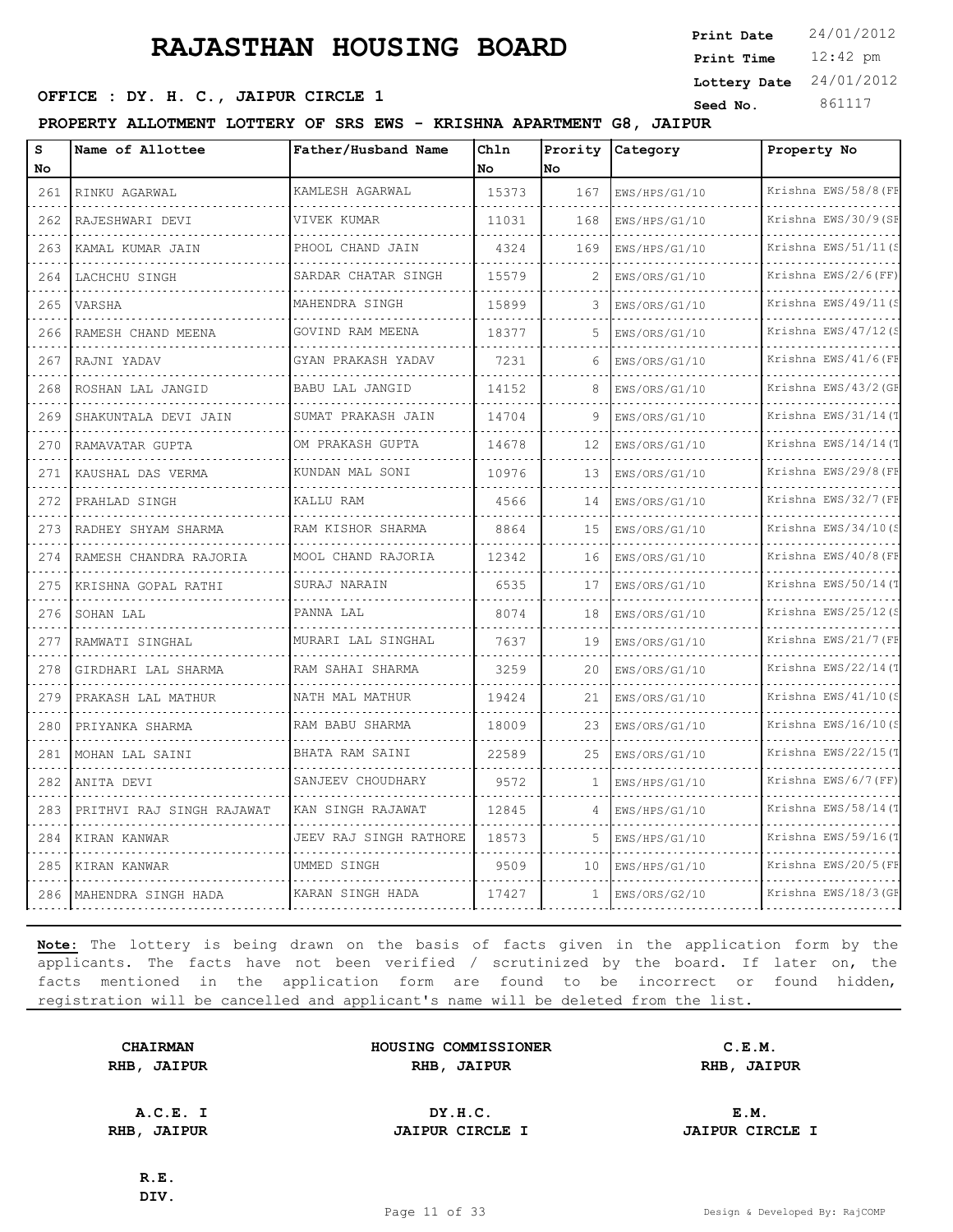# RAJASTHAN HOUSING BOARD

**Print Date** 24/01/2012
**Print Time** 12:42 pm
**Lottery Date** 24/01/2012
**Seed No.** 861117

**OFFICE : DY. H. C., JAIPUR CIRCLE 1**

**PROPERTY ALLOTMENT LOTTERY OF SRS EWS - KRISHNA APARTMENT G8, JAIPUR**

| S No | Name of Allottee | Father/Husband Name | Chln No | Prority No | Category | Property No |
|---|---|---|---|---|---|---|
| 261 | RINKU AGARWAL | KAMLESH AGARWAL | 15373 | 167 | EWS/HPS/G1/10 | Krishna EWS/58/8(FF |
| 262 | RAJESHWARI DEVI | VIVEK KUMAR | 11031 | 168 | EWS/HPS/G1/10 | Krishna EWS/30/9(SF |
| 263 | KAMAL KUMAR JAIN | PHOOL CHAND JAIN | 4324 | 169 | EWS/HPS/G1/10 | Krishna EWS/51/11(S |
| 264 | LACHCHU SINGH | SARDAR CHATAR SINGH | 15579 | 2 | EWS/ORS/G1/10 | Krishna EWS/2/6(FF) |
| 265 | VARSHA | MAHENDRA SINGH | 15899 | 3 | EWS/ORS/G1/10 | Krishna EWS/49/11(S |
| 266 | RAMESH CHAND MEENA | GOVIND RAM MEENA | 18377 | 5 | EWS/ORS/G1/10 | Krishna EWS/47/12(S |
| 267 | RAJNI YADAV | GYAN PRAKASH YADAV | 7231 | 6 | EWS/ORS/G1/10 | Krishna EWS/41/6(FF |
| 268 | ROSHAN LAL JANGID | BABU LAL JANGID | 14152 | 8 | EWS/ORS/G1/10 | Krishna EWS/43/2(GF |
| 269 | SHAKUNTALA DEVI JAIN | SUMAT PRAKASH JAIN | 14704 | 9 | EWS/ORS/G1/10 | Krishna EWS/31/14(T |
| 270 | RAMAVATAR GUPTA | OM PRAKASH GUPTA | 14678 | 12 | EWS/ORS/G1/10 | Krishna EWS/14/14(T |
| 271 | KAUSHAL DAS VERMA | KUNDAN MAL SONI | 10976 | 13 | EWS/ORS/G1/10 | Krishna EWS/29/8(FF |
| 272 | PRAHLAD SINGH | KALLU RAM | 4566 | 14 | EWS/ORS/G1/10 | Krishna EWS/32/7(FF |
| 273 | RADHEY SHYAM SHARMA | RAM KISHOR SHARMA | 8864 | 15 | EWS/ORS/G1/10 | Krishna EWS/34/10(S |
| 274 | RAMESH CHANDRA RAJORIA | MOOL CHAND RAJORIA | 12342 | 16 | EWS/ORS/G1/10 | Krishna EWS/40/8(FF |
| 275 | KRISHNA GOPAL RATHI | SURAJ NARAIN | 6535 | 17 | EWS/ORS/G1/10 | Krishna EWS/50/14(T |
| 276 | SOHAN LAL | PANNA LAL | 8074 | 18 | EWS/ORS/G1/10 | Krishna EWS/25/12(S |
| 277 | RAMWATI SINGHAL | MURARI LAL SINGHAL | 7637 | 19 | EWS/ORS/G1/10 | Krishna EWS/21/7(FF |
| 278 | GIRDHARI LAL SHARMA | RAM SAHAI SHARMA | 3259 | 20 | EWS/ORS/G1/10 | Krishna EWS/22/14(T |
| 279 | PRAKASH LAL MATHUR | NATH MAL MATHUR | 19424 | 21 | EWS/ORS/G1/10 | Krishna EWS/41/10(S |
| 280 | PRIYANKA SHARMA | RAM BABU SHARMA | 18009 | 23 | EWS/ORS/G1/10 | Krishna EWS/16/10(S |
| 281 | MOHAN LAL SAINI | BHATA RAM SAINI | 22589 | 25 | EWS/ORS/G1/10 | Krishna EWS/22/15(T |
| 282 | ANITA DEVI | SANJEEV CHOUDHARY | 9572 | 1 | EWS/HPS/G1/10 | Krishna EWS/6/7(FF) |
| 283 | PRITHVI RAJ SINGH RAJAWAT | KAN SINGH RAJAWAT | 12845 | 4 | EWS/HPS/G1/10 | Krishna EWS/58/14(T |
| 284 | KIRAN KANWAR | JEEV RAJ SINGH RATHORE | 18573 | 5 | EWS/HPS/G1/10 | Krishna EWS/59/16(T |
| 285 | KIRAN KANWAR | UMMED SINGH | 9509 | 10 | EWS/HPS/G1/10 | Krishna EWS/20/5(FF |
| 286 | MAHENDRA SINGH HADA | KARAN SINGH HADA | 17427 | 1 | EWS/ORS/G2/10 | Krishna EWS/18/3(GF |

**Note:** The lottery is being drawn on the basis of facts given in the application form by the applicants. The facts have not been verified / scrutinized by the board. If later on, the facts mentioned in the application form are found to be incorrect or found hidden, registration will be cancelled and applicant's name will be deleted from the list.

| | | |
|---|---|---|
| **CHAIRMAN** RHB, JAIPUR | **HOUSING COMMISSIONER** RHB, JAIPUR | **C.E.M.** RHB, JAIPUR |
| **A.C.E. I** RHB, JAIPUR | **DY.H.C.** JAIPUR CIRCLE I | **E.M.** JAIPUR CIRCLE I |
| **R.E.** DIV. | | |

Design & Developed By: RajCOMP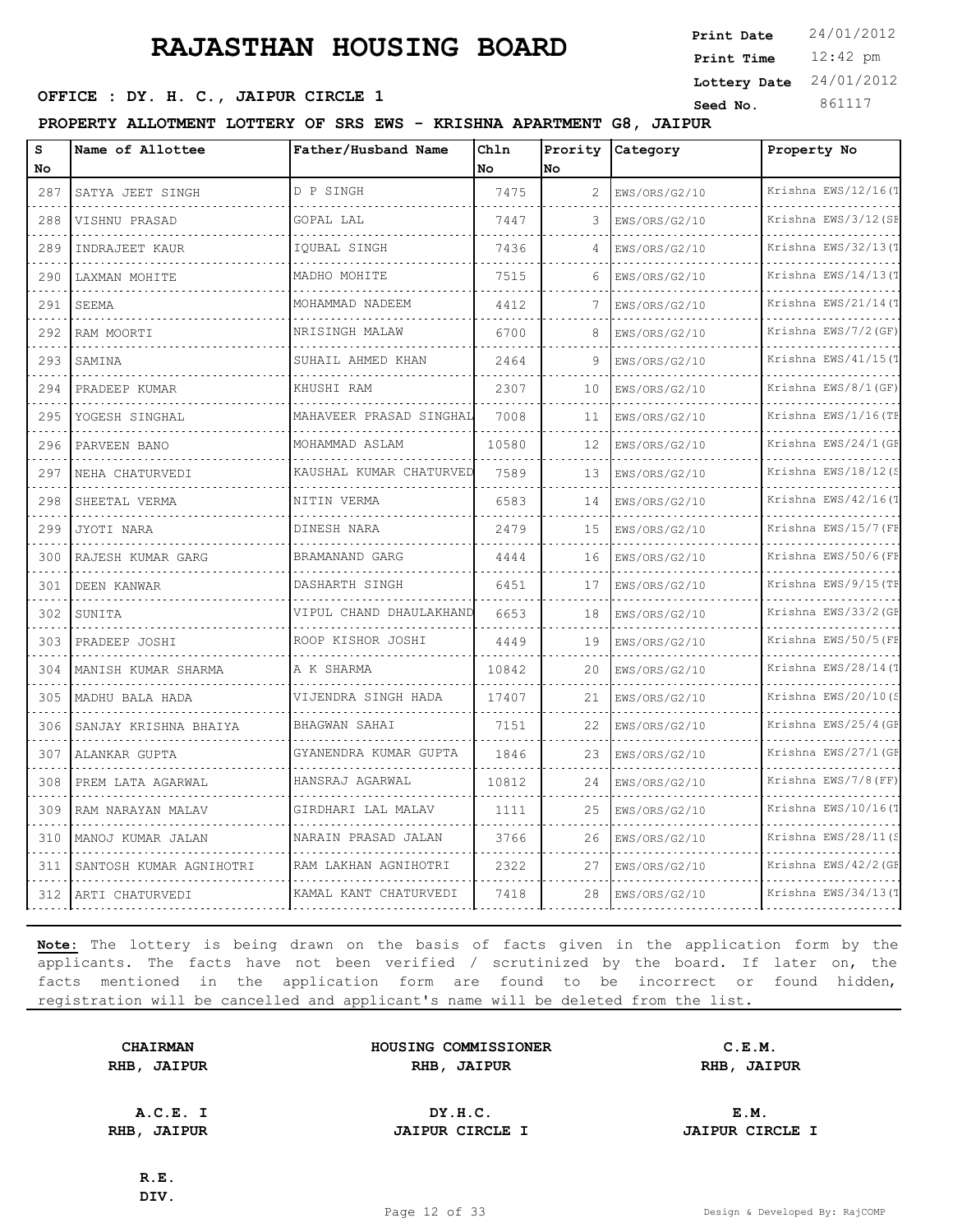# RAJASTHAN HOUSING BOARD

**Print Date** 24/01/2012
**Print Time** 12:42 pm
**Lottery Date** 24/01/2012
**Seed No.** 861117

**OFFICE : DY. H. C., JAIPUR CIRCLE 1**

**PROPERTY ALLOTMENT LOTTERY OF SRS EWS - KRISHNA APARTMENT G8, JAIPUR**

| S No | Name of Allottee | Father/Husband Name | Chln No | Prority No | Category | Property No |
|---|---|---|---|---|---|---|
| 287 | SATYA JEET SINGH | D P SINGH | 7475 | 2 | EWS/ORS/G2/10 | Krishna EWS/12/16(T |
| 288 | VISHNU PRASAD | GOPAL LAL | 7447 | 3 | EWS/ORS/G2/10 | Krishna EWS/3/12(SE |
| 289 | INDRAJEET KAUR | IQUBAL SINGH | 7436 | 4 | EWS/ORS/G2/10 | Krishna EWS/32/13(T |
| 290 | LAXMAN MOHITE | MADHO MOHITE | 7515 | 6 | EWS/ORS/G2/10 | Krishna EWS/14/13(T |
| 291 | SEEMA | MOHAMMAD NADEEM | 4412 | 7 | EWS/ORS/G2/10 | Krishna EWS/21/14(T |
| 292 | RAM MOORTI | NRISINGH MALAW | 6700 | 8 | EWS/ORS/G2/10 | Krishna EWS/7/2(GF) |
| 293 | SAMINA | SUHAIL AHMED KHAN | 2464 | 9 | EWS/ORS/G2/10 | Krishna EWS/41/15(T |
| 294 | PRADEEP KUMAR | KHUSHI RAM | 2307 | 10 | EWS/ORS/G2/10 | Krishna EWS/8/1(GF) |
| 295 | YOGESH SINGHAL | MAHAVEER PRASAD SINGHAL | 7008 | 11 | EWS/ORS/G2/10 | Krishna EWS/1/16(TH |
| 296 | PARVEEN BANO | MOHAMMAD ASLAM | 10580 | 12 | EWS/ORS/G2/10 | Krishna EWS/24/1(GE |
| 297 | NEHA CHATURVEDI | KAUSHAL KUMAR CHATURVED | 7589 | 13 | EWS/ORS/G2/10 | Krishna EWS/18/12(S |
| 298 | SHEETAL VERMA | NITIN VERMA | 6583 | 14 | EWS/ORS/G2/10 | Krishna EWS/42/16(T |
| 299 | JYOTI NARA | DINESH NARA | 2479 | 15 | EWS/ORS/G2/10 | Krishna EWS/15/7(FE |
| 300 | RAJESH KUMAR GARG | BRAMANAND GARG | 4444 | 16 | EWS/ORS/G2/10 | Krishna EWS/50/6(FE |
| 301 | DEEN KANWAR | DASHARTH SINGH | 6451 | 17 | EWS/ORS/G2/10 | Krishna EWS/9/15(TH |
| 302 | SUNITA | VIPUL CHAND DHAULAKHAND | 6653 | 18 | EWS/ORS/G2/10 | Krishna EWS/33/2(GE |
| 303 | PRADEEP JOSHI | ROOP KISHOR JOSHI | 4449 | 19 | EWS/ORS/G2/10 | Krishna EWS/50/5(FE |
| 304 | MANISH KUMAR SHARMA | A K SHARMA | 10842 | 20 | EWS/ORS/G2/10 | Krishna EWS/28/14(T |
| 305 | MADHU BALA HADA | VIJENDRA SINGH HADA | 17407 | 21 | EWS/ORS/G2/10 | Krishna EWS/20/10(S |
| 306 | SANJAY KRISHNA BHAIYA | BHAGWAN SAHAI | 7151 | 22 | EWS/ORS/G2/10 | Krishna EWS/25/4(GE |
| 307 | ALANKAR GUPTA | GYANENDRA KUMAR GUPTA | 1846 | 23 | EWS/ORS/G2/10 | Krishna EWS/27/1(GE |
| 308 | PREM LATA AGARWAL | HANSRAJ AGARWAL | 10812 | 24 | EWS/ORS/G2/10 | Krishna EWS/7/8(FF) |
| 309 | RAM NARAYAN MALAV | GIRDHARI LAL MALAV | 1111 | 25 | EWS/ORS/G2/10 | Krishna EWS/10/16(T |
| 310 | MANOJ KUMAR JALAN | NARAIN PRASAD JALAN | 3766 | 26 | EWS/ORS/G2/10 | Krishna EWS/28/11(S |
| 311 | SANTOSH KUMAR AGNIHOTRI | RAM LAKHAN AGNIHOTRI | 2322 | 27 | EWS/ORS/G2/10 | Krishna EWS/42/2(GE |
| 312 | ARTI CHATURVEDI | KAMAL KANT CHATURVEDI | 7418 | 28 | EWS/ORS/G2/10 | Krishna EWS/34/13(T |

**Note:** The lottery is being drawn on the basis of facts given in the application form by the applicants. The facts have not been verified / scrutinized by the board. If later on, the facts mentioned in the application form are found to be incorrect or found hidden, registration will be cancelled and applicant's name will be deleted from the list.

| | | |
|---|---|---|
| **CHAIRMAN** RHB, JAIPUR | **HOUSING COMMISSIONER** RHB, JAIPUR | **C.E.M.** RHB, JAIPUR |
| **A.C.E. I** RHB, JAIPUR | **DY.H.C.** JAIPUR CIRCLE I | **E.M.** JAIPUR CIRCLE I |
| **R.E.** DIV. | | |

Design & Developed By: RajCOMP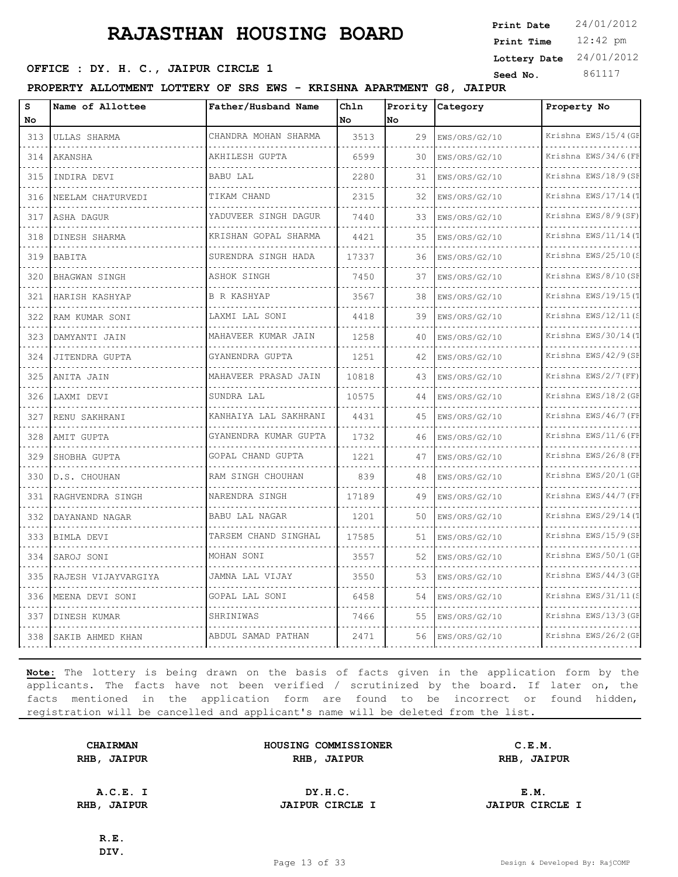# RAJASTHAN HOUSING BOARD

**Print Date** 24/01/2012
**Print Time** 12:42 pm
**Lottery Date** 24/01/2012
**Seed No.** 861117

**OFFICE : DY. H. C., JAIPUR CIRCLE 1**

**PROPERTY ALLOTMENT LOTTERY OF SRS EWS - KRISHNA APARTMENT G8, JAIPUR**

| S No | Name of Allottee | Father/Husband Name | Chln No | Prority No | Category | Property No |
|---|---|---|---|---|---|---|
| 313 | ULLAS SHARMA | CHANDRA MOHAN SHARMA | 3513 | 29 | EWS/ORS/G2/10 | Krishna EWS/15/4(GF |
| 314 | AKANSHA | AKHILESH GUPTA | 6599 | 30 | EWS/ORS/G2/10 | Krishna EWS/34/6(FF |
| 315 | INDIRA DEVI | BABU LAL | 2280 | 31 | EWS/ORS/G2/10 | Krishna EWS/18/9(SF |
| 316 | NEELAM CHATURVEDI | TIKAM CHAND | 2315 | 32 | EWS/ORS/G2/10 | Krishna EWS/17/14(T |
| 317 | ASHA DAGUR | YADUVEER SINGH DAGUR | 7440 | 33 | EWS/ORS/G2/10 | Krishna EWS/8/9(SF) |
| 318 | DINESH SHARMA | KRISHAN GOPAL SHARMA | 4421 | 35 | EWS/ORS/G2/10 | Krishna EWS/11/14(T |
| 319 | BABITA | SURENDRA SINGH HADA | 17337 | 36 | EWS/ORS/G2/10 | Krishna EWS/25/10(S |
| 320 | BHAGWAN SINGH | ASHOK SINGH | 7450 | 37 | EWS/ORS/G2/10 | Krishna EWS/8/10(SF |
| 321 | HARISH KASHYAP | B R KASHYAP | 3567 | 38 | EWS/ORS/G2/10 | Krishna EWS/19/15(T |
| 322 | RAM KUMAR SONI | LAXMI LAL SONI | 4418 | 39 | EWS/ORS/G2/10 | Krishna EWS/12/11(S |
| 323 | DAMYANTI JAIN | MAHAVEER KUMAR JAIN | 1258 | 40 | EWS/ORS/G2/10 | Krishna EWS/30/14(T |
| 324 | JITENDRA GUPTA | GYANENDRA GUPTA | 1251 | 42 | EWS/ORS/G2/10 | Krishna EWS/42/9(SF |
| 325 | ANITA JAIN | MAHAVEER PRASAD JAIN | 10818 | 43 | EWS/ORS/G2/10 | Krishna EWS/2/7(FF) |
| 326 | LAXMI DEVI | SUNDRA LAL | 10575 | 44 | EWS/ORS/G2/10 | Krishna EWS/18/2(GF |
| 327 | RENU SAKHRANI | KANHAIYA LAL SAKHRANI | 4431 | 45 | EWS/ORS/G2/10 | Krishna EWS/46/7(FF |
| 328 | AMIT GUPTA | GYANENDRA KUMAR GUPTA | 1732 | 46 | EWS/ORS/G2/10 | Krishna EWS/11/6(FF |
| 329 | SHOBHA GUPTA | GOPAL CHAND GUPTA | 1221 | 47 | EWS/ORS/G2/10 | Krishna EWS/26/8(FF |
| 330 | D.S. CHOUHAN | RAM SINGH CHOUHAN | 839 | 48 | EWS/ORS/G2/10 | Krishna EWS/20/1(GF |
| 331 | RAGHVENDRA SINGH | NARENDRA SINGH | 17189 | 49 | EWS/ORS/G2/10 | Krishna EWS/44/7(FF |
| 332 | DAYANAND NAGAR | BABU LAL NAGAR | 1201 | 50 | EWS/ORS/G2/10 | Krishna EWS/29/14(T |
| 333 | BIMLA DEVI | TARSEM CHAND SINGHAL | 17585 | 51 | EWS/ORS/G2/10 | Krishna EWS/15/9(SF |
| 334 | SAROJ SONI | MOHAN SONI | 3557 | 52 | EWS/ORS/G2/10 | Krishna EWS/50/1(GF |
| 335 | RAJESH VIJAYVARGIYA | JAMNA LAL VIJAY | 3550 | 53 | EWS/ORS/G2/10 | Krishna EWS/44/3(GF |
| 336 | MEENA DEVI SONI | GOPAL LAL SONI | 6458 | 54 | EWS/ORS/G2/10 | Krishna EWS/31/11(S |
| 337 | DINESH KUMAR | SHRINIWAS | 7466 | 55 | EWS/ORS/G2/10 | Krishna EWS/13/3(GF |
| 338 | SAKIB AHMED KHAN | ABDUL SAMAD PATHAN | 2471 | 56 | EWS/ORS/G2/10 | Krishna EWS/26/2(GF |

**Note:** The lottery is being drawn on the basis of facts given in the application form by the applicants. The facts have not been verified / scrutinized by the board. If later on, the facts mentioned in the application form are found to be incorrect or found hidden, registration will be cancelled and applicant's name will be deleted from the list.

**CHAIRMAN**
**RHB, JAIPUR**

**HOUSING COMMISSIONER**
**RHB, JAIPUR**

**C.E.M.**
**RHB, JAIPUR**

**A.C.E. I**
**RHB, JAIPUR**

**DY.H.C.**
**JAIPUR CIRCLE I**

**E.M.**
**JAIPUR CIRCLE I**

**R.E.**
**DIV.**

Design & Developed By: RajCOMP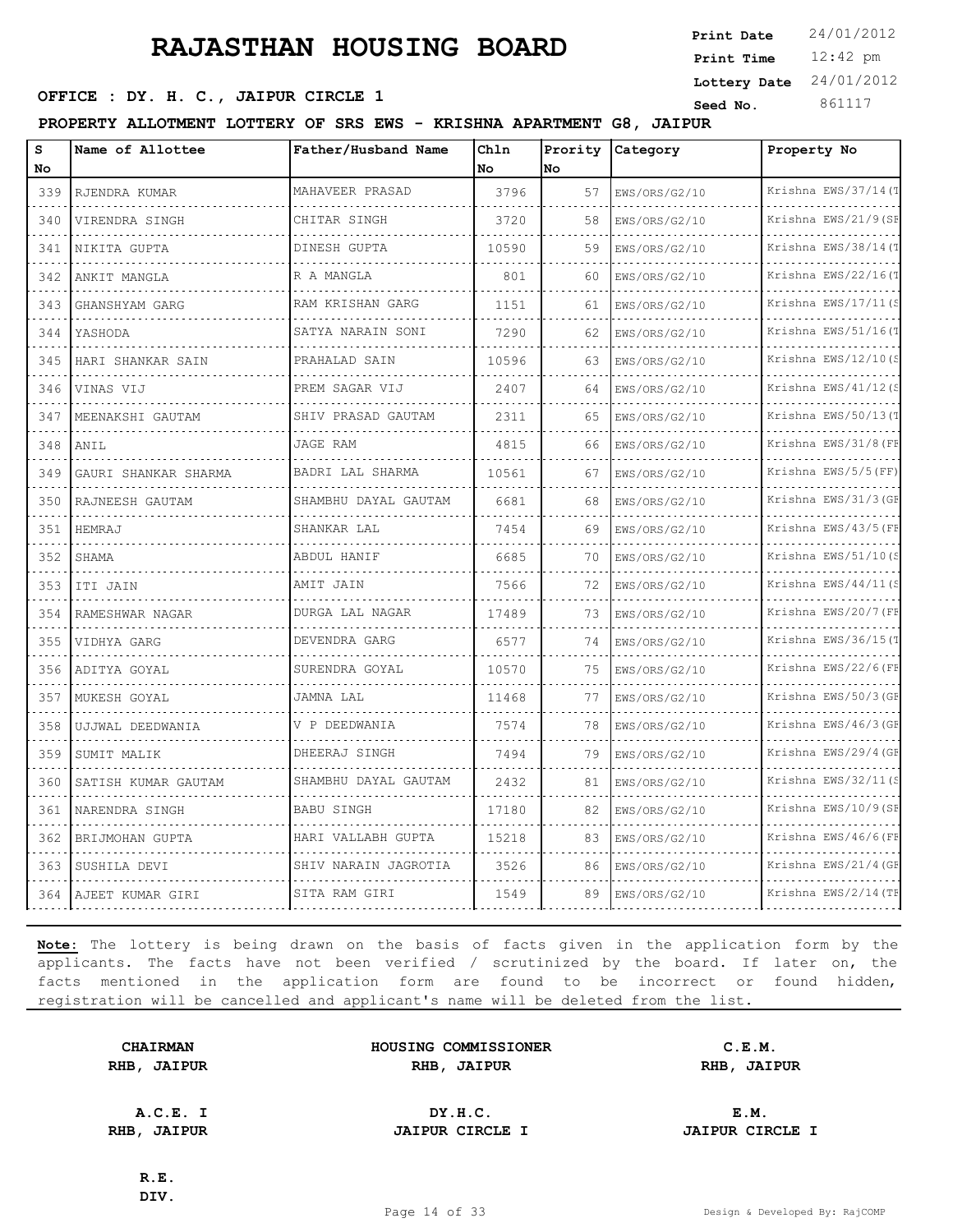# RAJASTHAN HOUSING BOARD

**Print Date** 24/01/2012
**Print Time** 12:42 pm
**Lottery Date** 24/01/2012
**Seed No.** 861117

**OFFICE : DY. H. C., JAIPUR CIRCLE 1**

**PROPERTY ALLOTMENT LOTTERY OF SRS EWS - KRISHNA APARTMENT G8, JAIPUR**

| S No | Name of Allottee | Father/Husband Name | Chln No | Prority No | Category | Property No |
|---|---|---|---|---|---|---|
| 339 | RJENDRA KUMAR | MAHAVEER PRASAD | 3796 | 57 | EWS/ORS/G2/10 | Krishna EWS/37/14(T |
| 340 | VIRENDRA SINGH | CHITAR SINGH | 3720 | 58 | EWS/ORS/G2/10 | Krishna EWS/21/9(SF |
| 341 | NIKITA GUPTA | DINESH GUPTA | 10590 | 59 | EWS/ORS/G2/10 | Krishna EWS/38/14(T |
| 342 | ANKIT MANGLA | R A MANGLA | 801 | 60 | EWS/ORS/G2/10 | Krishna EWS/22/16(T |
| 343 | GHANSHYAM GARG | RAM KRISHAN GARG | 1151 | 61 | EWS/ORS/G2/10 | Krishna EWS/17/11(S |
| 344 | YASHODA | SATYA NARAIN SONI | 7290 | 62 | EWS/ORS/G2/10 | Krishna EWS/51/16(T |
| 345 | HARI SHANKAR SAIN | PRAHALAD SAIN | 10596 | 63 | EWS/ORS/G2/10 | Krishna EWS/12/10(S |
| 346 | VINAS VIJ | PREM SAGAR VIJ | 2407 | 64 | EWS/ORS/G2/10 | Krishna EWS/41/12(S |
| 347 | MEENAKSHI GAUTAM | SHIV PRASAD GAUTAM | 2311 | 65 | EWS/ORS/G2/10 | Krishna EWS/50/13(T |
| 348 | ANIL | JAGE RAM | 4815 | 66 | EWS/ORS/G2/10 | Krishna EWS/31/8(FF |
| 349 | GAURI SHANKAR SHARMA | BADRI LAL SHARMA | 10561 | 67 | EWS/ORS/G2/10 | Krishna EWS/5/5(FF) |
| 350 | RAJNEESH GAUTAM | SHAMBHU DAYAL GAUTAM | 6681 | 68 | EWS/ORS/G2/10 | Krishna EWS/31/3(GF |
| 351 | HEMRAJ | SHANKAR LAL | 7454 | 69 | EWS/ORS/G2/10 | Krishna EWS/43/5(FF |
| 352 | SHAMA | ABDUL HANIF | 6685 | 70 | EWS/ORS/G2/10 | Krishna EWS/51/10(S |
| 353 | ITI JAIN | AMIT JAIN | 7566 | 72 | EWS/ORS/G2/10 | Krishna EWS/44/11(S |
| 354 | RAMESHWAR NAGAR | DURGA LAL NAGAR | 17489 | 73 | EWS/ORS/G2/10 | Krishna EWS/20/7(FF |
| 355 | VIDHYA GARG | DEVENDRA GARG | 6577 | 74 | EWS/ORS/G2/10 | Krishna EWS/36/15(T |
| 356 | ADITYA GOYAL | SURENDRA GOYAL | 10570 | 75 | EWS/ORS/G2/10 | Krishna EWS/22/6(FF |
| 357 | MUKESH GOYAL | JAMNA LAL | 11468 | 77 | EWS/ORS/G2/10 | Krishna EWS/50/3(GF |
| 358 | UJJWAL DEEDWANIA | V P DEEDWANIA | 7574 | 78 | EWS/ORS/G2/10 | Krishna EWS/46/3(GF |
| 359 | SUMIT MALIK | DHEERAJ SINGH | 7494 | 79 | EWS/ORS/G2/10 | Krishna EWS/29/4(GF |
| 360 | SATISH KUMAR GAUTAM | SHAMBHU DAYAL GAUTAM | 2432 | 81 | EWS/ORS/G2/10 | Krishna EWS/32/11(S |
| 361 | NARENDRA SINGH | BABU SINGH | 17180 | 82 | EWS/ORS/G2/10 | Krishna EWS/10/9(SF |
| 362 | BRIJMOHAN GUPTA | HARI VALLABH GUPTA | 15218 | 83 | EWS/ORS/G2/10 | Krishna EWS/46/6(FF |
| 363 | SUSHILA DEVI | SHIV NARAIN JAGROTIA | 3526 | 86 | EWS/ORS/G2/10 | Krishna EWS/21/4(GF |
| 364 | AJEET KUMAR GIRI | SITA RAM GIRI | 1549 | 89 | EWS/ORS/G2/10 | Krishna EWS/2/14(TF |

**Note:** The lottery is being drawn on the basis of facts given in the application form by the applicants. The facts have not been verified / scrutinized by the board. If later on, the facts mentioned in the application form are found to be incorrect or found hidden, registration will be cancelled and applicant's name will be deleted from the list.

| **CHAIRMAN** **RHB, JAIPUR** | **HOUSING COMMISSIONER** **RHB, JAIPUR** | **C.E.M.** **RHB, JAIPUR** |
|---|---|---|
| **A.C.E. I** **RHB, JAIPUR** | **DY.H.C.** **JAIPUR CIRCLE I** | **E.M.** **JAIPUR CIRCLE I** |
| **R.E.** **DIV.** | | |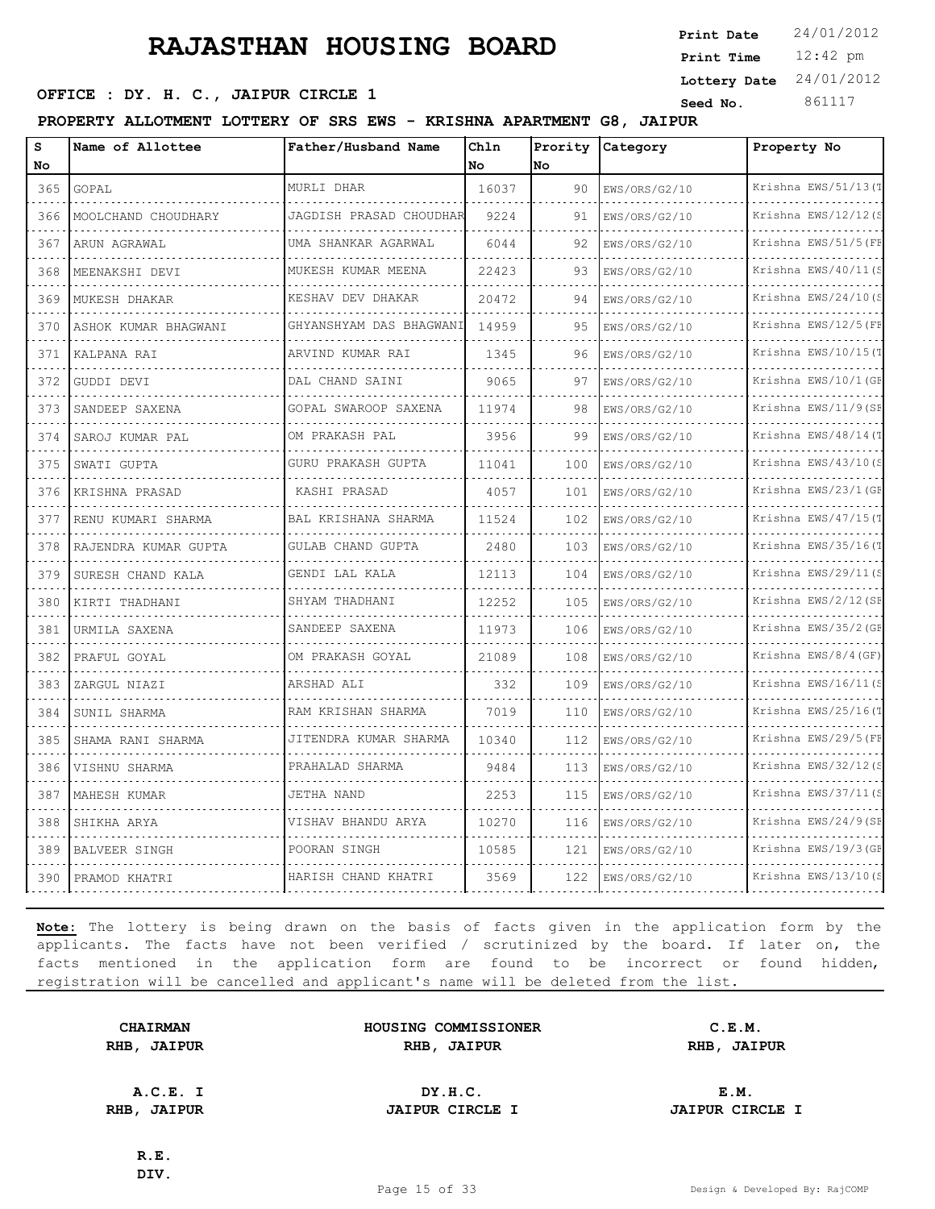# RAJASTHAN HOUSING BOARD

**Print Date** 24/01/2012
**Print Time** 12:42 pm
**Lottery Date** 24/01/2012
**Seed No.** 861117

**OFFICE : DY. H. C., JAIPUR CIRCLE 1**

**PROPERTY ALLOTMENT LOTTERY OF SRS EWS - KRISHNA APARTMENT G8, JAIPUR**

| S No | Name of Allottee | Father/Husband Name | Chln No | Prority No | Category | Property No |
|---|---|---|---|---|---|---|
| 365 | GOPAL | MURLI DHAR | 16037 | 90 | EWS/ORS/G2/10 | Krishna EWS/51/13(T |
| 366 | MOOLCHAND CHOUDHARY | JAGDISH PRASAD CHOUDHAR | 9224 | 91 | EWS/ORS/G2/10 | Krishna EWS/12/12(S |
| 367 | ARUN AGRAWAL | UMA SHANKAR AGARWAL | 6044 | 92 | EWS/ORS/G2/10 | Krishna EWS/51/5(FF |
| 368 | MEENAKSHI DEVI | MUKESH KUMAR MEENA | 22423 | 93 | EWS/ORS/G2/10 | Krishna EWS/40/11(S |
| 369 | MUKESH DHAKAR | KESHAV DEV DHAKAR | 20472 | 94 | EWS/ORS/G2/10 | Krishna EWS/24/10(S |
| 370 | ASHOK KUMAR BHAGWANI | GHYANSHYAM DAS BHAGWANI | 14959 | 95 | EWS/ORS/G2/10 | Krishna EWS/12/5(FF |
| 371 | KALPANA RAI | ARVIND KUMAR RAI | 1345 | 96 | EWS/ORS/G2/10 | Krishna EWS/10/15(T |
| 372 | GUDDI DEVI | DAL CHAND SAINI | 9065 | 97 | EWS/ORS/G2/10 | Krishna EWS/10/1(GF |
| 373 | SANDEEP SAXENA | GOPAL SWAROOP SAXENA | 11974 | 98 | EWS/ORS/G2/10 | Krishna EWS/11/9(SF |
| 374 | SAROJ KUMAR PAL | OM PRAKASH PAL | 3956 | 99 | EWS/ORS/G2/10 | Krishna EWS/48/14(T |
| 375 | SWATI GUPTA | GURU PRAKASH GUPTA | 11041 | 100 | EWS/ORS/G2/10 | Krishna EWS/43/10(S |
| 376 | KRISHNA PRASAD | KASHI PRASAD | 4057 | 101 | EWS/ORS/G2/10 | Krishna EWS/23/1(GF |
| 377 | RENU KUMARI SHARMA | BAL KRISHANA SHARMA | 11524 | 102 | EWS/ORS/G2/10 | Krishna EWS/47/15(T |
| 378 | RAJENDRA KUMAR GUPTA | GULAB CHAND GUPTA | 2480 | 103 | EWS/ORS/G2/10 | Krishna EWS/35/16(T |
| 379 | SURESH CHAND KALA | GENDI LAL KALA | 12113 | 104 | EWS/ORS/G2/10 | Krishna EWS/29/11(S |
| 380 | KIRTI THADHANI | SHYAM THADHANI | 12252 | 105 | EWS/ORS/G2/10 | Krishna EWS/2/12(SF |
| 381 | URMILA SAXENA | SANDEEP SAXENA | 11973 | 106 | EWS/ORS/G2/10 | Krishna EWS/35/2(GF |
| 382 | PRAFUL GOYAL | OM PRAKASH GOYAL | 21089 | 108 | EWS/ORS/G2/10 | Krishna EWS/8/4(GF) |
| 383 | ZARGUL NIAZI | ARSHAD ALI | 332 | 109 | EWS/ORS/G2/10 | Krishna EWS/16/11(S |
| 384 | SUNIL SHARMA | RAM KRISHAN SHARMA | 7019 | 110 | EWS/ORS/G2/10 | Krishna EWS/25/16(T |
| 385 | SHAMA RANI SHARMA | JITENDRA KUMAR SHARMA | 10340 | 112 | EWS/ORS/G2/10 | Krishna EWS/29/5(FF |
| 386 | VISHNU SHARMA | PRAHALAD SHARMA | 9484 | 113 | EWS/ORS/G2/10 | Krishna EWS/32/12(S |
| 387 | MAHESH KUMAR | JETHA NAND | 2253 | 115 | EWS/ORS/G2/10 | Krishna EWS/37/11(S |
| 388 | SHIKHA ARYA | VISHAV BHANDU ARYA | 10270 | 116 | EWS/ORS/G2/10 | Krishna EWS/24/9(SF |
| 389 | BALVEER SINGH | POORAN SINGH | 10585 | 121 | EWS/ORS/G2/10 | Krishna EWS/19/3(GF |
| 390 | PRAMOD KHATRI | HARISH CHAND KHATRI | 3569 | 122 | EWS/ORS/G2/10 | Krishna EWS/13/10(S |

**Note:** The lottery is being drawn on the basis of facts given in the application form by the applicants. The facts have not been verified / scrutinized by the board. If later on, the facts mentioned in the application form are found to be incorrect or found hidden, registration will be cancelled and applicant's name will be deleted from the list.

| | | |
|---|---|---|
| **CHAIRMAN** RHB, JAIPUR | **HOUSING COMMISSIONER** RHB, JAIPUR | **C.E.M.** RHB, JAIPUR |
| **A.C.E. I** RHB, JAIPUR | **DY.H.C.** JAIPUR CIRCLE I | **E.M.** JAIPUR CIRCLE I |
| **R.E.** DIV. | | |

Design & Developed By: RajCOMP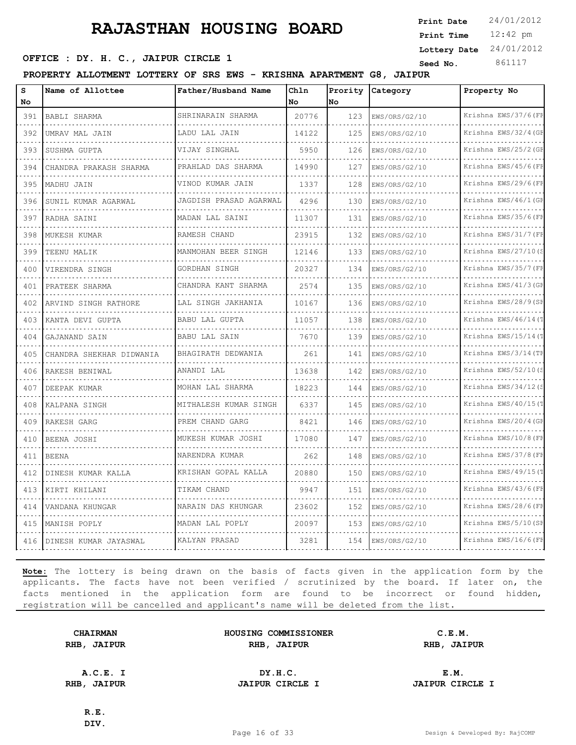# RAJASTHAN HOUSING BOARD

**Print Date** 24/01/2012
**Print Time** 12:42 pm
**Lottery Date** 24/01/2012
**Seed No.** 861117

**OFFICE : DY. H. C., JAIPUR CIRCLE 1**

**PROPERTY ALLOTMENT LOTTERY OF SRS EWS - KRISHNA APARTMENT G8, JAIPUR**

| S No | Name of Allottee | Father/Husband Name | Chln No | Prority No | Category | Property No |
|---|---|---|---|---|---|---|
| 391 | BABLI SHARMA | SHRINARAIN SHARMA | 20776 | 123 | EWS/ORS/G2/10 | Krishna EWS/37/6(FF |
| 392 | UMRAV MAL JAIN | LADU LAL JAIN | 14122 | 125 | EWS/ORS/G2/10 | Krishna EWS/32/4(GF |
| 393 | SUSHMA GUPTA | VIJAY SINGHAL | 5950 | 126 | EWS/ORS/G2/10 | Krishna EWS/25/2(GF |
| 394 | CHANDRA PRAKASH SHARMA | PRAHLAD DAS SHARMA | 14990 | 127 | EWS/ORS/G2/10 | Krishna EWS/45/6(FF |
| 395 | MADHU JAIN | VINOD KUMAR JAIN | 1337 | 128 | EWS/ORS/G2/10 | Krishna EWS/29/6(FF |
| 396 | SUNIL KUMAR AGARWAL | JAGDISH PRASAD AGARWAL | 4296 | 130 | EWS/ORS/G2/10 | Krishna EWS/46/1(GF |
| 397 | RADHA SAINI | MADAN LAL SAINI | 11307 | 131 | EWS/ORS/G2/10 | Krishna EWS/35/6(FF |
| 398 | MUKESH KUMAR | RAMESH CHAND | 23915 | 132 | EWS/ORS/G2/10 | Krishna EWS/31/7(FF |
| 399 | TEENU MALIK | MANMOHAN BEER SINGH | 12146 | 133 | EWS/ORS/G2/10 | Krishna EWS/27/10(S |
| 400 | VIRENDRA SINGH | GORDHAN SINGH | 20327 | 134 | EWS/ORS/G2/10 | Krishna EWS/35/7(FF |
| 401 | PRATEEK SHARMA | CHANDRA KANT SHARMA | 2574 | 135 | EWS/ORS/G2/10 | Krishna EWS/41/3(GF |
| 402 | ARVIND SINGH RATHORE | LAL SINGH JAKHANIA | 10167 | 136 | EWS/ORS/G2/10 | Krishna EWS/28/9(SF |
| 403 | KANTA DEVI GUPTA | BABU LAL GUPTA | 11057 | 138 | EWS/ORS/G2/10 | Krishna EWS/46/14(T |
| 404 | GAJANAND SAIN | BABU LAL SAIN | 7670 | 139 | EWS/ORS/G2/10 | Krishna EWS/15/14(T |
| 405 | CHANDRA SHEKHAR DIDWANIA | BHAGIRATH DEDWANIA | 261 | 141 | EWS/ORS/G2/10 | Krishna EWS/3/14(TF |
| 406 | RAKESH BENIWAL | ANANDI LAL | 13638 | 142 | EWS/ORS/G2/10 | Krishna EWS/52/10(S |
| 407 | DEEPAK KUMAR | MOHAN LAL SHARMA | 18223 | 144 | EWS/ORS/G2/10 | Krishna EWS/34/12(S |
| 408 | KALPANA SINGH | MITHALESH KUMAR SINGH | 6337 | 145 | EWS/ORS/G2/10 | Krishna EWS/40/15(T |
| 409 | RAKESH GARG | PREM CHAND GARG | 8421 | 146 | EWS/ORS/G2/10 | Krishna EWS/20/4(GF |
| 410 | BEENA JOSHI | MUKESH KUMAR JOSHI | 17080 | 147 | EWS/ORS/G2/10 | Krishna EWS/10/8(FF |
| 411 | BEENA | NARENDRA KUMAR | 262 | 148 | EWS/ORS/G2/10 | Krishna EWS/37/8(FF |
| 412 | DINESH KUMAR KALLA | KRISHAN GOPAL KALLA | 20880 | 150 | EWS/ORS/G2/10 | Krishna EWS/49/15(T |
| 413 | KIRTI KHILANI | TIKAM CHAND | 9947 | 151 | EWS/ORS/G2/10 | Krishna EWS/43/6(FF |
| 414 | VANDANA KHUNGAR | NARAIN DAS KHUNGAR | 23602 | 152 | EWS/ORS/G2/10 | Krishna EWS/28/6(FF |
| 415 | MANISH POPLY | MADAN LAL POPLY | 20097 | 153 | EWS/ORS/G2/10 | Krishna EWS/5/10(SF |
| 416 | DINESH KUMAR JAYASWAL | KALYAN PRASAD | 3281 | 154 | EWS/ORS/G2/10 | Krishna EWS/16/6(FF |

**Note:** The lottery is being drawn on the basis of facts given in the application form by the applicants. The facts have not been verified / scrutinized by the board. If later on, the facts mentioned in the application form are found to be incorrect or found hidden, registration will be cancelled and applicant's name will be deleted from the list.

| | | |
|---|---|---|
| **CHAIRMAN** **RHB, JAIPUR** | **HOUSING COMMISSIONER** **RHB, JAIPUR** | **C.E.M.** **RHB, JAIPUR** |
| **A.C.E. I** **RHB, JAIPUR** | **DY.H.C.** **JAIPUR CIRCLE I** | **E.M.** **JAIPUR CIRCLE I** |
| **R.E.** **DIV.** | | |

Design & Developed By: RajCOMP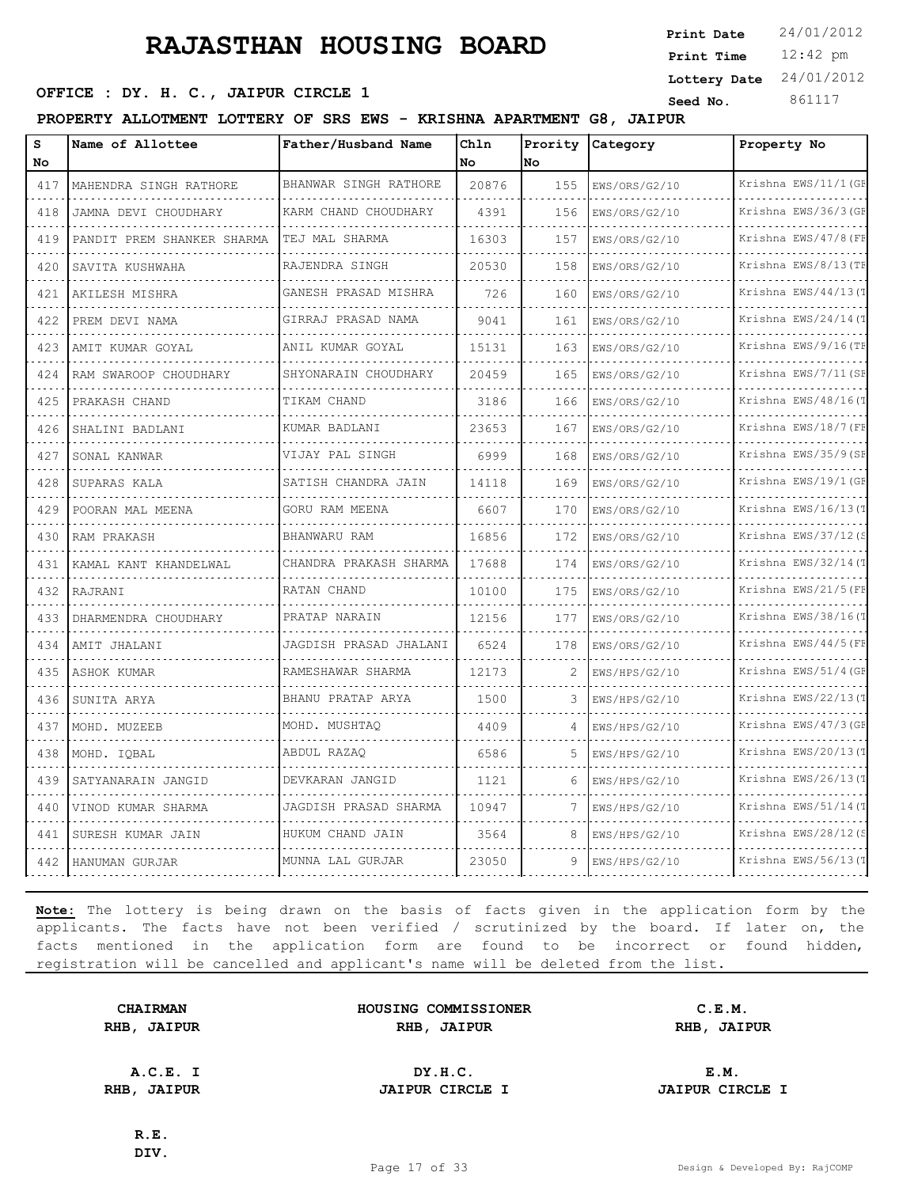# RAJASTHAN HOUSING BOARD

**Print Date** 24/01/2012
**Print Time** 12:42 pm
**Lottery Date** 24/01/2012
**Seed No.** 861117

**OFFICE : DY. H. C., JAIPUR CIRCLE 1**

**PROPERTY ALLOTMENT LOTTERY OF SRS EWS - KRISHNA APARTMENT G8, JAIPUR**

| S No | Name of Allottee | Father/Husband Name | Chln No | Prority No | Category | Property No |
|---|---|---|---|---|---|---|
| 417 | MAHENDRA SINGH RATHORE | BHANWAR SINGH RATHORE | 20876 | 155 | EWS/ORS/G2/10 | Krishna EWS/11/1(GR |
| 418 | JAMNA DEVI CHOUDHARY | KARM CHAND CHOUDHARY | 4391 | 156 | EWS/ORS/G2/10 | Krishna EWS/36/3(GR |
| 419 | PANDIT PREM SHANKER SHARMA | TEJ MAL SHARMA | 16303 | 157 | EWS/ORS/G2/10 | Krishna EWS/47/8(FR |
| 420 | SAVITA KUSHWAHA | RAJENDRA SINGH | 20530 | 158 | EWS/ORS/G2/10 | Krishna EWS/8/13(TH |
| 421 | AKILESH MISHRA | GANESH PRASAD MISHRA | 726 | 160 | EWS/ORS/G2/10 | Krishna EWS/44/13(T |
| 422 | PREM DEVI NAMA | GIRRAJ PRASAD NAMA | 9041 | 161 | EWS/ORS/G2/10 | Krishna EWS/24/14(T |
| 423 | AMIT KUMAR GOYAL | ANIL KUMAR GOYAL | 15131 | 163 | EWS/ORS/G2/10 | Krishna EWS/9/16(TH |
| 424 | RAM SWAROOP CHOUDHARY | SHYONARAIN CHOUDHARY | 20459 | 165 | EWS/ORS/G2/10 | Krishna EWS/7/11(SE |
| 425 | PRAKASH CHAND | TIKAM CHAND | 3186 | 166 | EWS/ORS/G2/10 | Krishna EWS/48/16(T |
| 426 | SHALINI BADLANI | KUMAR BADLANI | 23653 | 167 | EWS/ORS/G2/10 | Krishna EWS/18/7(FR |
| 427 | SONAL KANWAR | VIJAY PAL SINGH | 6999 | 168 | EWS/ORS/G2/10 | Krishna EWS/35/9(SE |
| 428 | SUPARAS KALA | SATISH CHANDRA JAIN | 14118 | 169 | EWS/ORS/G2/10 | Krishna EWS/19/1(GR |
| 429 | POORAN MAL MEENA | GORU RAM MEENA | 6607 | 170 | EWS/ORS/G2/10 | Krishna EWS/16/13(T |
| 430 | RAM PRAKASH | BHANWARU RAM | 16856 | 172 | EWS/ORS/G2/10 | Krishna EWS/37/12(S |
| 431 | KAMAL KANT KHANDELWAL | CHANDRA PRAKASH SHARMA | 17688 | 174 | EWS/ORS/G2/10 | Krishna EWS/32/14(T |
| 432 | RAJRANI | RATAN CHAND | 10100 | 175 | EWS/ORS/G2/10 | Krishna EWS/21/5(FR |
| 433 | DHARMENDRA CHOUDHARY | PRATAP NARAIN | 12156 | 177 | EWS/ORS/G2/10 | Krishna EWS/38/16(T |
| 434 | AMIT JHALANI | JAGDISH PRASAD JHALANI | 6524 | 178 | EWS/ORS/G2/10 | Krishna EWS/44/5(FR |
| 435 | ASHOK KUMAR | RAMESHAWAR SHARMA | 12173 | 2 | EWS/HPS/G2/10 | Krishna EWS/51/4(GR |
| 436 | SUNITA ARYA | BHANU PRATAP ARYA | 1500 | 3 | EWS/HPS/G2/10 | Krishna EWS/22/13(T |
| 437 | MOHD. MUZEEB | MOHD. MUSHTAQ | 4409 | 4 | EWS/HPS/G2/10 | Krishna EWS/47/3(GR |
| 438 | MOHD. IQBAL | ABDUL RAZAQ | 6586 | 5 | EWS/HPS/G2/10 | Krishna EWS/20/13(T |
| 439 | SATYANARAIN JANGID | DEVKARAN JANGID | 1121 | 6 | EWS/HPS/G2/10 | Krishna EWS/26/13(T |
| 440 | VINOD KUMAR SHARMA | JAGDISH PRASAD SHARMA | 10947 | 7 | EWS/HPS/G2/10 | Krishna EWS/51/14(T |
| 441 | SURESH KUMAR JAIN | HUKUM CHAND JAIN | 3564 | 8 | EWS/HPS/G2/10 | Krishna EWS/28/12(S |
| 442 | HANUMAN GURJAR | MUNNA LAL GURJAR | 23050 | 9 | EWS/HPS/G2/10 | Krishna EWS/56/13(T |

**Note:** The lottery is being drawn on the basis of facts given in the application form by the applicants. The facts have not been verified / scrutinized by the board. If later on, the facts mentioned in the application form are found to be incorrect or found hidden, registration will be cancelled and applicant's name will be deleted from the list.

| | | |
|---|---|---|
| **CHAIRMAN**<br>**RHB, JAIPUR** | **HOUSING COMMISSIONER**<br>**RHB, JAIPUR** | **C.E.M.**<br>**RHB, JAIPUR** |
| **A.C.E. I**<br>**RHB, JAIPUR** | **DY.H.C.**<br>**JAIPUR CIRCLE I** | **E.M.**<br>**JAIPUR CIRCLE I** |
| **R.E.**<br>**DIV.** | | |

Design & Developed By: RajCOMP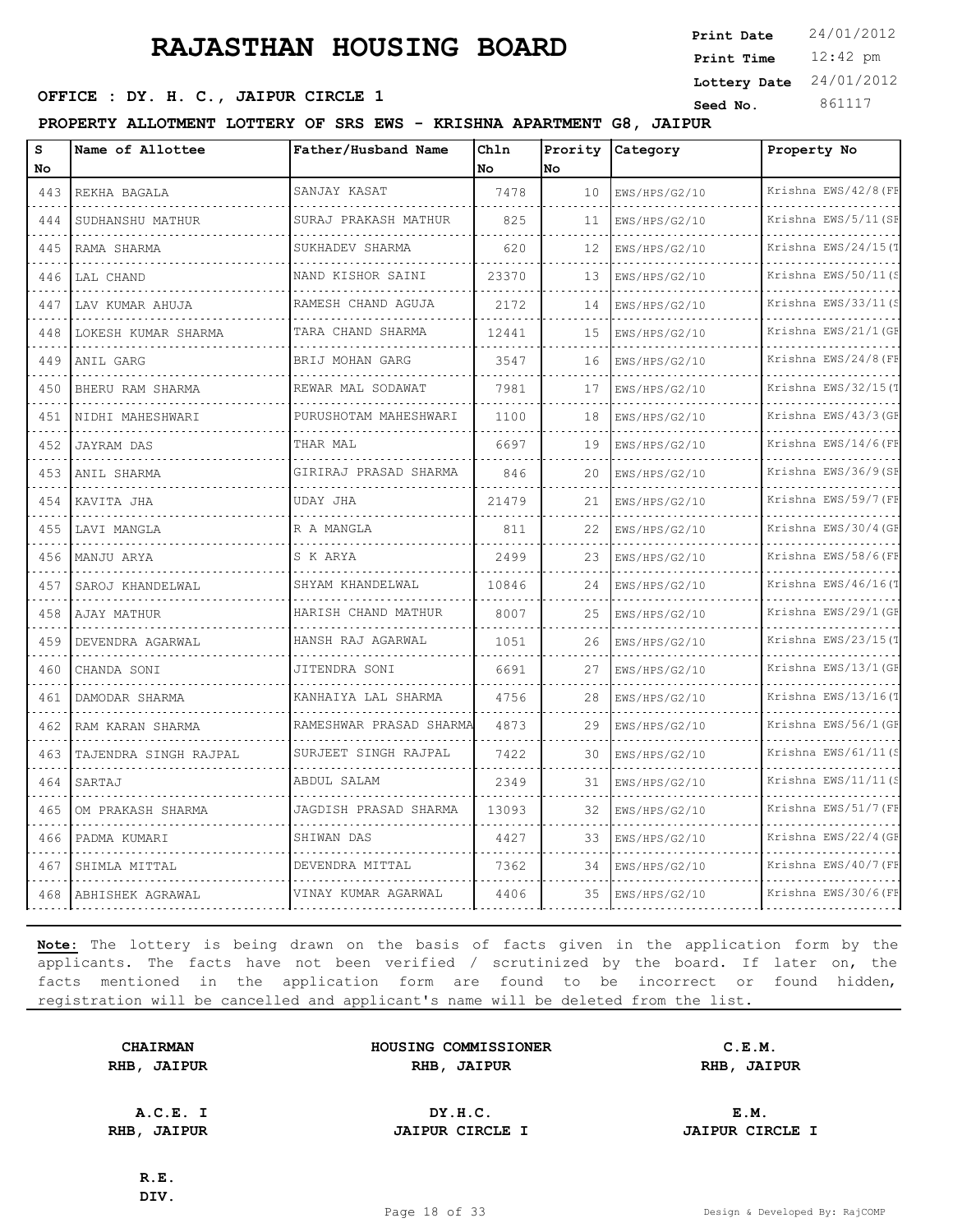# RAJASTHAN HOUSING BOARD

**OFFICE : DY. H. C., JAIPUR CIRCLE 1**

Print Date 24/01/2012
Print Time 12:42 pm
Lottery Date 24/01/2012
Seed No. 861117

**PROPERTY ALLOTMENT LOTTERY OF SRS EWS - KRISHNA APARTMENT G8, JAIPUR**

| S No | Name of Allottee | Father/Husband Name | Chln No | Prority No | Category | Property No |
|---|---|---|---|---|---|---|
| 443 | REKHA BAGALA | SANJAY KASAT | 7478 | 10 | EWS/HPS/G2/10 | Krishna EWS/42/8(FF |
| 444 | SUDHANSHU MATHUR | SURAJ PRAKASH MATHUR | 825 | 11 | EWS/HPS/G2/10 | Krishna EWS/5/11(SF |
| 445 | RAMA SHARMA | SUKHADEV SHARMA | 620 | 12 | EWS/HPS/G2/10 | Krishna EWS/24/15(T |
| 446 | LAL CHAND | NAND KISHOR SAINI | 23370 | 13 | EWS/HPS/G2/10 | Krishna EWS/50/11(S |
| 447 | LAV KUMAR AHUJA | RAMESH CHAND AGUJA | 2172 | 14 | EWS/HPS/G2/10 | Krishna EWS/33/11(S |
| 448 | LOKESH KUMAR SHARMA | TARA CHAND SHARMA | 12441 | 15 | EWS/HPS/G2/10 | Krishna EWS/21/1(GF |
| 449 | ANIL GARG | BRIJ MOHAN GARG | 3547 | 16 | EWS/HPS/G2/10 | Krishna EWS/24/8(FF |
| 450 | BHERU RAM SHARMA | REWAR MAL SODAWAT | 7981 | 17 | EWS/HPS/G2/10 | Krishna EWS/32/15(T |
| 451 | NIDHI MAHESHWARI | PURUSHOTAM MAHESHWARI | 1100 | 18 | EWS/HPS/G2/10 | Krishna EWS/43/3(GF |
| 452 | JAYRAM DAS | THAR MAL | 6697 | 19 | EWS/HPS/G2/10 | Krishna EWS/14/6(FF |
| 453 | ANIL SHARMA | GIRIRAJ PRASAD SHARMA | 846 | 20 | EWS/HPS/G2/10 | Krishna EWS/36/9(SF |
| 454 | KAVITA JHA | UDAY JHA | 21479 | 21 | EWS/HPS/G2/10 | Krishna EWS/59/7(FF |
| 455 | LAVI MANGLA | R A MANGLA | 811 | 22 | EWS/HPS/G2/10 | Krishna EWS/30/4(GF |
| 456 | MANJU ARYA | S K ARYA | 2499 | 23 | EWS/HPS/G2/10 | Krishna EWS/58/6(FF |
| 457 | SAROJ KHANDELWAL | SHYAM KHANDELWAL | 10846 | 24 | EWS/HPS/G2/10 | Krishna EWS/46/16(T |
| 458 | AJAY MATHUR | HARISH CHAND MATHUR | 8007 | 25 | EWS/HPS/G2/10 | Krishna EWS/29/1(GF |
| 459 | DEVENDRA AGARWAL | HANSH RAJ AGARWAL | 1051 | 26 | EWS/HPS/G2/10 | Krishna EWS/23/15(T |
| 460 | CHANDA SONI | JITENDRA SONI | 6691 | 27 | EWS/HPS/G2/10 | Krishna EWS/13/1(GF |
| 461 | DAMODAR SHARMA | KANHAIYA LAL SHARMA | 4756 | 28 | EWS/HPS/G2/10 | Krishna EWS/13/16(T |
| 462 | RAM KARAN SHARMA | RAMESHWAR PRASAD SHARMA | 4873 | 29 | EWS/HPS/G2/10 | Krishna EWS/56/1(GF |
| 463 | TAJENDRA SINGH RAJPAL | SURJEET SINGH RAJPAL | 7422 | 30 | EWS/HPS/G2/10 | Krishna EWS/61/11(S |
| 464 | SARTAJ | ABDUL SALAM | 2349 | 31 | EWS/HPS/G2/10 | Krishna EWS/11/11(S |
| 465 | OM PRAKASH SHARMA | JAGDISH PRASAD SHARMA | 13093 | 32 | EWS/HPS/G2/10 | Krishna EWS/51/7(FF |
| 466 | PADMA KUMARI | SHIWAN DAS | 4427 | 33 | EWS/HPS/G2/10 | Krishna EWS/22/4(GF |
| 467 | SHIMLA MITTAL | DEVENDRA MITTAL | 7362 | 34 | EWS/HPS/G2/10 | Krishna EWS/40/7(FF |
| 468 | ABHISHEK AGRAWAL | VINAY KUMAR AGARWAL | 4406 | 35 | EWS/HPS/G2/10 | Krishna EWS/30/6(FF |

**Note:** The lottery is being drawn on the basis of facts given in the application form by the applicants. The facts have not been verified / scrutinized by the board. If later on, the facts mentioned in the application form are found to be incorrect or found hidden, registration will be cancelled and applicant's name will be deleted from the list.

| CHAIRMAN RHB, JAIPUR | HOUSING COMMISSIONER RHB, JAIPUR | C.E.M. RHB, JAIPUR |
|---|---|---|
| A.C.E. I RHB, JAIPUR | DY.H.C. JAIPUR CIRCLE I | E.M. JAIPUR CIRCLE I |

**R.E. DIV.**

Design & Developed By: RajCOMP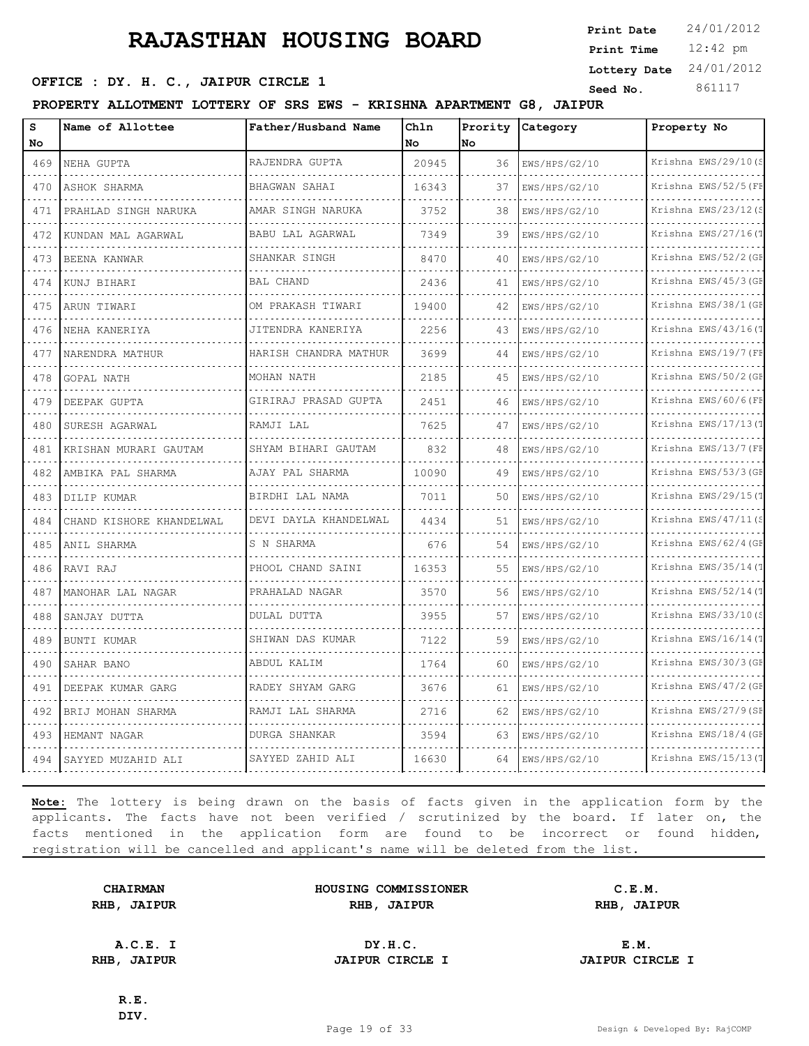# RAJASTHAN HOUSING BOARD

**OFFICE : DY. H. C., JAIPUR CIRCLE 1**

Print Date 24/01/2012
Print Time 12:42 pm
Lottery Date 24/01/2012
Seed No. 861117

**PROPERTY ALLOTMENT LOTTERY OF SRS EWS - KRISHNA APARTMENT G8, JAIPUR**

| S No | Name of Allottee | Father/Husband Name | Chln No | Prority No | Category | Property No |
|---|---|---|---|---|---|---|
| 469 | NEHA GUPTA | RAJENDRA GUPTA | 20945 | 36 | EWS/HPS/G2/10 | Krishna EWS/29/10(S |
| 470 | ASHOK SHARMA | BHAGWAN SAHAI | 16343 | 37 | EWS/HPS/G2/10 | Krishna EWS/52/5(FF |
| 471 | PRAHLAD SINGH NARUKA | AMAR SINGH NARUKA | 3752 | 38 | EWS/HPS/G2/10 | Krishna EWS/23/12(S |
| 472 | KUNDAN MAL AGARWAL | BABU LAL AGARWAL | 7349 | 39 | EWS/HPS/G2/10 | Krishna EWS/27/16(T |
| 473 | BEENA KANWAR | SHANKAR SINGH | 8470 | 40 | EWS/HPS/G2/10 | Krishna EWS/52/2(GF |
| 474 | KUNJ BIHARI | BAL CHAND | 2436 | 41 | EWS/HPS/G2/10 | Krishna EWS/45/3(GF |
| 475 | ARUN TIWARI | OM PRAKASH TIWARI | 19400 | 42 | EWS/HPS/G2/10 | Krishna EWS/38/1(GF |
| 476 | NEHA KANERIYA | JITENDRA KANERIYA | 2256 | 43 | EWS/HPS/G2/10 | Krishna EWS/43/16(T |
| 477 | NARENDRA MATHUR | HARISH CHANDRA MATHUR | 3699 | 44 | EWS/HPS/G2/10 | Krishna EWS/19/7(FF |
| 478 | GOPAL NATH | MOHAN NATH | 2185 | 45 | EWS/HPS/G2/10 | Krishna EWS/50/2(GF |
| 479 | DEEPAK GUPTA | GIRIRAJ PRASAD GUPTA | 2451 | 46 | EWS/HPS/G2/10 | Krishna EWS/60/6(FF |
| 480 | SURESH AGARWAL | RAMJI LAL | 7625 | 47 | EWS/HPS/G2/10 | Krishna EWS/17/13(T |
| 481 | KRISHAN MURARI GAUTAM | SHYAM BIHARI GAUTAM | 832 | 48 | EWS/HPS/G2/10 | Krishna EWS/13/7(FF |
| 482 | AMBIKA PAL SHARMA | AJAY PAL SHARMA | 10090 | 49 | EWS/HPS/G2/10 | Krishna EWS/53/3(GF |
| 483 | DILIP KUMAR | BIRDHI LAL NAMA | 7011 | 50 | EWS/HPS/G2/10 | Krishna EWS/29/15(T |
| 484 | CHAND KISHORE KHANDELWAL | DEVI DAYLA KHANDELWAL | 4434 | 51 | EWS/HPS/G2/10 | Krishna EWS/47/11(S |
| 485 | ANIL SHARMA | S N SHARMA | 676 | 54 | EWS/HPS/G2/10 | Krishna EWS/62/4(GF |
| 486 | RAVI RAJ | PHOOL CHAND SAINI | 16353 | 55 | EWS/HPS/G2/10 | Krishna EWS/35/14(T |
| 487 | MANOHAR LAL NAGAR | PRAHALAD NAGAR | 3570 | 56 | EWS/HPS/G2/10 | Krishna EWS/52/14(T |
| 488 | SANJAY DUTTA | DULAL DUTTA | 3955 | 57 | EWS/HPS/G2/10 | Krishna EWS/33/10(S |
| 489 | BUNTI KUMAR | SHIWAN DAS KUMAR | 7122 | 59 | EWS/HPS/G2/10 | Krishna EWS/16/14(T |
| 490 | SAHAR BANO | ABDUL KALIM | 1764 | 60 | EWS/HPS/G2/10 | Krishna EWS/30/3(GF |
| 491 | DEEPAK KUMAR GARG | RADEY SHYAM GARG | 3676 | 61 | EWS/HPS/G2/10 | Krishna EWS/47/2(GF |
| 492 | BRIJ MOHAN SHARMA | RAMJI LAL SHARMA | 2716 | 62 | EWS/HPS/G2/10 | Krishna EWS/27/9(SF |
| 493 | HEMANT NAGAR | DURGA SHANKAR | 3594 | 63 | EWS/HPS/G2/10 | Krishna EWS/18/4(GF |
| 494 | SAYYED MUZAHID ALI | SAYYED ZAHID ALI | 16630 | 64 | EWS/HPS/G2/10 | Krishna EWS/15/13(T |

**Note:** The lottery is being drawn on the basis of facts given in the application form by the applicants. The facts have not been verified / scrutinized by the board. If later on, the facts mentioned in the application form are found to be incorrect or found hidden, registration will be cancelled and applicant's name will be deleted from the list.

| | | |
|---|---|---|
| **CHAIRMAN** RHB, JAIPUR | **HOUSING COMMISSIONER** RHB, JAIPUR | **C.E.M.** RHB, JAIPUR |
| **A.C.E. I** RHB, JAIPUR | **DY.H.C.** JAIPUR CIRCLE I | **E.M.** JAIPUR CIRCLE I |
| **R.E.** DIV. | | |

Design & Developed By: RajCOMP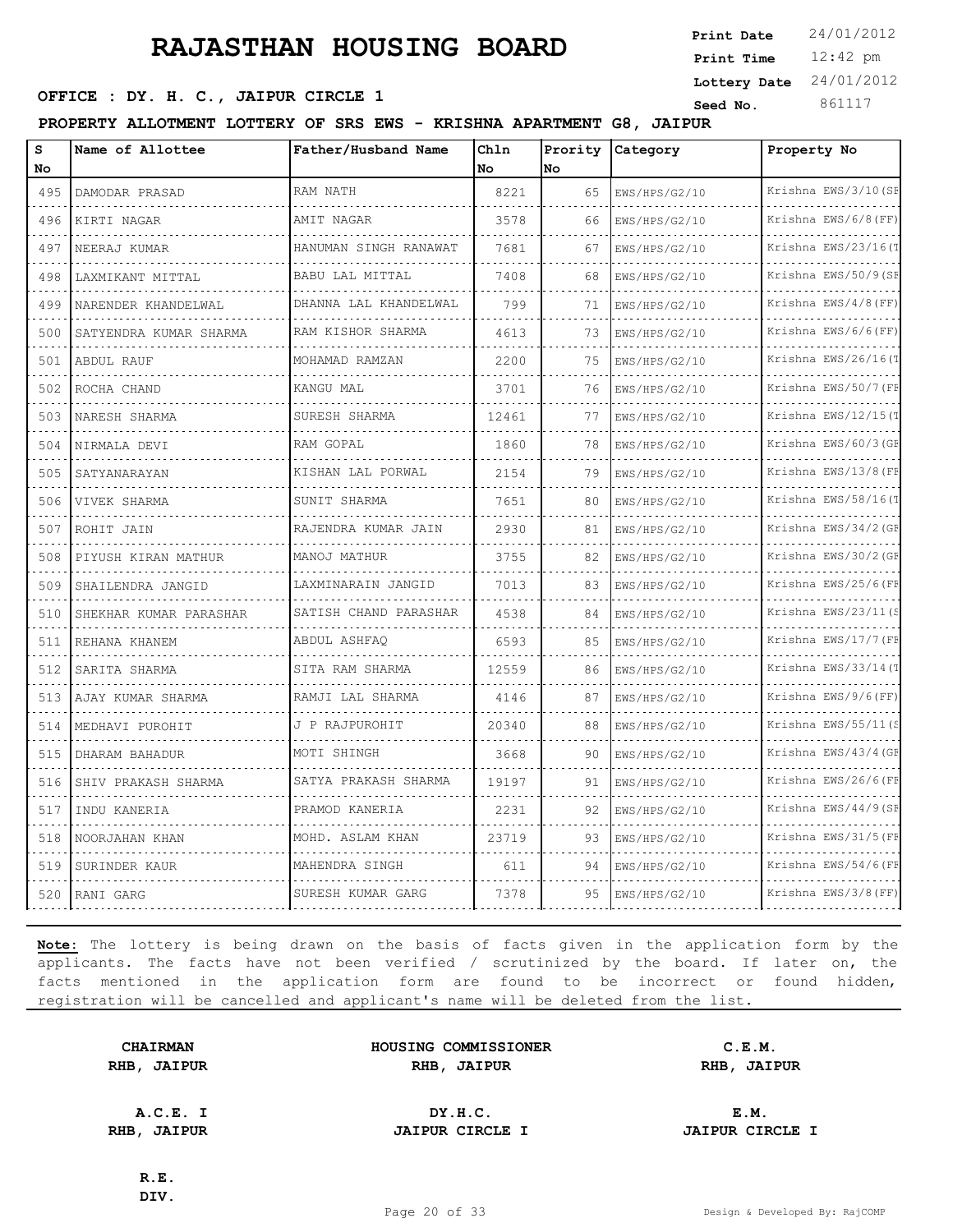# RAJASTHAN HOUSING BOARD

**Print Date** 24/01/2012
**Print Time** 12:42 pm
**Lottery Date** 24/01/2012
**Seed No.** 861117

**OFFICE : DY. H. C., JAIPUR CIRCLE 1**

**PROPERTY ALLOTMENT LOTTERY OF SRS EWS - KRISHNA APARTMENT G8, JAIPUR**

| S No | Name of Allottee | Father/Husband Name | Chln No | Prority No | Category | Property No |
|---|---|---|---|---|---|---|
| 495 | DAMODAR PRASAD | RAM NATH | 8221 | 65 | EWS/HPS/G2/10 | Krishna EWS/3/10(SE |
| 496 | KIRTI NAGAR | AMIT NAGAR | 3578 | 66 | EWS/HPS/G2/10 | Krishna EWS/6/8(FF) |
| 497 | NEERAJ KUMAR | HANUMAN SINGH RANAWAT | 7681 | 67 | EWS/HPS/G2/10 | Krishna EWS/23/16(T |
| 498 | LAXMIKANT MITTAL | BABU LAL MITTAL | 7408 | 68 | EWS/HPS/G2/10 | Krishna EWS/50/9(SE |
| 499 | NARENDER KHANDELWAL | DHANNA LAL KHANDELWAL | 799 | 71 | EWS/HPS/G2/10 | Krishna EWS/4/8(FF) |
| 500 | SATYENDRA KUMAR SHARMA | RAM KISHOR SHARMA | 4613 | 73 | EWS/HPS/G2/10 | Krishna EWS/6/6(FF) |
| 501 | ABDUL RAUF | MOHAMAD RAMZAN | 2200 | 75 | EWS/HPS/G2/10 | Krishna EWS/26/16(T |
| 502 | ROCHA CHAND | KANGU MAL | 3701 | 76 | EWS/HPS/G2/10 | Krishna EWS/50/7(FE |
| 503 | NARESH SHARMA | SURESH SHARMA | 12461 | 77 | EWS/HPS/G2/10 | Krishna EWS/12/15(T |
| 504 | NIRMALA DEVI | RAM GOPAL | 1860 | 78 | EWS/HPS/G2/10 | Krishna EWS/60/3(GE |
| 505 | SATYANARAYAN | KISHAN LAL PORWAL | 2154 | 79 | EWS/HPS/G2/10 | Krishna EWS/13/8(FE |
| 506 | VIVEK SHARMA | SUNIT SHARMA | 7651 | 80 | EWS/HPS/G2/10 | Krishna EWS/58/16(T |
| 507 | ROHIT JAIN | RAJENDRA KUMAR JAIN | 2930 | 81 | EWS/HPS/G2/10 | Krishna EWS/34/2(GE |
| 508 | PIYUSH KIRAN MATHUR | MANOJ MATHUR | 3755 | 82 | EWS/HPS/G2/10 | Krishna EWS/30/2(GE |
| 509 | SHAILENDRA JANGID | LAXMINARAIN JANGID | 7013 | 83 | EWS/HPS/G2/10 | Krishna EWS/25/6(FE |
| 510 | SHEKHAR KUMAR PARASHAR | SATISH CHAND PARASHAR | 4538 | 84 | EWS/HPS/G2/10 | Krishna EWS/23/11(S |
| 511 | REHANA KHANEM | ABDUL ASHFAQ | 6593 | 85 | EWS/HPS/G2/10 | Krishna EWS/17/7(FE |
| 512 | SARITA SHARMA | SITA RAM SHARMA | 12559 | 86 | EWS/HPS/G2/10 | Krishna EWS/33/14(T |
| 513 | AJAY KUMAR SHARMA | RAMJI LAL SHARMA | 4146 | 87 | EWS/HPS/G2/10 | Krishna EWS/9/6(FF) |
| 514 | MEDHAVI PUROHIT | J P RAJPUROHIT | 20340 | 88 | EWS/HPS/G2/10 | Krishna EWS/55/11(S |
| 515 | DHARAM BAHADUR | MOTI SHINGH | 3668 | 90 | EWS/HPS/G2/10 | Krishna EWS/43/4(GE |
| 516 | SHIV PRAKASH SHARMA | SATYA PRAKASH SHARMA | 19197 | 91 | EWS/HPS/G2/10 | Krishna EWS/26/6(FE |
| 517 | INDU KANERIA | PRAMOD KANERIA | 2231 | 92 | EWS/HPS/G2/10 | Krishna EWS/44/9(SE |
| 518 | NOORJAHAN KHAN | MOHD. ASLAM KHAN | 23719 | 93 | EWS/HPS/G2/10 | Krishna EWS/31/5(FE |
| 519 | SURINDER KAUR | MAHENDRA SINGH | 611 | 94 | EWS/HPS/G2/10 | Krishna EWS/54/6(FE |
| 520 | RANI GARG | SURESH KUMAR GARG | 7378 | 95 | EWS/HPS/G2/10 | Krishna EWS/3/8(FF) |

**Note:** The lottery is being drawn on the basis of facts given in the application form by the applicants. The facts have not been verified / scrutinized by the board. If later on, the facts mentioned in the application form are found to be incorrect or found hidden, registration will be cancelled and applicant's name will be deleted from the list.

| CHAIRMAN RHB, JAIPUR | HOUSING COMMISSIONER RHB, JAIPUR | C.E.M. RHB, JAIPUR |
|---|---|---|
| A.C.E. I RHB, JAIPUR | DY.H.C. JAIPUR CIRCLE I | E.M. JAIPUR CIRCLE I |

**R.E. DIV.**

Design & Developed By: RajCOMP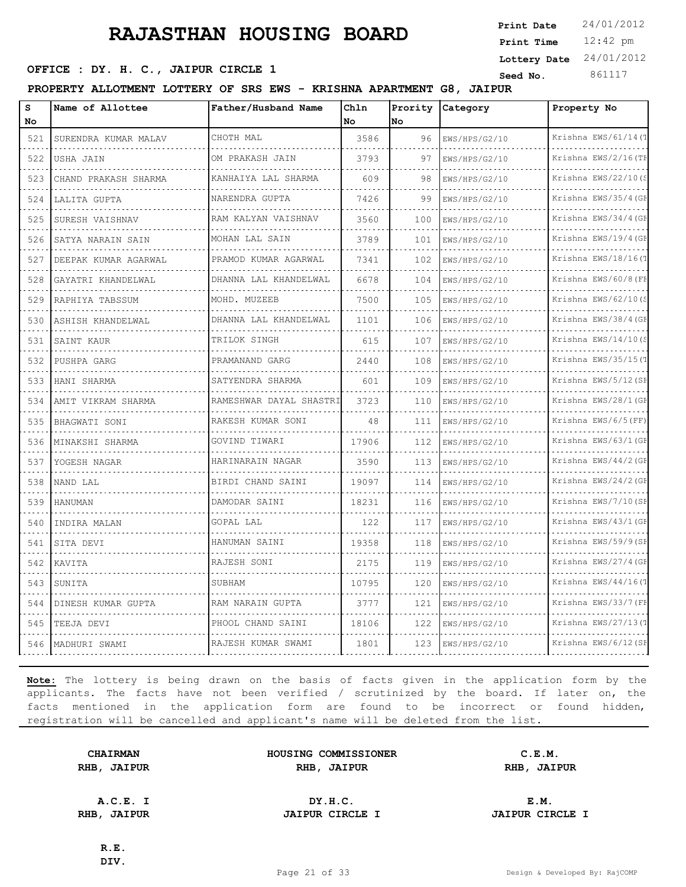# RAJASTHAN HOUSING BOARD

**Print Date** 24/01/2012
**Print Time** 12:42 pm
**Lottery Date** 24/01/2012
**Seed No.** 861117

**OFFICE : DY. H. C., JAIPUR CIRCLE 1**

**PROPERTY ALLOTMENT LOTTERY OF SRS EWS - KRISHNA APARTMENT G8, JAIPUR**

| S No | Name of Allottee | Father/Husband Name | Chln No | Prority No | Category | Property No |
|---|---|---|---|---|---|---|
| 521 | SURENDRA KUMAR MALAV | CHOTH MAL | 3586 | 96 | EWS/HPS/G2/10 | Krishna EWS/61/14(T |
| 522 | USHA JAIN | OM PRAKASH JAIN | 3793 | 97 | EWS/HPS/G2/10 | Krishna EWS/2/16(TF |
| 523 | CHAND PRAKASH SHARMA | KANHAIYA LAL SHARMA | 609 | 98 | EWS/HPS/G2/10 | Krishna EWS/22/10(S |
| 524 | LALITA GUPTA | NARENDRA GUPTA | 7426 | 99 | EWS/HPS/G2/10 | Krishna EWS/35/4(GF |
| 525 | SURESH VAISHNAV | RAM KALYAN VAISHNAV | 3560 | 100 | EWS/HPS/G2/10 | Krishna EWS/34/4(GF |
| 526 | SATYA NARAIN SAIN | MOHAN LAL SAIN | 3789 | 101 | EWS/HPS/G2/10 | Krishna EWS/19/4(GF |
| 527 | DEEPAK KUMAR AGARWAL | PRAMOD KUMAR AGARWAL | 7341 | 102 | EWS/HPS/G2/10 | Krishna EWS/18/16(T |
| 528 | GAYATRI KHANDELWAL | DHANNA LAL KHANDELWAL | 6678 | 104 | EWS/HPS/G2/10 | Krishna EWS/60/8(FF |
| 529 | RAPHIYA TABSSUM | MOHD. MUZEEB | 7500 | 105 | EWS/HPS/G2/10 | Krishna EWS/62/10(S |
| 530 | ASHISH KHANDELWAL | DHANNA LAL KHANDELWAL | 1101 | 106 | EWS/HPS/G2/10 | Krishna EWS/38/4(GF |
| 531 | SAINT KAUR | TRILOK SINGH | 615 | 107 | EWS/HPS/G2/10 | Krishna EWS/14/10(S |
| 532 | PUSHPA GARG | PRAMANAND GARG | 2440 | 108 | EWS/HPS/G2/10 | Krishna EWS/35/15(T |
| 533 | HANI SHARMA | SATYENDRA SHARMA | 601 | 109 | EWS/HPS/G2/10 | Krishna EWS/5/12(SF |
| 534 | AMIT VIKRAM SHARMA | RAMESHWAR DAYAL SHASTRI | 3723 | 110 | EWS/HPS/G2/10 | Krishna EWS/28/1(GF |
| 535 | BHAGWATI SONI | RAKESH KUMAR SONI | 48 | 111 | EWS/HPS/G2/10 | Krishna EWS/6/5(FF) |
| 536 | MINAKSHI SHARMA | GOVIND TIWARI | 17906 | 112 | EWS/HPS/G2/10 | Krishna EWS/63/1(GF |
| 537 | YOGESH NAGAR | HARINARAIN NAGAR | 3590 | 113 | EWS/HPS/G2/10 | Krishna EWS/44/2(GF |
| 538 | NAND LAL | BIRDI CHAND SAINI | 19097 | 114 | EWS/HPS/G2/10 | Krishna EWS/24/2(GF |
| 539 | HANUMAN | DAMODAR SAINI | 18231 | 116 | EWS/HPS/G2/10 | Krishna EWS/7/10(SF |
| 540 | INDIRA MALAN | GOPAL LAL | 122 | 117 | EWS/HPS/G2/10 | Krishna EWS/43/1(GF |
| 541 | SITA DEVI | HANUMAN SAINI | 19358 | 118 | EWS/HPS/G2/10 | Krishna EWS/59/9(SF |
| 542 | KAVITA | RAJESH SONI | 2175 | 119 | EWS/HPS/G2/10 | Krishna EWS/27/4(GF |
| 543 | SUNITA | SUBHAM | 10795 | 120 | EWS/HPS/G2/10 | Krishna EWS/44/16(T |
| 544 | DINESH KUMAR GUPTA | RAM NARAIN GUPTA | 3777 | 121 | EWS/HPS/G2/10 | Krishna EWS/33/7(FF |
| 545 | TEEJA DEVI | PHOOL CHAND SAINI | 18106 | 122 | EWS/HPS/G2/10 | Krishna EWS/27/13(T |
| 546 | MADHURI SWAMI | RAJESH KUMAR SWAMI | 1801 | 123 | EWS/HPS/G2/10 | Krishna EWS/6/12(SF |

**Note:** The lottery is being drawn on the basis of facts given in the application form by the applicants. The facts have not been verified / scrutinized by the board. If later on, the facts mentioned in the application form are found to be incorrect or found hidden, registration will be cancelled and applicant's name will be deleted from the list.

| | | |
|---|---|---|
| **CHAIRMAN**<br>**RHB, JAIPUR** | **HOUSING COMMISSIONER**<br>**RHB, JAIPUR** | **C.E.M.**<br>**RHB, JAIPUR** |
| **A.C.E. I**<br>**RHB, JAIPUR** | **DY.H.C.**<br>**JAIPUR CIRCLE I** | **E.M.**<br>**JAIPUR CIRCLE I** |
| **R.E.**<br>**DIV.** | | |

Design & Developed By: RajCOMP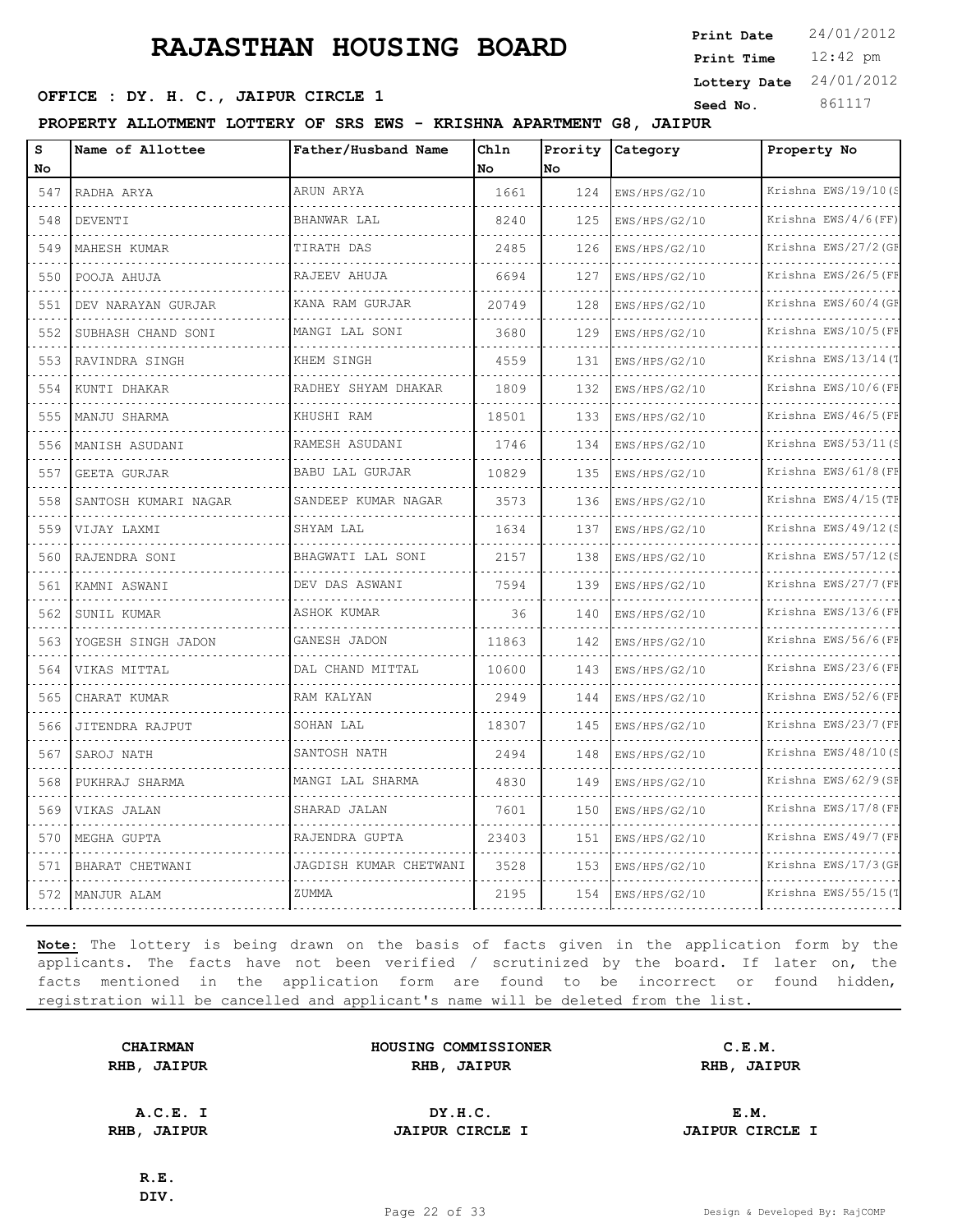# RAJASTHAN HOUSING BOARD

**OFFICE : DY. H. C., JAIPUR CIRCLE 1**

Print Date 24/01/2012
Print Time 12:42 pm
Lottery Date 24/01/2012
Seed No. 861117

**PROPERTY ALLOTMENT LOTTERY OF SRS EWS - KRISHNA APARTMENT G8, JAIPUR**

| S No | Name of Allottee | Father/Husband Name | Chln No | Prority No | Category | Property No |
|---|---|---|---|---|---|---|
| 547 | RADHA ARYA | ARUN ARYA | 1661 | 124 | EWS/HPS/G2/10 | Krishna EWS/19/10(S |
| 548 | DEVENTI | BHANWAR LAL | 8240 | 125 | EWS/HPS/G2/10 | Krishna EWS/4/6(FF) |
| 549 | MAHESH KUMAR | TIRATH DAS | 2485 | 126 | EWS/HPS/G2/10 | Krishna EWS/27/2(GF |
| 550 | POOJA AHUJA | RAJEEV AHUJA | 6694 | 127 | EWS/HPS/G2/10 | Krishna EWS/26/5(FF |
| 551 | DEV NARAYAN GURJAR | KANA RAM GURJAR | 20749 | 128 | EWS/HPS/G2/10 | Krishna EWS/60/4(GF |
| 552 | SUBHASH CHAND SONI | MANGI LAL SONI | 3680 | 129 | EWS/HPS/G2/10 | Krishna EWS/10/5(FF |
| 553 | RAVINDRA SINGH | KHEM SINGH | 4559 | 131 | EWS/HPS/G2/10 | Krishna EWS/13/14(T |
| 554 | KUNTI DHAKAR | RADHEY SHYAM DHAKAR | 1809 | 132 | EWS/HPS/G2/10 | Krishna EWS/10/6(FF |
| 555 | MANJU SHARMA | KHUSHI RAM | 18501 | 133 | EWS/HPS/G2/10 | Krishna EWS/46/5(FF |
| 556 | MANISH ASUDANI | RAMESH ASUDANI | 1746 | 134 | EWS/HPS/G2/10 | Krishna EWS/53/11(S |
| 557 | GEETA GURJAR | BABU LAL GURJAR | 10829 | 135 | EWS/HPS/G2/10 | Krishna EWS/61/8(FF |
| 558 | SANTOSH KUMARI NAGAR | SANDEEP KUMAR NAGAR | 3573 | 136 | EWS/HPS/G2/10 | Krishna EWS/4/15(TF |
| 559 | VIJAY LAXMI | SHYAM LAL | 1634 | 137 | EWS/HPS/G2/10 | Krishna EWS/49/12(S |
| 560 | RAJENDRA SONI | BHAGWATI LAL SONI | 2157 | 138 | EWS/HPS/G2/10 | Krishna EWS/57/12(S |
| 561 | KAMNI ASWANI | DEV DAS ASWANI | 7594 | 139 | EWS/HPS/G2/10 | Krishna EWS/27/7(FF |
| 562 | SUNIL KUMAR | ASHOK KUMAR | 36 | 140 | EWS/HPS/G2/10 | Krishna EWS/13/6(FF |
| 563 | YOGESH SINGH JADON | GANESH JADON | 11863 | 142 | EWS/HPS/G2/10 | Krishna EWS/56/6(FF |
| 564 | VIKAS MITTAL | DAL CHAND MITTAL | 10600 | 143 | EWS/HPS/G2/10 | Krishna EWS/23/6(FF |
| 565 | CHARAT KUMAR | RAM KALYAN | 2949 | 144 | EWS/HPS/G2/10 | Krishna EWS/52/6(FF |
| 566 | JITENDRA RAJPUT | SOHAN LAL | 18307 | 145 | EWS/HPS/G2/10 | Krishna EWS/23/7(FF |
| 567 | SAROJ NATH | SANTOSH NATH | 2494 | 148 | EWS/HPS/G2/10 | Krishna EWS/48/10(S |
| 568 | PUKHRAJ SHARMA | MANGI LAL SHARMA | 4830 | 149 | EWS/HPS/G2/10 | Krishna EWS/62/9(SF |
| 569 | VIKAS JALAN | SHARAD JALAN | 7601 | 150 | EWS/HPS/G2/10 | Krishna EWS/17/8(FF |
| 570 | MEGHA GUPTA | RAJENDRA GUPTA | 23403 | 151 | EWS/HPS/G2/10 | Krishna EWS/49/7(FF |
| 571 | BHARAT CHETWANI | JAGDISH KUMAR CHETWANI | 3528 | 153 | EWS/HPS/G2/10 | Krishna EWS/17/3(GF |
| 572 | MANJUR ALAM | ZUMMA | 2195 | 154 | EWS/HPS/G2/10 | Krishna EWS/55/15(T |

**Note:** The lottery is being drawn on the basis of facts given in the application form by the applicants. The facts have not been verified / scrutinized by the board. If later on, the facts mentioned in the application form are found to be incorrect or found hidden, registration will be cancelled and applicant's name will be deleted from the list.

| | | |
|---|---|---|
| **CHAIRMAN**<br>**RHB, JAIPUR** | **HOUSING COMMISSIONER**<br>**RHB, JAIPUR** | **C.E.M.**<br>**RHB, JAIPUR** |
| **A.C.E. I**<br>**RHB, JAIPUR** | **DY.H.C.**<br>**JAIPUR CIRCLE I** | **E.M.**<br>**JAIPUR CIRCLE I** |
| **R.E.**<br>**DIV.** | | |

Design & Developed By: RajCOMP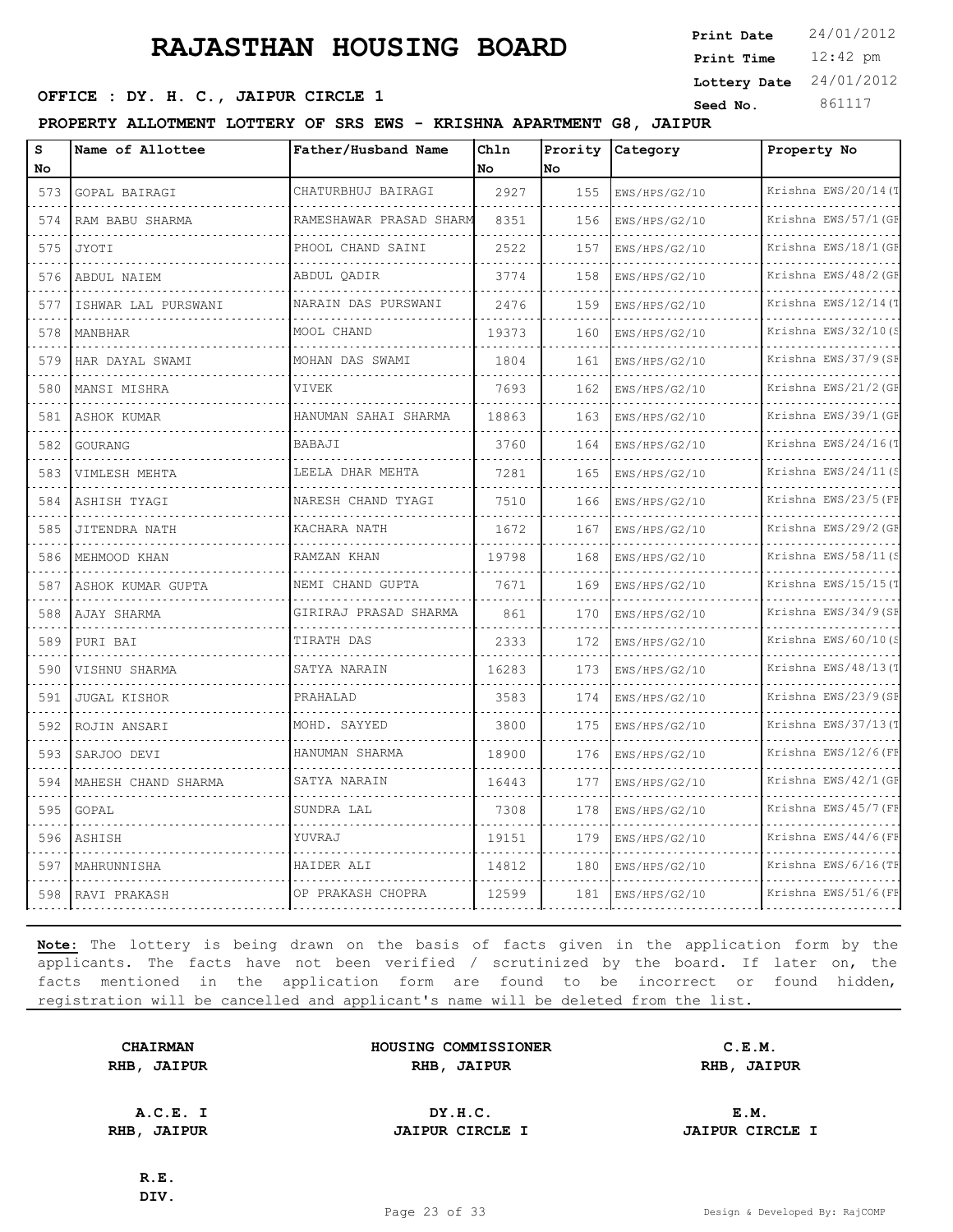# RAJASTHAN HOUSING BOARD

**OFFICE : DY. H. C., JAIPUR CIRCLE 1**

Print Date 24/01/2012
Print Time 12:42 pm
Lottery Date 24/01/2012
Seed No. 861117

**PROPERTY ALLOTMENT LOTTERY OF SRS EWS - KRISHNA APARTMENT G8, JAIPUR**

| S No | Name of Allottee | Father/Husband Name | Chln No | Prority No | Category | Property No |
|---|---|---|---|---|---|---|
| 573 | GOPAL BAIRAGI | CHATURBHUJ BAIRAGI | 2927 | 155 | EWS/HPS/G2/10 | Krishna EWS/20/14(T |
| 574 | RAM BABU SHARMA | RAMESHAWAR PRASAD SHARM | 8351 | 156 | EWS/HPS/G2/10 | Krishna EWS/57/1(GF |
| 575 | JYOTI | PHOOL CHAND SAINI | 2522 | 157 | EWS/HPS/G2/10 | Krishna EWS/18/1(GF |
| 576 | ABDUL NAIEM | ABDUL QADIR | 3774 | 158 | EWS/HPS/G2/10 | Krishna EWS/48/2(GF |
| 577 | ISHWAR LAL PURSWANI | NARAIN DAS PURSWANI | 2476 | 159 | EWS/HPS/G2/10 | Krishna EWS/12/14(T |
| 578 | MANBHAR | MOOL CHAND | 19373 | 160 | EWS/HPS/G2/10 | Krishna EWS/32/10(S |
| 579 | HAR DAYAL SWAMI | MOHAN DAS SWAMI | 1804 | 161 | EWS/HPS/G2/10 | Krishna EWS/37/9(SF |
| 580 | MANSI MISHRA | VIVEK | 7693 | 162 | EWS/HPS/G2/10 | Krishna EWS/21/2(GF |
| 581 | ASHOK KUMAR | HANUMAN SAHAI SHARMA | 18863 | 163 | EWS/HPS/G2/10 | Krishna EWS/39/1(GF |
| 582 | GOURANG | BABAJI | 3760 | 164 | EWS/HPS/G2/10 | Krishna EWS/24/16(T |
| 583 | VIMLESH MEHTA | LEELA DHAR MEHTA | 7281 | 165 | EWS/HPS/G2/10 | Krishna EWS/24/11(S |
| 584 | ASHISH TYAGI | NARESH CHAND TYAGI | 7510 | 166 | EWS/HPS/G2/10 | Krishna EWS/23/5(FF |
| 585 | JITENDRA NATH | KACHARA NATH | 1672 | 167 | EWS/HPS/G2/10 | Krishna EWS/29/2(GF |
| 586 | MEHMOOD KHAN | RAMZAN KHAN | 19798 | 168 | EWS/HPS/G2/10 | Krishna EWS/58/11(S |
| 587 | ASHOK KUMAR GUPTA | NEMI CHAND GUPTA | 7671 | 169 | EWS/HPS/G2/10 | Krishna EWS/15/15(T |
| 588 | AJAY SHARMA | GIRIRAJ PRASAD SHARMA | 861 | 170 | EWS/HPS/G2/10 | Krishna EWS/34/9(SF |
| 589 | PURI BAI | TIRATH DAS | 2333 | 172 | EWS/HPS/G2/10 | Krishna EWS/60/10(S |
| 590 | VISHNU SHARMA | SATYA NARAIN | 16283 | 173 | EWS/HPS/G2/10 | Krishna EWS/48/13(T |
| 591 | JUGAL KISHOR | PRAHALAD | 3583 | 174 | EWS/HPS/G2/10 | Krishna EWS/23/9(SF |
| 592 | ROJIN ANSARI | MOHD. SAYYED | 3800 | 175 | EWS/HPS/G2/10 | Krishna EWS/37/13(T |
| 593 | SARJOO DEVI | HANUMAN SHARMA | 18900 | 176 | EWS/HPS/G2/10 | Krishna EWS/12/6(FF |
| 594 | MAHESH CHAND SHARMA | SATYA NARAIN | 16443 | 177 | EWS/HPS/G2/10 | Krishna EWS/42/1(GF |
| 595 | GOPAL | SUNDRA LAL | 7308 | 178 | EWS/HPS/G2/10 | Krishna EWS/45/7(FF |
| 596 | ASHISH | YUVRAJ | 19151 | 179 | EWS/HPS/G2/10 | Krishna EWS/44/6(FF |
| 597 | MAHRUNNISHA | HAIDER ALI | 14812 | 180 | EWS/HPS/G2/10 | Krishna EWS/6/16(TF |
| 598 | RAVI PRAKASH | OP PRAKASH CHOPRA | 12599 | 181 | EWS/HPS/G2/10 | Krishna EWS/51/6(FF |

**Note:** The lottery is being drawn on the basis of facts given in the application form by the applicants. The facts have not been verified / scrutinized by the board. If later on, the facts mentioned in the application form are found to be incorrect or found hidden, registration will be cancelled and applicant's name will be deleted from the list.

| | | |
|---|---|---|
| **CHAIRMAN** RHB, JAIPUR | **HOUSING COMMISSIONER** RHB, JAIPUR | **C.E.M.** RHB, JAIPUR |
| **A.C.E. I** RHB, JAIPUR | **DY.H.C.** JAIPUR CIRCLE I | **E.M.** JAIPUR CIRCLE I |
| **R.E.** DIV. | | |

Design & Developed By: RajCOMP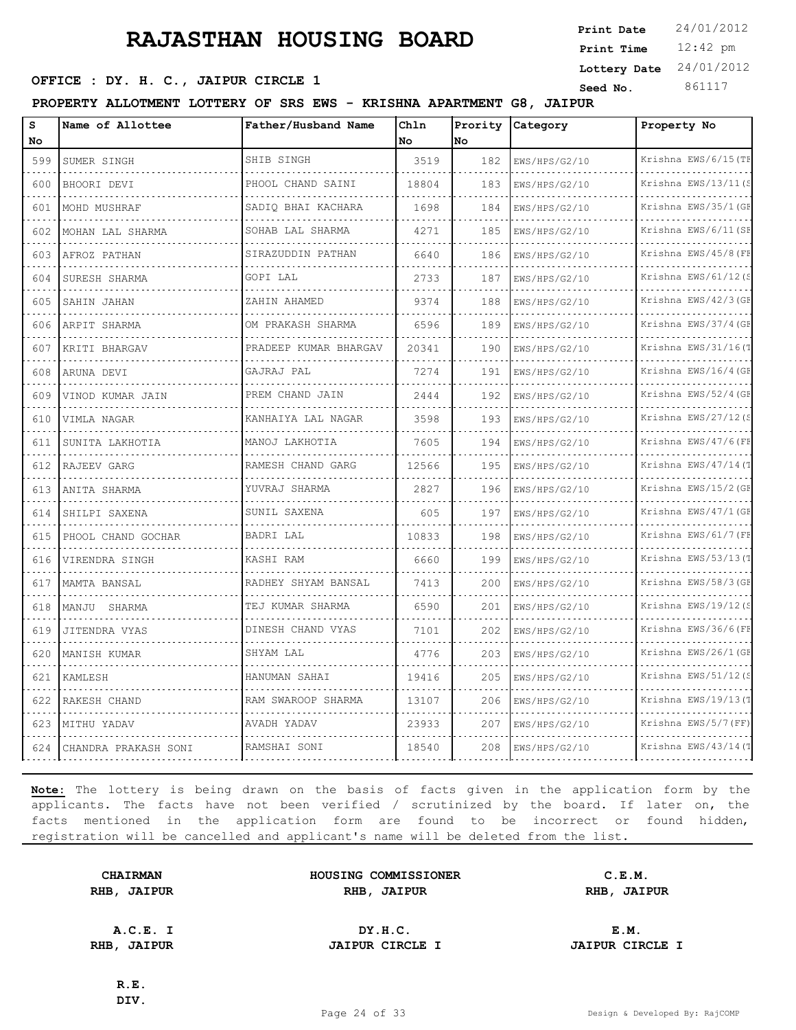# RAJASTHAN HOUSING BOARD

**Print Date** 24/01/2012
**Print Time** 12:42 pm
**Lottery Date** 24/01/2012
**Seed No.** 861117

**OFFICE : DY. H. C., JAIPUR CIRCLE 1**

**PROPERTY ALLOTMENT LOTTERY OF SRS EWS - KRISHNA APARTMENT G8, JAIPUR**

| S No | Name of Allottee | Father/Husband Name | Chln No | Prority No | Category | Property No |
|---|---|---|---|---|---|---|
| 599 | SUMER SINGH | SHIB SINGH | 3519 | 182 | EWS/HPS/G2/10 | Krishna EWS/6/15(TF |
| 600 | BHOORI DEVI | PHOOL CHAND SAINI | 18804 | 183 | EWS/HPS/G2/10 | Krishna EWS/13/11(S |
| 601 | MOHD MUSHRAF | SADIQ BHAI KACHARA | 1698 | 184 | EWS/HPS/G2/10 | Krishna EWS/35/1(GF |
| 602 | MOHAN LAL SHARMA | SOHAB LAL SHARMA | 4271 | 185 | EWS/HPS/G2/10 | Krishna EWS/6/11(SF |
| 603 | AFROZ PATHAN | SIRAZUDDIN PATHAN | 6640 | 186 | EWS/HPS/G2/10 | Krishna EWS/45/8(FF |
| 604 | SURESH SHARMA | GOPI LAL | 2733 | 187 | EWS/HPS/G2/10 | Krishna EWS/61/12(S |
| 605 | SAHIN JAHAN | ZAHIN AHAMED | 9374 | 188 | EWS/HPS/G2/10 | Krishna EWS/42/3(GF |
| 606 | ARPIT SHARMA | OM PRAKASH SHARMA | 6596 | 189 | EWS/HPS/G2/10 | Krishna EWS/37/4(GF |
| 607 | KRITI BHARGAV | PRADEEP KUMAR BHARGAV | 20341 | 190 | EWS/HPS/G2/10 | Krishna EWS/31/16(T |
| 608 | ARUNA DEVI | GAJRAJ PAL | 7274 | 191 | EWS/HPS/G2/10 | Krishna EWS/16/4(GF |
| 609 | VINOD KUMAR JAIN | PREM CHAND JAIN | 2444 | 192 | EWS/HPS/G2/10 | Krishna EWS/52/4(GF |
| 610 | VIMLA NAGAR | KANHAIYA LAL NAGAR | 3598 | 193 | EWS/HPS/G2/10 | Krishna EWS/27/12(S |
| 611 | SUNITA LAKHOTIA | MANOJ LAKHOTIA | 7605 | 194 | EWS/HPS/G2/10 | Krishna EWS/47/6(FF |
| 612 | RAJEEV GARG | RAMESH CHAND GARG | 12566 | 195 | EWS/HPS/G2/10 | Krishna EWS/47/14(T |
| 613 | ANITA SHARMA | YUVRAJ SHARMA | 2827 | 196 | EWS/HPS/G2/10 | Krishna EWS/15/2(GF |
| 614 | SHILPI SAXENA | SUNIL SAXENA | 605 | 197 | EWS/HPS/G2/10 | Krishna EWS/47/1(GF |
| 615 | PHOOL CHAND GOCHAR | BADRI LAL | 10833 | 198 | EWS/HPS/G2/10 | Krishna EWS/61/7(FF |
| 616 | VIRENDRA SINGH | KASHI RAM | 6660 | 199 | EWS/HPS/G2/10 | Krishna EWS/53/13(T |
| 617 | MAMTA BANSAL | RADHEY SHYAM BANSAL | 7413 | 200 | EWS/HPS/G2/10 | Krishna EWS/58/3(GF |
| 618 | MANJU SHARMA | TEJ KUMAR SHARMA | 6590 | 201 | EWS/HPS/G2/10 | Krishna EWS/19/12(S |
| 619 | JITENDRA VYAS | DINESH CHAND VYAS | 7101 | 202 | EWS/HPS/G2/10 | Krishna EWS/36/6(FF |
| 620 | MANISH KUMAR | SHYAM LAL | 4776 | 203 | EWS/HPS/G2/10 | Krishna EWS/26/1(GF |
| 621 | KAMLESH | HANUMAN SAHAI | 19416 | 205 | EWS/HPS/G2/10 | Krishna EWS/51/12(S |
| 622 | RAKESH CHAND | RAM SWAROOP SHARMA | 13107 | 206 | EWS/HPS/G2/10 | Krishna EWS/19/13(T |
| 623 | MITHU YADAV | AVADH YADAV | 23933 | 207 | EWS/HPS/G2/10 | Krishna EWS/5/7(FF) |
| 624 | CHANDRA PRAKASH SONI | RAMSHAI SONI | 18540 | 208 | EWS/HPS/G2/10 | Krishna EWS/43/14(T |

**Note:** The lottery is being drawn on the basis of facts given in the application form by the applicants. The facts have not been verified / scrutinized by the board. If later on, the facts mentioned in the application form are found to be incorrect or found hidden, registration will be cancelled and applicant's name will be deleted from the list.

| | | |
|---|---|---|
| **CHAIRMAN** RHB, JAIPUR | **HOUSING COMMISSIONER** RHB, JAIPUR | **C.E.M.** RHB, JAIPUR |
| **A.C.E. I** RHB, JAIPUR | **DY.H.C.** JAIPUR CIRCLE I | **E.M.** JAIPUR CIRCLE I |
| **R.E.** DIV. | | |

Design & Developed By: RajCOMP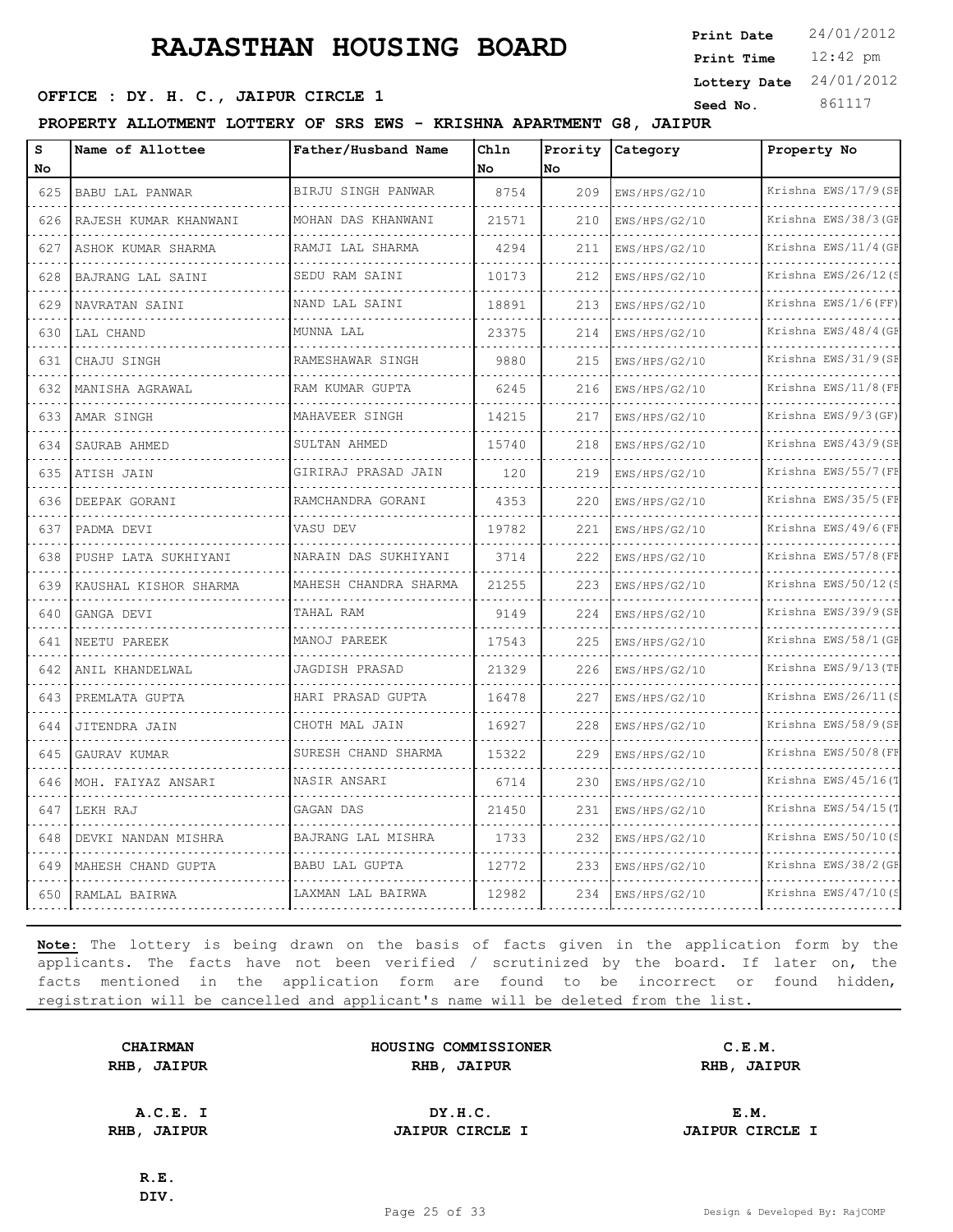# RAJASTHAN HOUSING BOARD

**Print Date** 24/01/2012
**Print Time** 12:42 pm
**Lottery Date** 24/01/2012
**Seed No.** 861117

**OFFICE : DY. H. C., JAIPUR CIRCLE 1**

**PROPERTY ALLOTMENT LOTTERY OF SRS EWS - KRISHNA APARTMENT G8, JAIPUR**

| S No | Name of Allottee | Father/Husband Name | Chln No | Prority No | Category | Property No |
|---|---|---|---|---|---|---|
| 625 | BABU LAL PANWAR | BIRJU SINGH PANWAR | 8754 | 209 | EWS/HPS/G2/10 | Krishna EWS/17/9(SF |
| 626 | RAJESH KUMAR KHANWANI | MOHAN DAS KHANWANI | 21571 | 210 | EWS/HPS/G2/10 | Krishna EWS/38/3(GF |
| 627 | ASHOK KUMAR SHARMA | RAMJI LAL SHARMA | 4294 | 211 | EWS/HPS/G2/10 | Krishna EWS/11/4(GF |
| 628 | BAJRANG LAL SAINI | SEDU RAM SAINI | 10173 | 212 | EWS/HPS/G2/10 | Krishna EWS/26/12(S |
| 629 | NAVRATAN SAINI | NAND LAL SAINI | 18891 | 213 | EWS/HPS/G2/10 | Krishna EWS/1/6(FF) |
| 630 | LAL CHAND | MUNNA LAL | 23375 | 214 | EWS/HPS/G2/10 | Krishna EWS/48/4(GF |
| 631 | CHAJU SINGH | RAMESHAWAR SINGH | 9880 | 215 | EWS/HPS/G2/10 | Krishna EWS/31/9(SF |
| 632 | MANISHA AGRAWAL | RAM KUMAR GUPTA | 6245 | 216 | EWS/HPS/G2/10 | Krishna EWS/11/8(FF |
| 633 | AMAR SINGH | MAHAVEER SINGH | 14215 | 217 | EWS/HPS/G2/10 | Krishna EWS/9/3(GF) |
| 634 | SAURAB AHMED | SULTAN AHMED | 15740 | 218 | EWS/HPS/G2/10 | Krishna EWS/43/9(SF |
| 635 | ATISH JAIN | GIRIRAJ PRASAD JAIN | 120 | 219 | EWS/HPS/G2/10 | Krishna EWS/55/7(FF |
| 636 | DEEPAK GORANI | RAMCHANDRA GORANI | 4353 | 220 | EWS/HPS/G2/10 | Krishna EWS/35/5(FF |
| 637 | PADMA DEVI | VASU DEV | 19782 | 221 | EWS/HPS/G2/10 | Krishna EWS/49/6(FF |
| 638 | PUSHP LATA SUKHIYANI | NARAIN DAS SUKHIYANI | 3714 | 222 | EWS/HPS/G2/10 | Krishna EWS/57/8(FF |
| 639 | KAUSHAL KISHOR SHARMA | MAHESH CHANDRA SHARMA | 21255 | 223 | EWS/HPS/G2/10 | Krishna EWS/50/12(S |
| 640 | GANGA DEVI | TAHAL RAM | 9149 | 224 | EWS/HPS/G2/10 | Krishna EWS/39/9(SF |
| 641 | NEETU PAREEK | MANOJ PAREEK | 17543 | 225 | EWS/HPS/G2/10 | Krishna EWS/58/1(GF |
| 642 | ANIL KHANDELWAL | JAGDISH PRASAD | 21329 | 226 | EWS/HPS/G2/10 | Krishna EWS/9/13(TF |
| 643 | PREMLATA GUPTA | HARI PRASAD GUPTA | 16478 | 227 | EWS/HPS/G2/10 | Krishna EWS/26/11(S |
| 644 | JITENDRA JAIN | CHOTH MAL JAIN | 16927 | 228 | EWS/HPS/G2/10 | Krishna EWS/58/9(SF |
| 645 | GAURAV KUMAR | SURESH CHAND SHARMA | 15322 | 229 | EWS/HPS/G2/10 | Krishna EWS/50/8(FF |
| 646 | MOH. FAIYAZ ANSARI | NASIR ANSARI | 6714 | 230 | EWS/HPS/G2/10 | Krishna EWS/45/16(T |
| 647 | LEKH RAJ | GAGAN DAS | 21450 | 231 | EWS/HPS/G2/10 | Krishna EWS/54/15(T |
| 648 | DEVKI NANDAN MISHRA | BAJRANG LAL MISHRA | 1733 | 232 | EWS/HPS/G2/10 | Krishna EWS/50/10(S |
| 649 | MAHESH CHAND GUPTA | BABU LAL GUPTA | 12772 | 233 | EWS/HPS/G2/10 | Krishna EWS/38/2(GF |
| 650 | RAMLAL BAIRWA | LAXMAN LAL BAIRWA | 12982 | 234 | EWS/HPS/G2/10 | Krishna EWS/47/10(S |

**Note:** The lottery is being drawn on the basis of facts given in the application form by the applicants. The facts have not been verified / scrutinized by the board. If later on, the facts mentioned in the application form are found to be incorrect or found hidden, registration will be cancelled and applicant's name will be deleted from the list.

| | | |
|---|---|---|
| **CHAIRMAN** **RHB, JAIPUR** | **HOUSING COMMISSIONER** **RHB, JAIPUR** | **C.E.M.** **RHB, JAIPUR** |
| **A.C.E. I** **RHB, JAIPUR** | **DY.H.C.** **JAIPUR CIRCLE I** | **E.M.** **JAIPUR CIRCLE I** |
| **R.E.** **DIV.** | | |

Design & Developed By: RajCOMP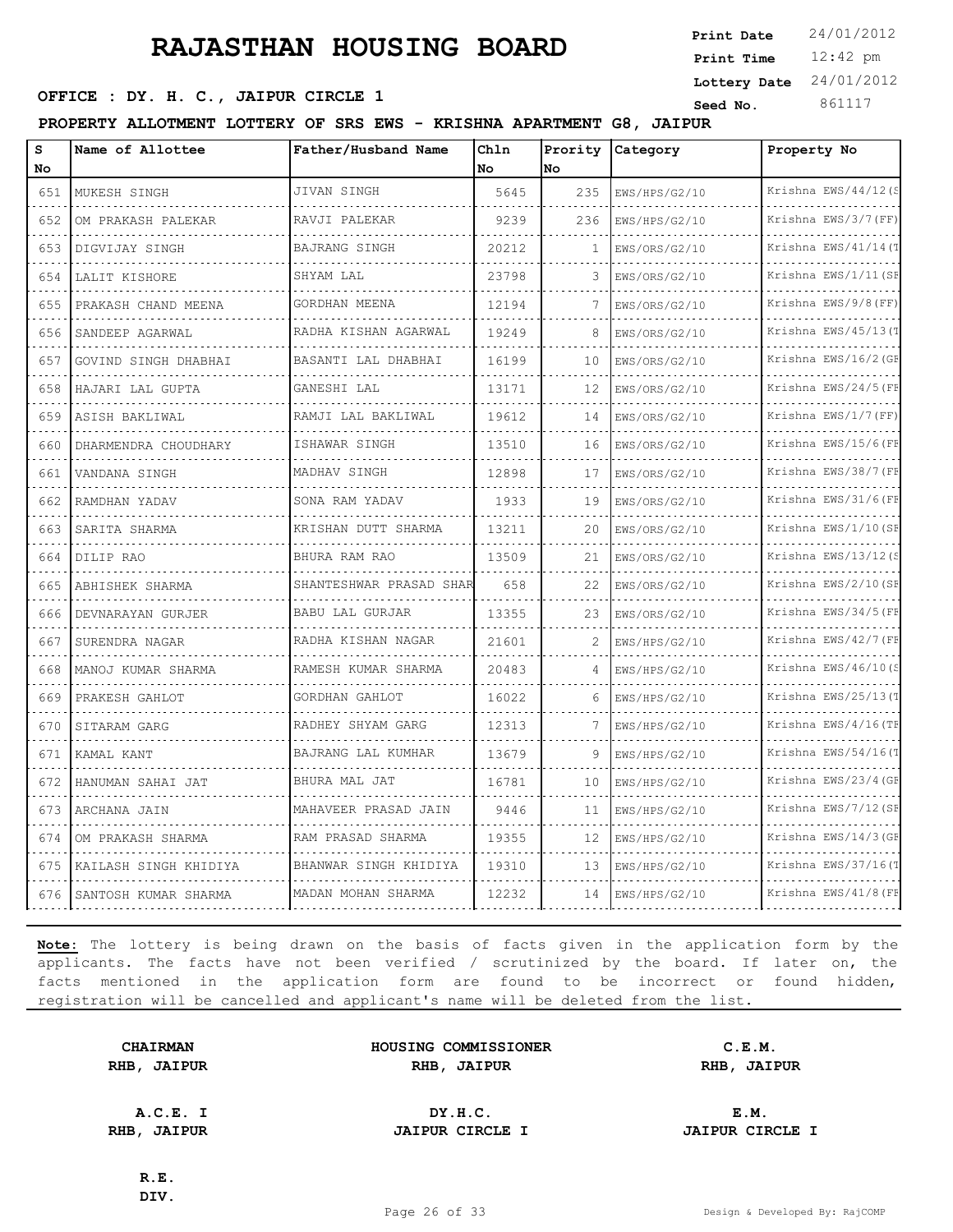# RAJASTHAN HOUSING BOARD

**OFFICE : DY. H. C., JAIPUR CIRCLE 1**

Print Date 24/01/2012
Print Time 12:42 pm
Lottery Date 24/01/2012
Seed No. 861117

**PROPERTY ALLOTMENT LOTTERY OF SRS EWS - KRISHNA APARTMENT G8, JAIPUR**

| S No | Name of Allottee | Father/Husband Name | Chln No | Prority No | Category | Property No |
|---|---|---|---|---|---|---|
| 651 | MUKESH SINGH | JIVAN SINGH | 5645 | 235 | EWS/HPS/G2/10 | Krishna EWS/44/12(S |
| 652 | OM PRAKASH PALEKAR | RAVJI PALEKAR | 9239 | 236 | EWS/HPS/G2/10 | Krishna EWS/3/7(FF) |
| 653 | DIGVIJAY SINGH | BAJRANG SINGH | 20212 | 1 | EWS/ORS/G2/10 | Krishna EWS/41/14(T |
| 654 | LALIT KISHORE | SHYAM LAL | 23798 | 3 | EWS/ORS/G2/10 | Krishna EWS/1/11(SF |
| 655 | PRAKASH CHAND MEENA | GORDHAN MEENA | 12194 | 7 | EWS/ORS/G2/10 | Krishna EWS/9/8(FF) |
| 656 | SANDEEP AGARWAL | RADHA KISHAN AGARWAL | 19249 | 8 | EWS/ORS/G2/10 | Krishna EWS/45/13(T |
| 657 | GOVIND SINGH DHABHAI | BASANTI LAL DHABHAI | 16199 | 10 | EWS/ORS/G2/10 | Krishna EWS/16/2(GF |
| 658 | HAJARI LAL GUPTA | GANESHI LAL | 13171 | 12 | EWS/ORS/G2/10 | Krishna EWS/24/5(FF |
| 659 | ASISH BAKLIWAL | RAMJI LAL BAKLIWAL | 19612 | 14 | EWS/ORS/G2/10 | Krishna EWS/1/7(FF) |
| 660 | DHARMENDRA CHOUDHARY | ISHAWAR SINGH | 13510 | 16 | EWS/ORS/G2/10 | Krishna EWS/15/6(FF |
| 661 | VANDANA SINGH | MADHAV SINGH | 12898 | 17 | EWS/ORS/G2/10 | Krishna EWS/38/7(FF |
| 662 | RAMDHAN YADAV | SONA RAM YADAV | 1933 | 19 | EWS/ORS/G2/10 | Krishna EWS/31/6(FF |
| 663 | SARITA SHARMA | KRISHAN DUTT SHARMA | 13211 | 20 | EWS/ORS/G2/10 | Krishna EWS/1/10(SF |
| 664 | DILIP RAO | BHURA RAM RAO | 13509 | 21 | EWS/ORS/G2/10 | Krishna EWS/13/12(S |
| 665 | ABHISHEK SHARMA | SHANTESHWAR PRASAD SHAR | 658 | 22 | EWS/ORS/G2/10 | Krishna EWS/2/10(SF |
| 666 | DEVNARAYAN GURJER | BABU LAL GURJAR | 13355 | 23 | EWS/ORS/G2/10 | Krishna EWS/34/5(FF |
| 667 | SURENDRA NAGAR | RADHA KISHAN NAGAR | 21601 | 2 | EWS/HPS/G2/10 | Krishna EWS/42/7(FF |
| 668 | MANOJ KUMAR SHARMA | RAMESH KUMAR SHARMA | 20483 | 4 | EWS/HPS/G2/10 | Krishna EWS/46/10(S |
| 669 | PRAKESH GAHLOT | GORDHAN GAHLOT | 16022 | 6 | EWS/HPS/G2/10 | Krishna EWS/25/13(T |
| 670 | SITARAM GARG | RADHEY SHYAM GARG | 12313 | 7 | EWS/HPS/G2/10 | Krishna EWS/4/16(TF |
| 671 | KAMAL KANT | BAJRANG LAL KUMHAR | 13679 | 9 | EWS/HPS/G2/10 | Krishna EWS/54/16(T |
| 672 | HANUMAN SAHAI JAT | BHURA MAL JAT | 16781 | 10 | EWS/HPS/G2/10 | Krishna EWS/23/4(GF |
| 673 | ARCHANA JAIN | MAHAVEER PRASAD JAIN | 9446 | 11 | EWS/HPS/G2/10 | Krishna EWS/7/12(SF |
| 674 | OM PRAKASH SHARMA | RAM PRASAD SHARMA | 19355 | 12 | EWS/HPS/G2/10 | Krishna EWS/14/3(GF |
| 675 | KAILASH SINGH KHIDIYA | BHANWAR SINGH KHIDIYA | 19310 | 13 | EWS/HPS/G2/10 | Krishna EWS/37/16(T |
| 676 | SANTOSH KUMAR SHARMA | MADAN MOHAN SHARMA | 12232 | 14 | EWS/HPS/G2/10 | Krishna EWS/41/8(FF |

**Note:** The lottery is being drawn on the basis of facts given in the application form by the applicants. The facts have not been verified / scrutinized by the board. If later on, the facts mentioned in the application form are found to be incorrect or found hidden, registration will be cancelled and applicant's name will be deleted from the list.

| | | |
|---|---|---|
| **CHAIRMAN** RHB, JAIPUR | **HOUSING COMMISSIONER** RHB, JAIPUR | **C.E.M.** RHB, JAIPUR |
| **A.C.E. I** RHB, JAIPUR | **DY.H.C.** JAIPUR CIRCLE I | **E.M.** JAIPUR CIRCLE I |
| **R.E.** DIV. | | |

Design & Developed By: RajCOMP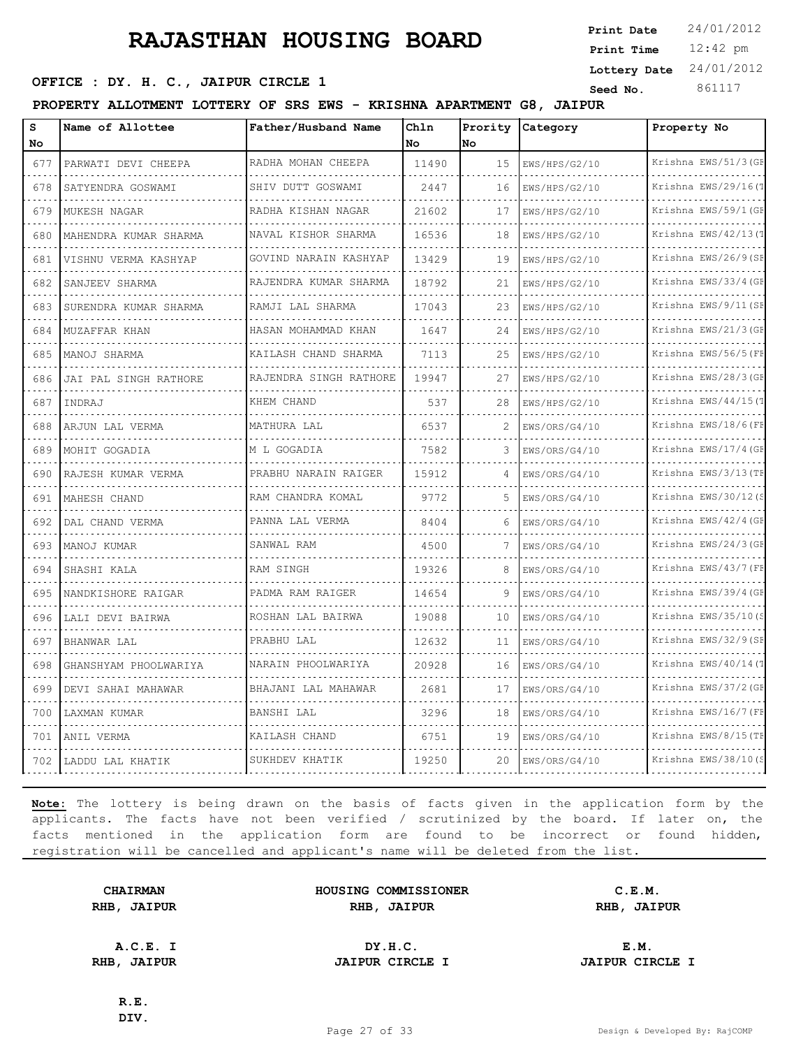# RAJASTHAN HOUSING BOARD

**OFFICE : DY. H. C., JAIPUR CIRCLE 1**

Print Date 24/01/2012
Print Time 12:42 pm
Lottery Date 24/01/2012
Seed No. 861117

**PROPERTY ALLOTMENT LOTTERY OF SRS EWS - KRISHNA APARTMENT G8, JAIPUR**

| S No | Name of Allottee | Father/Husband Name | Chln No | Prority No | Category | Property No |
|---|---|---|---|---|---|---|
| 677 | PARWATI DEVI CHEEPA | RADHA MOHAN CHEEPA | 11490 | 15 | EWS/HPS/G2/10 | Krishna EWS/51/3(GF |
| 678 | SATYENDRA GOSWAMI | SHIV DUTT GOSWAMI | 2447 | 16 | EWS/HPS/G2/10 | Krishna EWS/29/16(T |
| 679 | MUKESH NAGAR | RADHA KISHAN NAGAR | 21602 | 17 | EWS/HPS/G2/10 | Krishna EWS/59/1(GF |
| 680 | MAHENDRA KUMAR SHARMA | NAVAL KISHOR SHARMA | 16536 | 18 | EWS/HPS/G2/10 | Krishna EWS/42/13(T |
| 681 | VISHNU VERMA KASHYAP | GOVIND NARAIN KASHYAP | 13429 | 19 | EWS/HPS/G2/10 | Krishna EWS/26/9(SF |
| 682 | SANJEEV SHARMA | RAJENDRA KUMAR SHARMA | 18792 | 21 | EWS/HPS/G2/10 | Krishna EWS/33/4(GF |
| 683 | SURENDRA KUMAR SHARMA | RAMJI LAL SHARMA | 17043 | 23 | EWS/HPS/G2/10 | Krishna EWS/9/11(SF |
| 684 | MUZAFFAR KHAN | HASAN MOHAMMAD KHAN | 1647 | 24 | EWS/HPS/G2/10 | Krishna EWS/21/3(GF |
| 685 | MANOJ SHARMA | KAILASH CHAND SHARMA | 7113 | 25 | EWS/HPS/G2/10 | Krishna EWS/56/5(FF |
| 686 | JAI PAL SINGH RATHORE | RAJENDRA SINGH RATHORE | 19947 | 27 | EWS/HPS/G2/10 | Krishna EWS/28/3(GF |
| 687 | INDRAJ | KHEM CHAND | 537 | 28 | EWS/HPS/G2/10 | Krishna EWS/44/15(T |
| 688 | ARJUN LAL VERMA | MATHURA LAL | 6537 | 2 | EWS/ORS/G4/10 | Krishna EWS/18/6(FF |
| 689 | MOHIT GOGADIA | M L GOGADIA | 7582 | 3 | EWS/ORS/G4/10 | Krishna EWS/17/4(GF |
| 690 | RAJESH KUMAR VERMA | PRABHU NARAIN RAIGER | 15912 | 4 | EWS/ORS/G4/10 | Krishna EWS/3/13(TF |
| 691 | MAHESH CHAND | RAM CHANDRA KOMAL | 9772 | 5 | EWS/ORS/G4/10 | Krishna EWS/30/12(S |
| 692 | DAL CHAND VERMA | PANNA LAL VERMA | 8404 | 6 | EWS/ORS/G4/10 | Krishna EWS/42/4(GF |
| 693 | MANOJ KUMAR | SANWAL RAM | 4500 | 7 | EWS/ORS/G4/10 | Krishna EWS/24/3(GF |
| 694 | SHASHI KALA | RAM SINGH | 19326 | 8 | EWS/ORS/G4/10 | Krishna EWS/43/7(FF |
| 695 | NANDKISHORE RAIGAR | PADMA RAM RAIGER | 14654 | 9 | EWS/ORS/G4/10 | Krishna EWS/39/4(GF |
| 696 | LALI DEVI BAIRWA | ROSHAN LAL BAIRWA | 19088 | 10 | EWS/ORS/G4/10 | Krishna EWS/35/10(S |
| 697 | BHANWAR LAL | PRABHU LAL | 12632 | 11 | EWS/ORS/G4/10 | Krishna EWS/32/9(SF |
| 698 | GHANSHYAM PHOOLWARIYA | NARAIN PHOOLWARIYA | 20928 | 16 | EWS/ORS/G4/10 | Krishna EWS/40/14(T |
| 699 | DEVI SAHAI MAHAWAR | BHAJANI LAL MAHAWAR | 2681 | 17 | EWS/ORS/G4/10 | Krishna EWS/37/2(GF |
| 700 | LAXMAN KUMAR | BANSHI LAL | 3296 | 18 | EWS/ORS/G4/10 | Krishna EWS/16/7(FF |
| 701 | ANIL VERMA | KAILASH CHAND | 6751 | 19 | EWS/ORS/G4/10 | Krishna EWS/8/15(TF |
| 702 | LADDU LAL KHATIK | SUKHDEV KHATIK | 19250 | 20 | EWS/ORS/G4/10 | Krishna EWS/38/10(S |

**Note:** The lottery is being drawn on the basis of facts given in the application form by the applicants. The facts have not been verified / scrutinized by the board. If later on, the facts mentioned in the application form are found to be incorrect or found hidden, registration will be cancelled and applicant's name will be deleted from the list.

| | | |
|---|---|---|
| **CHAIRMAN RHB, JAIPUR** | **HOUSING COMMISSIONER RHB, JAIPUR** | **C.E.M. RHB, JAIPUR** |
| **A.C.E. I RHB, JAIPUR** | **DY.H.C. JAIPUR CIRCLE I** | **E.M. JAIPUR CIRCLE I** |
| **R.E. DIV.** | | |

Design & Developed By: RajCOMP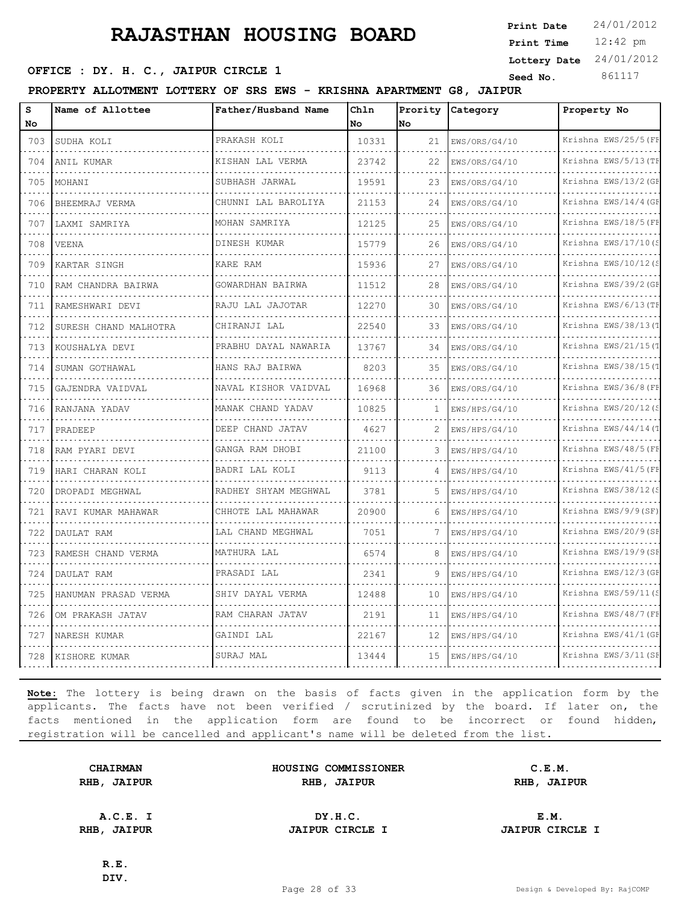# RAJASTHAN HOUSING BOARD

**OFFICE : DY. H. C., JAIPUR CIRCLE 1**

Print Date 24/01/2012
Print Time 12:42 pm
Lottery Date 24/01/2012
Seed No. 861117

**PROPERTY ALLOTMENT LOTTERY OF SRS EWS - KRISHNA APARTMENT G8, JAIPUR**

| S No | Name of Allottee | Father/Husband Name | Chln No | Prority No | Category | Property No |
|---|---|---|---|---|---|---|
| 703 | SUDHA KOLI | PRAKASH KOLI | 10331 | 21 | EWS/ORS/G4/10 | Krishna EWS/25/5(FF |
| 704 | ANIL KUMAR | KISHAN LAL VERMA | 23742 | 22 | EWS/ORS/G4/10 | Krishna EWS/5/13(TF |
| 705 | MOHANI | SUBHASH JARWAL | 19591 | 23 | EWS/ORS/G4/10 | Krishna EWS/13/2(GF |
| 706 | BHEEMRAJ VERMA | CHUNNI LAL BAROLIYA | 21153 | 24 | EWS/ORS/G4/10 | Krishna EWS/14/4(GF |
| 707 | LAXMI SAMRIYA | MOHAN SAMRIYA | 12125 | 25 | EWS/ORS/G4/10 | Krishna EWS/18/5(FF |
| 708 | VEENA | DINESH KUMAR | 15779 | 26 | EWS/ORS/G4/10 | Krishna EWS/17/10(S |
| 709 | KARTAR SINGH | KARE RAM | 15936 | 27 | EWS/ORS/G4/10 | Krishna EWS/10/12(S |
| 710 | RAM CHANDRA BAIRWA | GOWARDHAN BAIRWA | 11512 | 28 | EWS/ORS/G4/10 | Krishna EWS/39/2(GF |
| 711 | RAMESHWARI DEVI | RAJU LAL JAJOTAR | 12270 | 30 | EWS/ORS/G4/10 | Krishna EWS/6/13(TF |
| 712 | SURESH CHAND MALHOTRA | CHIRANJI LAL | 22540 | 33 | EWS/ORS/G4/10 | Krishna EWS/38/13(T |
| 713 | KOUSHALYA DEVI | PRABHU DAYAL NAWARIA | 13767 | 34 | EWS/ORS/G4/10 | Krishna EWS/21/15(T |
| 714 | SUMAN GOTHAWAL | HANS RAJ BAIRWA | 8203 | 35 | EWS/ORS/G4/10 | Krishna EWS/38/15(T |
| 715 | GAJENDRA VAIDVAL | NAVAL KISHOR VAIDVAL | 16968 | 36 | EWS/ORS/G4/10 | Krishna EWS/36/8(FF |
| 716 | RANJANA YADAV | MANAK CHAND YADAV | 10825 | 1 | EWS/HPS/G4/10 | Krishna EWS/20/12(S |
| 717 | PRADEEP | DEEP CHAND JATAV | 4627 | 2 | EWS/HPS/G4/10 | Krishna EWS/44/14(T |
| 718 | RAM PYARI DEVI | GANGA RAM DHOBI | 21100 | 3 | EWS/HPS/G4/10 | Krishna EWS/48/5(FF |
| 719 | HARI CHARAN KOLI | BADRI LAL KOLI | 9113 | 4 | EWS/HPS/G4/10 | Krishna EWS/41/5(FF |
| 720 | DROPADI MEGHWAL | RADHEY SHYAM MEGHWAL | 3781 | 5 | EWS/HPS/G4/10 | Krishna EWS/38/12(S |
| 721 | RAVI KUMAR MAHAWAR | CHHOTE LAL MAHAWAR | 20900 | 6 | EWS/HPS/G4/10 | Krishna EWS/9/9(SF) |
| 722 | DAULAT RAM | LAL CHAND MEGHWAL | 7051 | 7 | EWS/HPS/G4/10 | Krishna EWS/20/9(SF |
| 723 | RAMESH CHAND VERMA | MATHURA LAL | 6574 | 8 | EWS/HPS/G4/10 | Krishna EWS/19/9(SF |
| 724 | DAULAT RAM | PRASADI LAL | 2341 | 9 | EWS/HPS/G4/10 | Krishna EWS/12/3(GF |
| 725 | HANUMAN PRASAD VERMA | SHIV DAYAL VERMA | 12488 | 10 | EWS/HPS/G4/10 | Krishna EWS/59/11(S |
| 726 | OM PRAKASH JATAV | RAM CHARAN JATAV | 2191 | 11 | EWS/HPS/G4/10 | Krishna EWS/48/7(FF |
| 727 | NARESH KUMAR | GAINDI LAL | 22167 | 12 | EWS/HPS/G4/10 | Krishna EWS/41/1(GF |
| 728 | KISHORE KUMAR | SURAJ MAL | 13444 | 15 | EWS/HPS/G4/10 | Krishna EWS/3/11(SF |

**Note:** The lottery is being drawn on the basis of facts given in the application form by the applicants. The facts have not been verified / scrutinized by the board. If later on, the facts mentioned in the application form are found to be incorrect or found hidden, registration will be cancelled and applicant's name will be deleted from the list.

| | | |
|---|---|---|
| **CHAIRMAN** RHB, JAIPUR | **HOUSING COMMISSIONER** RHB, JAIPUR | **C.E.M.** RHB, JAIPUR |
| **A.C.E. I** RHB, JAIPUR | **DY.H.C.** JAIPUR CIRCLE I | **E.M.** JAIPUR CIRCLE I |
| **R.E.** DIV. | | |

Design & Developed By: RajCOMP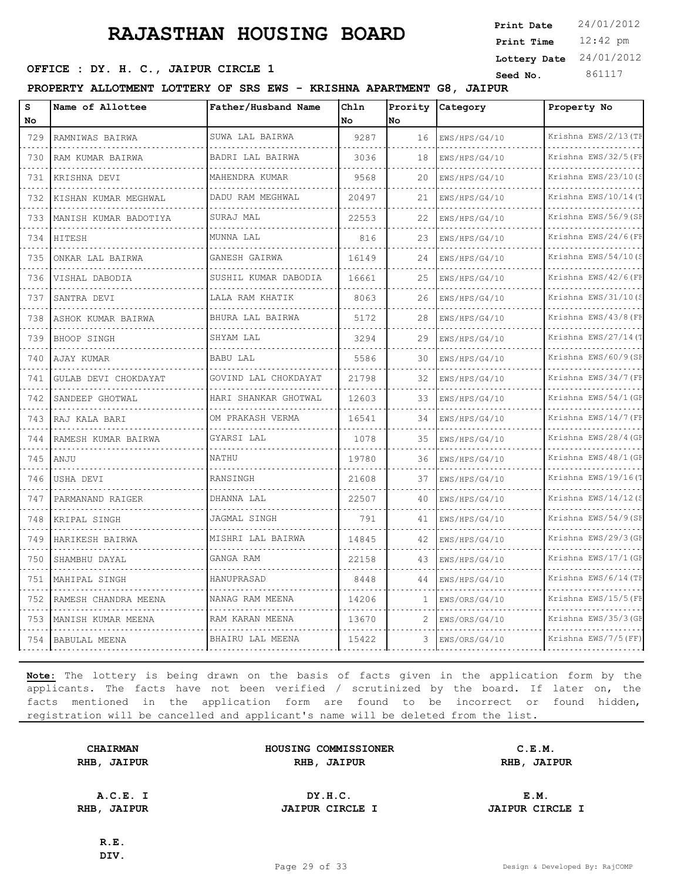# RAJASTHAN HOUSING BOARD

**Print Date** 24/01/2012
**Print Time** 12:42 pm
**Lottery Date** 24/01/2012
**Seed No.** 861117

**OFFICE : DY. H. C., JAIPUR CIRCLE 1**

**PROPERTY ALLOTMENT LOTTERY OF SRS EWS - KRISHNA APARTMENT G8, JAIPUR**

| S No | Name of Allottee | Father/Husband Name | Chln No | Prority No | Category | Property No |
|---|---|---|---|---|---|---|
| 729 | RAMNIWAS BAIRWA | SUWA LAL BAIRWA | 9287 | 16 | EWS/HPS/G4/10 | Krishna EWS/2/13(TF |
| 730 | RAM KUMAR BAIRWA | BADRI LAL BAIRWA | 3036 | 18 | EWS/HPS/G4/10 | Krishna EWS/32/5(FF |
| 731 | KRISHNA DEVI | MAHENDRA KUMAR | 9568 | 20 | EWS/HPS/G4/10 | Krishna EWS/23/10(S |
| 732 | KISHAN KUMAR MEGHWAL | DADU RAM MEGHWAL | 20497 | 21 | EWS/HPS/G4/10 | Krishna EWS/10/14(T |
| 733 | MANISH KUMAR BADOTIYA | SURAJ MAL | 22553 | 22 | EWS/HPS/G4/10 | Krishna EWS/56/9(SF |
| 734 | HITESH | MUNNA LAL | 816 | 23 | EWS/HPS/G4/10 | Krishna EWS/24/6(FF |
| 735 | ONKAR LAL BAIRWA | GANESH GAIRWA | 16149 | 24 | EWS/HPS/G4/10 | Krishna EWS/54/10(S |
| 736 | VISHAL DABODIA | SUSHIL KUMAR DABODIA | 16661 | 25 | EWS/HPS/G4/10 | Krishna EWS/42/6(FF |
| 737 | SANTRA DEVI | LALA RAM KHATIK | 8063 | 26 | EWS/HPS/G4/10 | Krishna EWS/31/10(S |
| 738 | ASHOK KUMAR BAIRWA | BHURA LAL BAIRWA | 5172 | 28 | EWS/HPS/G4/10 | Krishna EWS/43/8(FF |
| 739 | BHOOP SINGH | SHYAM LAL | 3294 | 29 | EWS/HPS/G4/10 | Krishna EWS/27/14(T |
| 740 | AJAY KUMAR | BABU LAL | 5586 | 30 | EWS/HPS/G4/10 | Krishna EWS/60/9(SF |
| 741 | GULAB DEVI CHOKDAYAT | GOVIND LAL CHOKDAYAT | 21798 | 32 | EWS/HPS/G4/10 | Krishna EWS/34/7(FF |
| 742 | SANDEEP GHOTWAL | HARI SHANKAR GHOTWAL | 12603 | 33 | EWS/HPS/G4/10 | Krishna EWS/54/1(GF |
| 743 | RAJ KALA BARI | OM PRAKASH VERMA | 16541 | 34 | EWS/HPS/G4/10 | Krishna EWS/14/7(FF |
| 744 | RAMESH KUMAR BAIRWA | GYARSI LAL | 1078 | 35 | EWS/HPS/G4/10 | Krishna EWS/28/4(GF |
| 745 | ANJU | NATHU | 19780 | 36 | EWS/HPS/G4/10 | Krishna EWS/48/1(GF |
| 746 | USHA DEVI | RANSINGH | 21608 | 37 | EWS/HPS/G4/10 | Krishna EWS/19/16(T |
| 747 | PARMANAND RAIGER | DHANNA LAL | 22507 | 40 | EWS/HPS/G4/10 | Krishna EWS/14/12(S |
| 748 | KRIPAL SINGH | JAGMAL SINGH | 791 | 41 | EWS/HPS/G4/10 | Krishna EWS/54/9(SF |
| 749 | HARIKESH BAIRWA | MISHRI LAL BAIRWA | 14845 | 42 | EWS/HPS/G4/10 | Krishna EWS/29/3(GF |
| 750 | SHAMBHU DAYAL | GANGA RAM | 22158 | 43 | EWS/HPS/G4/10 | Krishna EWS/17/1(GF |
| 751 | MAHIPAL SINGH | HANUPRASAD | 8448 | 44 | EWS/HPS/G4/10 | Krishna EWS/6/14(TF |
| 752 | RAMESH CHANDRA MEENA | NANAG RAM MEENA | 14206 | 1 | EWS/ORS/G4/10 | Krishna EWS/15/5(FF |
| 753 | MANISH KUMAR MEENA | RAM KARAN MEENA | 13670 | 2 | EWS/ORS/G4/10 | Krishna EWS/35/3(GF |
| 754 | BABULAL MEENA | BHAIRU LAL MEENA | 15422 | 3 | EWS/ORS/G4/10 | Krishna EWS/7/5(FF) |

**Note:** The lottery is being drawn on the basis of facts given in the application form by the applicants. The facts have not been verified / scrutinized by the board. If later on, the facts mentioned in the application form are found to be incorrect or found hidden, registration will be cancelled and applicant's name will be deleted from the list.

| | | |
|---|---|---|
| **CHAIRMAN**<br>**RHB, JAIPUR** | **HOUSING COMMISSIONER**<br>**RHB, JAIPUR** | **C.E.M.**<br>**RHB, JAIPUR** |
| **A.C.E. I**<br>**RHB, JAIPUR** | **DY.H.C.**<br>**JAIPUR CIRCLE I** | **E.M.**<br>**JAIPUR CIRCLE I** |
| **R.E.**<br>**DIV.** | | |

Design & Developed By: RajCOMP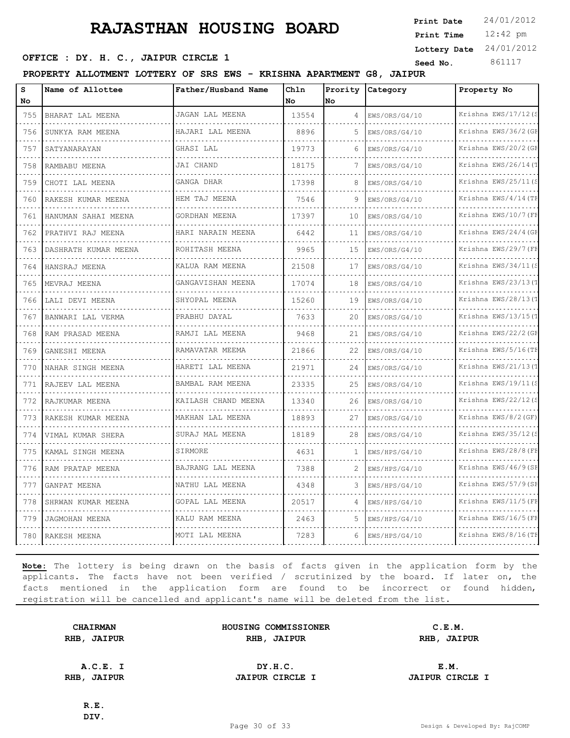# RAJASTHAN HOUSING BOARD

**Print Date** 24/01/2012
**Print Time** 12:42 pm
**Lottery Date** 24/01/2012
**Seed No.** 861117

**OFFICE : DY. H. C., JAIPUR CIRCLE 1**

**PROPERTY ALLOTMENT LOTTERY OF SRS EWS - KRISHNA APARTMENT G8, JAIPUR**

| S No | Name of Allottee | Father/Husband Name | Chln No | Prority No | Category | Property No |
|---|---|---|---|---|---|---|
| 755 | BHARAT LAL MEENA | JAGAN LAL MEENA | 13554 | 4 | EWS/ORS/G4/10 | Krishna EWS/17/12(S |
| 756 | SUNKYA RAM MEENA | HAJARI LAL MEENA | 8896 | 5 | EWS/ORS/G4/10 | Krishna EWS/36/2(GF |
| 757 | SATYANARAYAN | GHASI LAL | 19773 | 6 | EWS/ORS/G4/10 | Krishna EWS/20/2(GF |
| 758 | RAMBABU MEENA | JAI CHAND | 18175 | 7 | EWS/ORS/G4/10 | Krishna EWS/26/14(T |
| 759 | CHOTI LAL MEENA | GANGA DHAR | 17398 | 8 | EWS/ORS/G4/10 | Krishna EWS/25/11(S |
| 760 | RAKESH KUMAR MEENA | HEM TAJ MEENA | 7546 | 9 | EWS/ORS/G4/10 | Krishna EWS/4/14(TF |
| 761 | HANUMAN SAHAI MEENA | GORDHAN MEENA | 17397 | 10 | EWS/ORS/G4/10 | Krishna EWS/10/7(FF |
| 762 | PRATHVI RAJ MEENA | HARI NARAIN MEENA | 6442 | 11 | EWS/ORS/G4/10 | Krishna EWS/24/4(GF |
| 763 | DASHRATH KUMAR MEENA | ROHITASH MEENA | 9965 | 15 | EWS/ORS/G4/10 | Krishna EWS/29/7(FF |
| 764 | HANSRAJ MEENA | KALUA RAM MEENA | 21508 | 17 | EWS/ORS/G4/10 | Krishna EWS/34/11(S |
| 765 | MEVRAJ MEENA | GANGAVISHAN MEENA | 17074 | 18 | EWS/ORS/G4/10 | Krishna EWS/23/13(T |
| 766 | LALI DEVI MEENA | SHYOPAL MEENA | 15260 | 19 | EWS/ORS/G4/10 | Krishna EWS/28/13(T |
| 767 | BANWARI LAL VERMA | PRABHU DAYAL | 7633 | 20 | EWS/ORS/G4/10 | Krishna EWS/13/15(T |
| 768 | RAM PRASAD MEENA | RAMJI LAL MEENA | 9468 | 21 | EWS/ORS/G4/10 | Krishna EWS/22/2(GF |
| 769 | GANESHI MEENA | RAMAVATAR MEEMA | 21866 | 22 | EWS/ORS/G4/10 | Krishna EWS/5/16(TF |
| 770 | NAHAR SINGH MEENA | HARETI LAL MEENA | 21971 | 24 | EWS/ORS/G4/10 | Krishna EWS/21/13(T |
| 771 | RAJEEV LAL MEENA | BAMBAL RAM MEENA | 23335 | 25 | EWS/ORS/G4/10 | Krishna EWS/19/11(S |
| 772 | RAJKUMAR MEENA | KAILASH CHAND MEENA | 13340 | 26 | EWS/ORS/G4/10 | Krishna EWS/22/12(S |
| 773 | RAKESH KUMAR MEENA | MAKHAN LAL MEENA | 18893 | 27 | EWS/ORS/G4/10 | Krishna EWS/8/2(GF) |
| 774 | VIMAL KUMAR SHERA | SURAJ MAL MEENA | 18189 | 28 | EWS/ORS/G4/10 | Krishna EWS/35/12(S |
| 775 | KAMAL SINGH MEENA | SIRMORE | 4631 | 1 | EWS/HPS/G4/10 | Krishna EWS/28/8(FF |
| 776 | RAM PRATAP MEENA | BAJRANG LAL MEENA | 7388 | 2 | EWS/HPS/G4/10 | Krishna EWS/46/9(SF |
| 777 | GANPAT MEENA | NATHU LAL MEENA | 4348 | 3 | EWS/HPS/G4/10 | Krishna EWS/57/9(SF |
| 778 | SHRWAN KUMAR MEENA | GOPAL LAL MEENA | 20517 | 4 | EWS/HPS/G4/10 | Krishna EWS/11/5(FF |
| 779 | JAGMOHAN MEENA | KALU RAM MEENA | 2463 | 5 | EWS/HPS/G4/10 | Krishna EWS/16/5(FF |
| 780 | RAKESH MEENA | MOTI LAL MEENA | 7283 | 6 | EWS/HPS/G4/10 | Krishna EWS/8/16(TF |

**Note:** The lottery is being drawn on the basis of facts given in the application form by the applicants. The facts have not been verified / scrutinized by the board. If later on, the facts mentioned in the application form are found to be incorrect or found hidden, registration will be cancelled and applicant's name will be deleted from the list.

| | | |
|---|---|---|
| **CHAIRMAN** RHB, JAIPUR | **HOUSING COMMISSIONER** RHB, JAIPUR | **C.E.M.** RHB, JAIPUR |
| **A.C.E. I** RHB, JAIPUR | **DY.H.C.** JAIPUR CIRCLE I | **E.M.** JAIPUR CIRCLE I |
| **R.E.** DIV. | | |

Design & Developed By: RajCOMP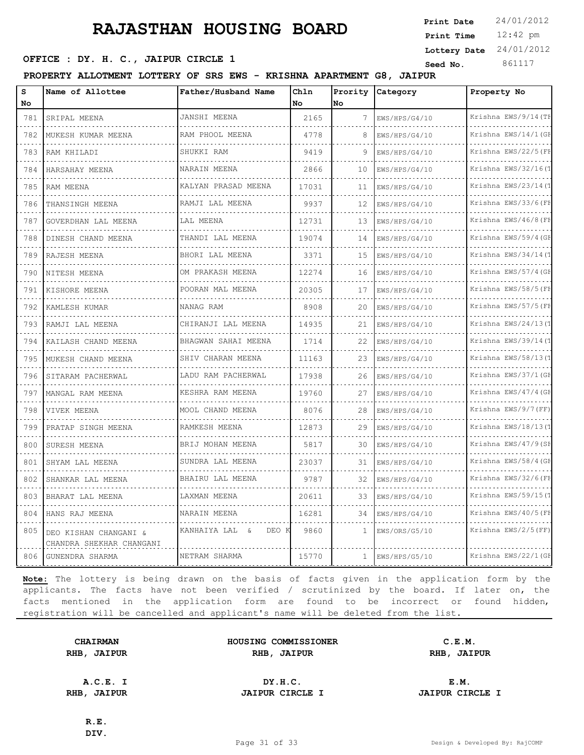# RAJASTHAN HOUSING BOARD

**Print Date** 24/01/2012
**Print Time** 12:42 pm
**Lottery Date** 24/01/2012
**Seed No.** 861117

**OFFICE : DY. H. C., JAIPUR CIRCLE 1**

**PROPERTY ALLOTMENT LOTTERY OF SRS EWS - KRISHNA APARTMENT G8, JAIPUR**

| S No | Name of Allottee | Father/Husband Name | Chln No | Prority No | Category | Property No |
|---|---|---|---|---|---|---|
| 781 | SRIPAL MEENA | JANSHI MEENA | 2165 | 7 | EWS/HPS/G4/10 | Krishna EWS/9/14(TF |
| 782 | MUKESH KUMAR MEENA | RAM PHOOL MEENA | 4778 | 8 | EWS/HPS/G4/10 | Krishna EWS/14/1(GF |
| 783 | RAM KHILADI | SHUKKI RAM | 9419 | 9 | EWS/HPS/G4/10 | Krishna EWS/22/5(FF |
| 784 | HARSAHAY MEENA | NARAIN MEENA | 2866 | 10 | EWS/HPS/G4/10 | Krishna EWS/32/16(T |
| 785 | RAM MEENA | KALYAN PRASAD MEENA | 17031 | 11 | EWS/HPS/G4/10 | Krishna EWS/23/14(T |
| 786 | THANSINGH MEENA | RAMJI LAL MEENA | 9937 | 12 | EWS/HPS/G4/10 | Krishna EWS/33/6(FF |
| 787 | GOVERDHAN LAL MEENA | LAL MEENA | 12731 | 13 | EWS/HPS/G4/10 | Krishna EWS/46/8(FF |
| 788 | DINESH CHAND MEENA | THANDI LAL MEENA | 19074 | 14 | EWS/HPS/G4/10 | Krishna EWS/59/4(GF |
| 789 | RAJESH MEENA | BHORI LAL MEENA | 3371 | 15 | EWS/HPS/G4/10 | Krishna EWS/34/14(T |
| 790 | NITESH MEENA | OM PRAKASH MEENA | 12274 | 16 | EWS/HPS/G4/10 | Krishna EWS/57/4(GF |
| 791 | KISHORE MEENA | POORAN MAL MEENA | 20305 | 17 | EWS/HPS/G4/10 | Krishna EWS/58/5(FF |
| 792 | KAMLESH KUMAR | NANAG RAM | 8908 | 20 | EWS/HPS/G4/10 | Krishna EWS/57/5(FF |
| 793 | RAMJI LAL MEENA | CHIRANJI LAL MEENA | 14935 | 21 | EWS/HPS/G4/10 | Krishna EWS/24/13(T |
| 794 | KAILASH CHAND MEENA | BHAGWAN SAHAI MEENA | 1714 | 22 | EWS/HPS/G4/10 | Krishna EWS/39/14(T |
| 795 | MUKESH CHAND MEENA | SHIV CHARAN MEENA | 11163 | 23 | EWS/HPS/G4/10 | Krishna EWS/58/13(T |
| 796 | SITARAM PACHERWAL | LADU RAM PACHERWAL | 17938 | 26 | EWS/HPS/G4/10 | Krishna EWS/37/1(GF |
| 797 | MANGAL RAM MEENA | KESHRA RAM MEENA | 19760 | 27 | EWS/HPS/G4/10 | Krishna EWS/47/4(GF |
| 798 | VIVEK MEENA | MOOL CHAND MEENA | 8076 | 28 | EWS/HPS/G4/10 | Krishna EWS/9/7(FF) |
| 799 | PRATAP SINGH MEENA | RAMKESH MEENA | 12873 | 29 | EWS/HPS/G4/10 | Krishna EWS/18/13(T |
| 800 | SURESH MEENA | BRIJ MOHAN MEENA | 5817 | 30 | EWS/HPS/G4/10 | Krishna EWS/47/9(SF |
| 801 | SHYAM LAL MEENA | SUNDRA LAL MEENA | 23037 | 31 | EWS/HPS/G4/10 | Krishna EWS/58/4(GF |
| 802 | SHANKAR LAL MEENA | BHAIRU LAL MEENA | 9787 | 32 | EWS/HPS/G4/10 | Krishna EWS/32/6(FF |
| 803 | BHARAT LAL MEENA | LAXMAN MEENA | 20611 | 33 | EWS/HPS/G4/10 | Krishna EWS/59/15(T |
| 804 | HANS RAJ MEENA | NARAIN MEENA | 16281 | 34 | EWS/HPS/G4/10 | Krishna EWS/40/5(FF |
| 805 | DEO KISHAN CHANGANI & CHANDRA SHEKHAR CHANGANI | KANHAIYA LAL & DEO K | 9860 | 1 | EWS/ORS/G5/10 | Krishna EWS/2/5(FF) |
| 806 | GUNENDRA SHARMA | NETRAM SHARMA | 15770 | 1 | EWS/HPS/G5/10 | Krishna EWS/22/1(GF |

**Note:** The lottery is being drawn on the basis of facts given in the application form by the applicants. The facts have not been verified / scrutinized by the board. If later on, the facts mentioned in the application form are found to be incorrect or found hidden, registration will be cancelled and applicant's name will be deleted from the list.

| | | |
|---|---|---|
| **CHAIRMAN** RHB, JAIPUR | **HOUSING COMMISSIONER** RHB, JAIPUR | **C.E.M.** RHB, JAIPUR |
| **A.C.E. I** RHB, JAIPUR | **DY.H.C.** JAIPUR CIRCLE I | **E.M.** JAIPUR CIRCLE I |
| **R.E.** DIV. | | |

Design & Developed By: RajCOMP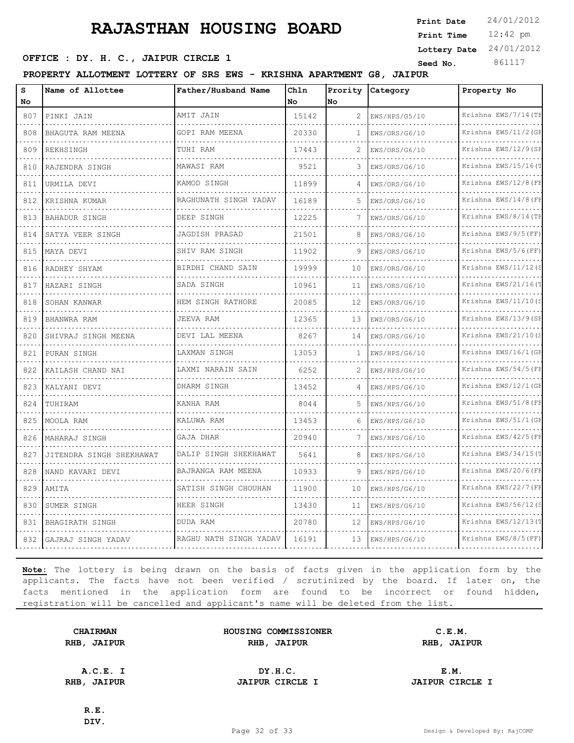# RAJASTHAN HOUSING BOARD

**Print Date** 24/01/2012
**Print Time** 12:42 pm
**Lottery Date** 24/01/2012
**Seed No.** 861117

**OFFICE : DY. H. C., JAIPUR CIRCLE 1**

**PROPERTY ALLOTMENT LOTTERY OF SRS EWS - KRISHNA APARTMENT G8, JAIPUR**

| S No | Name of Allottee | Father/Husband Name | Chln No | Prority No | Category | Property No |
|---|---|---|---|---|---|---|
| 807 | PINKI JAIN | AMIT JAIN | 15142 | 2 | EWS/HPS/G5/10 | Krishna EWS/7/14(TF |
| 808 | BHAGUTA RAM MEENA | GOPI RAM MEENA | 20330 | 1 | EWS/ORS/G6/10 | Krishna EWS/11/2(GF |
| 809 | REKHSINGH | TUHI RAM | 17443 | 2 | EWS/ORS/G6/10 | Krishna EWS/12/9(SF |
| 810 | RAJENDRA SINGH | MAWASI RAM | 9521 | 3 | EWS/ORS/G6/10 | Krishna EWS/15/16(T |
| 811 | URMILA DEVI | KAMOD SINGH | 11899 | 4 | EWS/ORS/G6/10 | Krishna EWS/12/8(FF |
| 812 | KRISHNA KUMAR | RAGHUNATH SINGH YADAV | 16189 | 5 | EWS/ORS/G6/10 | Krishna EWS/14/8(FF |
| 813 | BAHADUR SINGH | DEEP SINGH | 12225 | 7 | EWS/ORS/G6/10 | Krishna EWS/8/14(TF |
| 814 | SATYA VEER SINGH | JAGDISH PRASAD | 21501 | 8 | EWS/ORS/G6/10 | Krishna EWS/9/5(FF) |
| 815 | MAYA DEVI | SHIV RAM SINGH | 11902 | 9 | EWS/ORS/G6/10 | Krishna EWS/5/6(FF) |
| 816 | RADHEY SHYAM | BIRDHI CHAND SAIN | 19999 | 10 | EWS/ORS/G6/10 | Krishna EWS/11/12(S |
| 817 | HAZARI SINGH | SADA SINGH | 10961 | 11 | EWS/ORS/G6/10 | Krishna EWS/21/16(T |
| 818 | SOHAN KANWAR | HEM SINGH RATHORE | 20085 | 12 | EWS/ORS/G6/10 | Krishna EWS/11/10(S |
| 819 | BHANWRA RAM | JEEVA RAM | 12365 | 13 | EWS/ORS/G6/10 | Krishna EWS/13/9(SF |
| 820 | SHIVRAJ SINGH MEENA | DEVI LAL MEENA | 8267 | 14 | EWS/ORS/G6/10 | Krishna EWS/21/10(S |
| 821 | PURAN SINGH | LAXMAN SINGH | 13053 | 1 | EWS/HPS/G6/10 | Krishna EWS/16/1(GF |
| 822 | KAILASH CHAND NAI | LAXMI NARAIN SAIN | 6252 | 2 | EWS/HPS/G6/10 | Krishna EWS/54/5(FF |
| 823 | KALYANI DEVI | DHARM SINGH | 13452 | 4 | EWS/HPS/G6/10 | Krishna EWS/12/1(GF |
| 824 | TUHIRAM | KANHA RAM | 8044 | 5 | EWS/HPS/G6/10 | Krishna EWS/51/8(FF |
| 825 | MOOLA RAM | KALUWA RAM | 13453 | 6 | EWS/HPS/G6/10 | Krishna EWS/51/1(GF |
| 826 | MAHARAJ SINGH | GAJA DHAR | 20940 | 7 | EWS/HPS/G6/10 | Krishna EWS/42/5(FF |
| 827 | JITENDRA SINGH SHEKHAWAT | DALIP SINGH SHEKHAWAT | 5641 | 8 | EWS/HPS/G6/10 | Krishna EWS/34/15(T |
| 828 | NAND KAVARI DEVI | BAJRANGA RAM MEENA | 10933 | 9 | EWS/HPS/G6/10 | Krishna EWS/20/6(FF |
| 829 | AMITA | SATISH SINGH CHOUHAN | 11900 | 10 | EWS/HPS/G6/10 | Krishna EWS/22/7(FF |
| 830 | SUMER SINGH | HEER SINGH | 13430 | 11 | EWS/HPS/G6/10 | Krishna EWS/56/12(S |
| 831 | BHAGIRATH SINGH | DUDA RAM | 20780 | 12 | EWS/HPS/G6/10 | Krishna EWS/12/13(T |
| 832 | GAJRAJ SINGH YADAV | RAGHU NATH SINGH YADAV | 16191 | 13 | EWS/HPS/G6/10 | Krishna EWS/8/5(FF) |

**Note:** The lottery is being drawn on the basis of facts given in the application form by the applicants. The facts have not been verified / scrutinized by the board. If later on, the facts mentioned in the application form are found to be incorrect or found hidden, registration will be cancelled and applicant's name will be deleted from the list.

| **CHAIRMAN** | **HOUSING COMMISSIONER** | **C.E.M.** |
|---|---|---|
| **RHB, JAIPUR** | **RHB, JAIPUR** | **RHB, JAIPUR** |
| **A.C.E. I** | **DY.H.C.** | **E.M.** |
| **RHB, JAIPUR** | **JAIPUR CIRCLE I** | **JAIPUR CIRCLE I** |

**R.E.**
**DIV.**

Design & Developed By: RajCOMP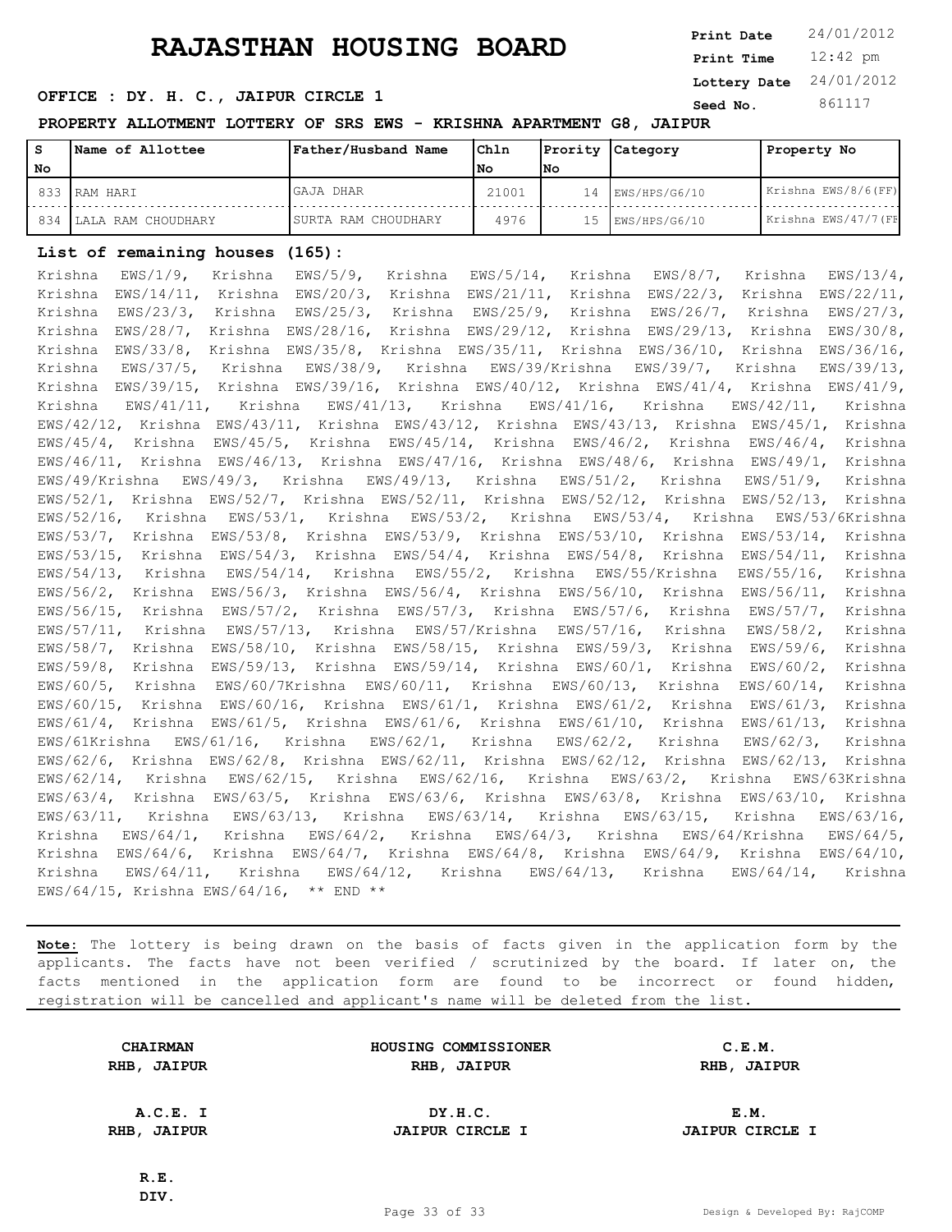# RAJASTHAN HOUSING BOARD

**OFFICE : DY. H. C., JAIPUR CIRCLE 1**

| | |
|---|---|
| **Print Date** | 24/01/2012 |
| **Print Time** | 12:42 pm |
| **Lottery Date** | 24/01/2012 |
| **Seed No.** | 861117 |

**PROPERTY ALLOTMENT LOTTERY OF SRS EWS - KRISHNA APARTMENT G8, JAIPUR**

| S No | Name of Allottee | Father/Husband Name | Chln No | Prority No | Category | Property No |
|---|---|---|---|---|---|---|
| 833 | RAM HARI | GAJA DHAR | 21001 | 14 | EWS/HPS/G6/10 | Krishna EWS/8/6(FF) |
| 834 | LALA RAM CHOUDHARY | SURTA RAM CHOUDHARY | 4976 | 15 | EWS/HPS/G6/10 | Krishna EWS/47/7(FF |

**List of remaining houses (165):**

Krishna EWS/1/9, Krishna EWS/5/9, Krishna EWS/5/14, Krishna EWS/8/7, Krishna EWS/13/4, Krishna EWS/14/11, Krishna EWS/20/3, Krishna EWS/21/11, Krishna EWS/22/3, Krishna EWS/22/11, Krishna EWS/23/3, Krishna EWS/25/3, Krishna EWS/25/9, Krishna EWS/26/7, Krishna EWS/27/3, Krishna EWS/28/7, Krishna EWS/28/16, Krishna EWS/29/12, Krishna EWS/29/13, Krishna EWS/30/8, Krishna EWS/33/8, Krishna EWS/35/8, Krishna EWS/35/11, Krishna EWS/36/10, Krishna EWS/36/16, Krishna EWS/37/5, Krishna EWS/38/9, Krishna EWS/39/Krishna EWS/39/7, Krishna EWS/39/13, Krishna EWS/39/15, Krishna EWS/39/16, Krishna EWS/40/12, Krishna EWS/41/4, Krishna EWS/41/9, Krishna EWS/41/11, Krishna EWS/41/13, Krishna EWS/41/16, Krishna EWS/42/11, Krishna EWS/42/12, Krishna EWS/43/11, Krishna EWS/43/12, Krishna EWS/43/13, Krishna EWS/45/1, Krishna EWS/45/4, Krishna EWS/45/5, Krishna EWS/45/14, Krishna EWS/46/2, Krishna EWS/46/4, Krishna EWS/46/11, Krishna EWS/46/13, Krishna EWS/47/16, Krishna EWS/48/6, Krishna EWS/49/1, Krishna EWS/49/Krishna EWS/49/3, Krishna EWS/49/13, Krishna EWS/51/2, Krishna EWS/51/9, Krishna EWS/52/1, Krishna EWS/52/7, Krishna EWS/52/11, Krishna EWS/52/12, Krishna EWS/52/13, Krishna EWS/52/16, Krishna EWS/53/1, Krishna EWS/53/2, Krishna EWS/53/4, Krishna EWS/53/6Krishna EWS/53/7, Krishna EWS/53/8, Krishna EWS/53/9, Krishna EWS/53/10, Krishna EWS/53/14, Krishna EWS/53/15, Krishna EWS/54/3, Krishna EWS/54/4, Krishna EWS/54/8, Krishna EWS/54/11, Krishna EWS/54/13, Krishna EWS/54/14, Krishna EWS/55/2, Krishna EWS/55/Krishna EWS/55/16, Krishna EWS/56/2, Krishna EWS/56/3, Krishna EWS/56/4, Krishna EWS/56/10, Krishna EWS/56/11, Krishna EWS/56/15, Krishna EWS/57/2, Krishna EWS/57/3, Krishna EWS/57/6, Krishna EWS/57/7, Krishna EWS/57/11, Krishna EWS/57/13, Krishna EWS/57/Krishna EWS/57/16, Krishna EWS/58/2, Krishna EWS/58/7, Krishna EWS/58/10, Krishna EWS/58/15, Krishna EWS/59/3, Krishna EWS/59/6, Krishna EWS/59/8, Krishna EWS/59/13, Krishna EWS/59/14, Krishna EWS/60/1, Krishna EWS/60/2, Krishna EWS/60/5, Krishna EWS/60/7Krishna EWS/60/11, Krishna EWS/60/13, Krishna EWS/60/14, Krishna EWS/60/15, Krishna EWS/60/16, Krishna EWS/61/1, Krishna EWS/61/2, Krishna EWS/61/3, Krishna EWS/61/4, Krishna EWS/61/5, Krishna EWS/61/6, Krishna EWS/61/10, Krishna EWS/61/13, Krishna EWS/61Krishna EWS/61/16, Krishna EWS/62/1, Krishna EWS/62/2, Krishna EWS/62/3, Krishna EWS/62/6, Krishna EWS/62/8, Krishna EWS/62/11, Krishna EWS/62/12, Krishna EWS/62/13, Krishna EWS/62/14, Krishna EWS/62/15, Krishna EWS/62/16, Krishna EWS/63/2, Krishna EWS/63Krishna EWS/63/4, Krishna EWS/63/5, Krishna EWS/63/6, Krishna EWS/63/8, Krishna EWS/63/10, Krishna EWS/63/11, Krishna EWS/63/13, Krishna EWS/63/14, Krishna EWS/63/15, Krishna EWS/63/16, Krishna EWS/64/1, Krishna EWS/64/2, Krishna EWS/64/3, Krishna EWS/64/Krishna EWS/64/5, Krishna EWS/64/6, Krishna EWS/64/7, Krishna EWS/64/8, Krishna EWS/64/9, Krishna EWS/64/10, Krishna EWS/64/11, Krishna EWS/64/12, Krishna EWS/64/13, Krishna EWS/64/14, Krishna EWS/64/15, Krishna EWS/64/16, ** END **

**Note:** The lottery is being drawn on the basis of facts given in the application form by the applicants. The facts have not been verified / scrutinized by the board. If later on, the facts mentioned in the application form are found to be incorrect or found hidden, registration will be cancelled and applicant's name will be deleted from the list.

| | | |
|---|---|---|
| **CHAIRMAN**<br>**RHB, JAIPUR** | **HOUSING COMMISSIONER**<br>**RHB, JAIPUR** | **C.E.M.**<br>**RHB, JAIPUR** |
| **A.C.E. I**<br>**RHB, JAIPUR** | **DY.H.C.**<br>**JAIPUR CIRCLE I** | **E.M.**<br>**JAIPUR CIRCLE I** |
| **R.E.**<br>**DIV.** | | |

Design & Developed By: RajCOMP